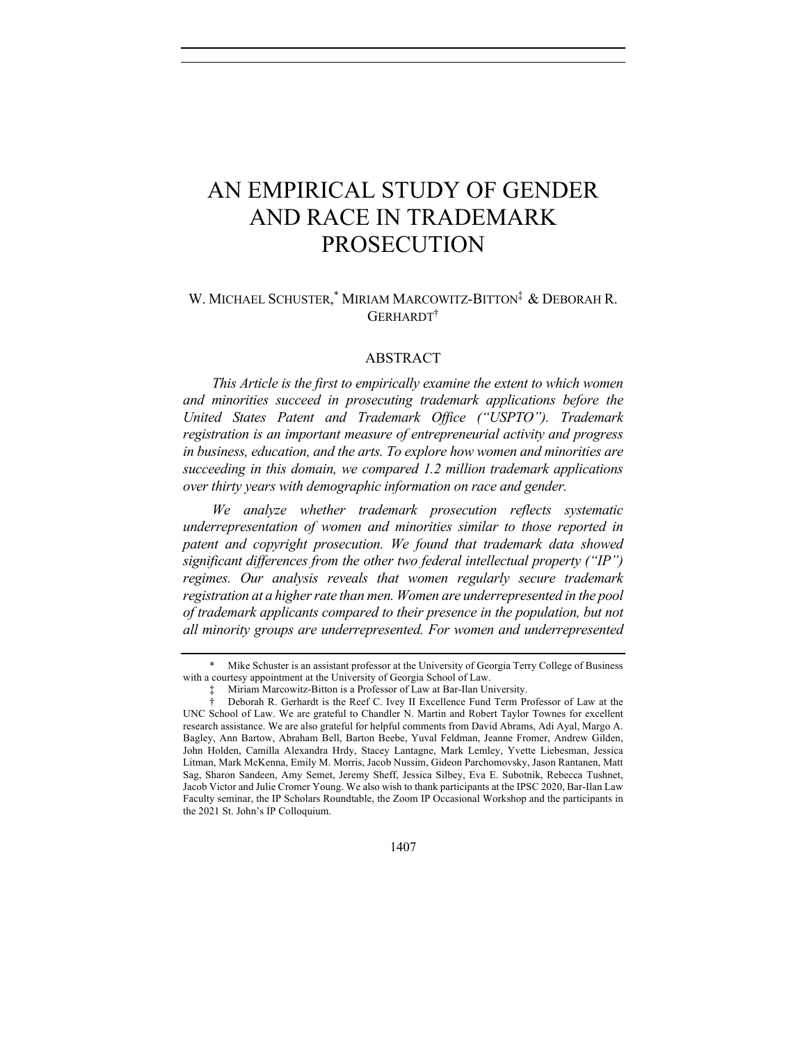# AN EMPIRICAL STUDY OF GENDER AND RACE IN TRADEMARK PROSECUTION

W. MICHAEL SCHUSTER,* MIRIAM MARCOWITZ-BITTON‡ & DEBORAH R. GERHARDT†

## ABSTRACT

*This Article is the first to empirically examine the extent to which women and minorities succeed in prosecuting trademark applications before the United States Patent and Trademark Office ("USPTO"). Trademark registration is an important measure of entrepreneurial activity and progress in business, education, and the arts. To explore how women and minorities are succeeding in this domain, we compared 1.2 million trademark applications over thirty years with demographic information on race and gender.*

*We analyze whether trademark prosecution reflects systematic underrepresentation of women and minorities similar to those reported in patent and copyright prosecution. We found that trademark data showed significant differences from the other two federal intellectual property ("IP") regimes. Our analysis reveals that women regularly secure trademark registration at a higher rate than men. Women are underrepresented in the pool of trademark applicants compared to their presence in the population, but not all minority groups are underrepresented. For women and underrepresented*

---

\* Mike Schuster is an assistant professor at the University of Georgia Terry College of Business with a courtesy appointment at the University of Georgia School of Law.

‡ Miriam Marcowitz-Bitton is a Professor of Law at Bar-Ilan University.

† Deborah R. Gerhardt is the Reef C. Ivey II Excellence Fund Term Professor of Law at the UNC School of Law. We are grateful to Chandler N. Martin and Robert Taylor Townes for excellent research assistance. We are also grateful for helpful comments from David Abrams, Adi Ayal, Margo A. Bagley, Ann Bartow, Abraham Bell, Barton Beebe, Yuval Feldman, Jeanne Fromer, Andrew Gilden, John Holden, Camilla Alexandra Hrdy, Stacey Lantagne, Mark Lemley, Yvette Liebesman, Jessica Litman, Mark McKenna, Emily M. Morris, Jacob Nussim, Gideon Parchomovsky, Jason Rantanen, Matt Sag, Sharon Sandeen, Amy Semet, Jeremy Sheff, Jessica Silbey, Eva E. Subotnik, Rebecca Tushnet, Jacob Victor and Julie Cromer Young. We also wish to thank participants at the IPSC 2020, Bar-Ilan Law Faculty seminar, the IP Scholars Roundtable, the Zoom IP Occasional Workshop and the participants in the 2021 St. John's IP Colloquium.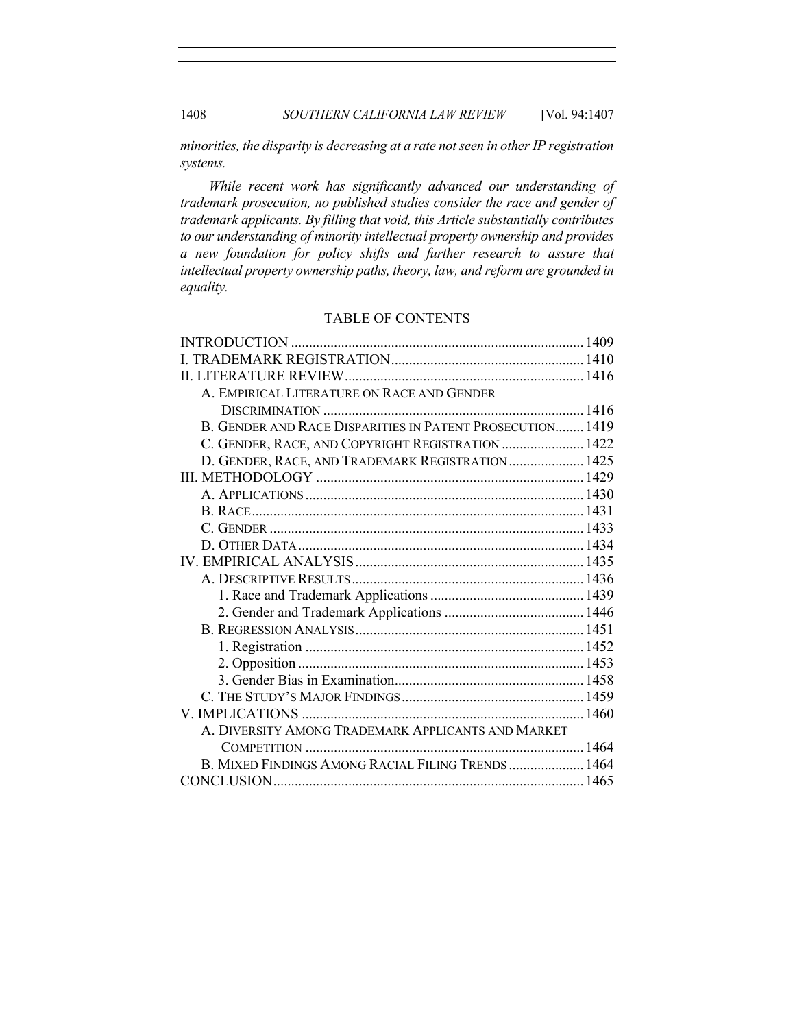*minorities, the disparity is decreasing at a rate not seen in other IP registration systems.*

*While recent work has significantly advanced our understanding of trademark prosecution, no published studies consider the race and gender of trademark applicants. By filling that void, this Article substantially contributes to our understanding of minority intellectual property ownership and provides a new foundation for policy shifts and further research to assure that intellectual property ownership paths, theory, law, and reform are grounded in equality.*

## TABLE OF CONTENTS

INTRODUCTION .......... 1409
I. TRADEMARK REGISTRATION .......... 1410
II. LITERATURE REVIEW .......... 1416
  A. EMPIRICAL LITERATURE ON RACE AND GENDER DISCRIMINATION .......... 1416
  B. GENDER AND RACE DISPARITIES IN PATENT PROSECUTION .......... 1419
  C. GENDER, RACE, AND COPYRIGHT REGISTRATION .......... 1422
  D. GENDER, RACE, AND TRADEMARK REGISTRATION .......... 1425
III. METHODOLOGY .......... 1429
  A. APPLICATIONS .......... 1430
  B. RACE .......... 1431
  C. GENDER .......... 1433
  D. OTHER DATA .......... 1434
IV. EMPIRICAL ANALYSIS .......... 1435
  A. DESCRIPTIVE RESULTS .......... 1436
    1. Race and Trademark Applications .......... 1439
    2. Gender and Trademark Applications .......... 1446
  B. REGRESSION ANALYSIS .......... 1451
    1. Registration .......... 1452
    2. Opposition .......... 1453
    3. Gender Bias in Examination .......... 1458
  C. THE STUDY'S MAJOR FINDINGS .......... 1459
V. IMPLICATIONS .......... 1460
  A. DIVERSITY AMONG TRADEMARK APPLICANTS AND MARKET COMPETITION .......... 1464
  B. MIXED FINDINGS AMONG RACIAL FILING TRENDS .......... 1464
CONCLUSION .......... 1465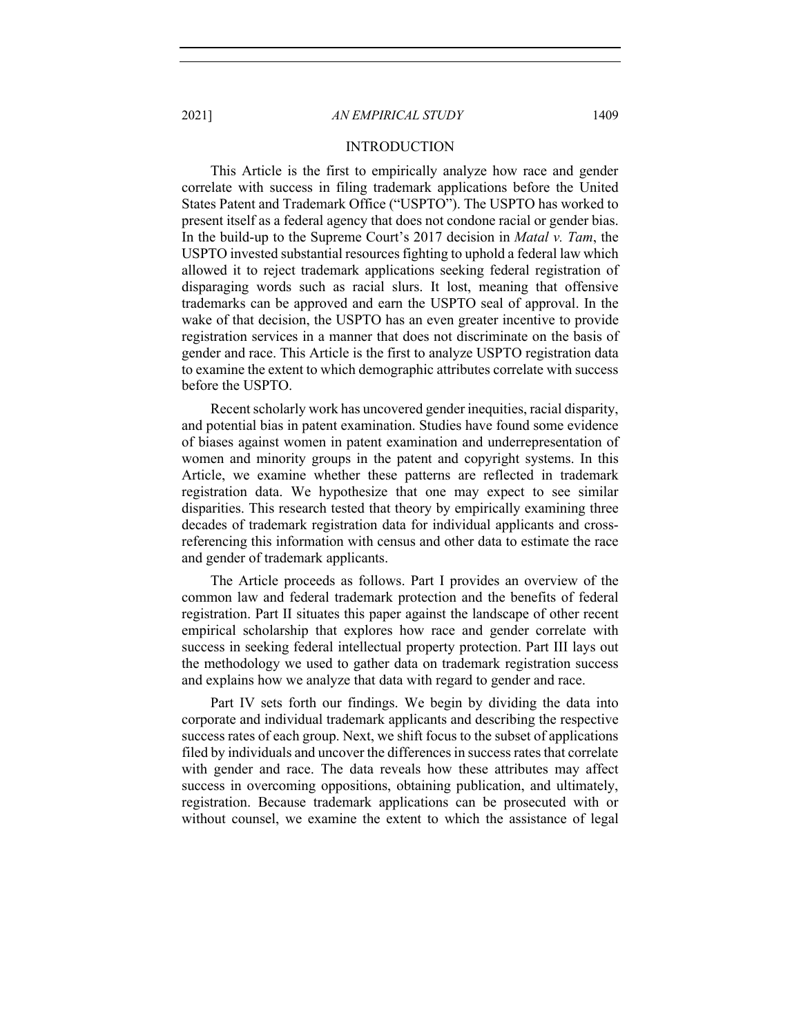## INTRODUCTION

This Article is the first to empirically analyze how race and gender correlate with success in filing trademark applications before the United States Patent and Trademark Office ("USPTO"). The USPTO has worked to present itself as a federal agency that does not condone racial or gender bias. In the build-up to the Supreme Court's 2017 decision in *Matal v. Tam*, the USPTO invested substantial resources fighting to uphold a federal law which allowed it to reject trademark applications seeking federal registration of disparaging words such as racial slurs. It lost, meaning that offensive trademarks can be approved and earn the USPTO seal of approval. In the wake of that decision, the USPTO has an even greater incentive to provide registration services in a manner that does not discriminate on the basis of gender and race. This Article is the first to analyze USPTO registration data to examine the extent to which demographic attributes correlate with success before the USPTO.

Recent scholarly work has uncovered gender inequities, racial disparity, and potential bias in patent examination. Studies have found some evidence of biases against women in patent examination and underrepresentation of women and minority groups in the patent and copyright systems. In this Article, we examine whether these patterns are reflected in trademark registration data. We hypothesize that one may expect to see similar disparities. This research tested that theory by empirically examining three decades of trademark registration data for individual applicants and cross-referencing this information with census and other data to estimate the race and gender of trademark applicants.

The Article proceeds as follows. Part I provides an overview of the common law and federal trademark protection and the benefits of federal registration. Part II situates this paper against the landscape of other recent empirical scholarship that explores how race and gender correlate with success in seeking federal intellectual property protection. Part III lays out the methodology we used to gather data on trademark registration success and explains how we analyze that data with regard to gender and race.

Part IV sets forth our findings. We begin by dividing the data into corporate and individual trademark applicants and describing the respective success rates of each group. Next, we shift focus to the subset of applications filed by individuals and uncover the differences in success rates that correlate with gender and race. The data reveals how these attributes may affect success in overcoming oppositions, obtaining publication, and ultimately, registration. Because trademark applications can be prosecuted with or without counsel, we examine the extent to which the assistance of legal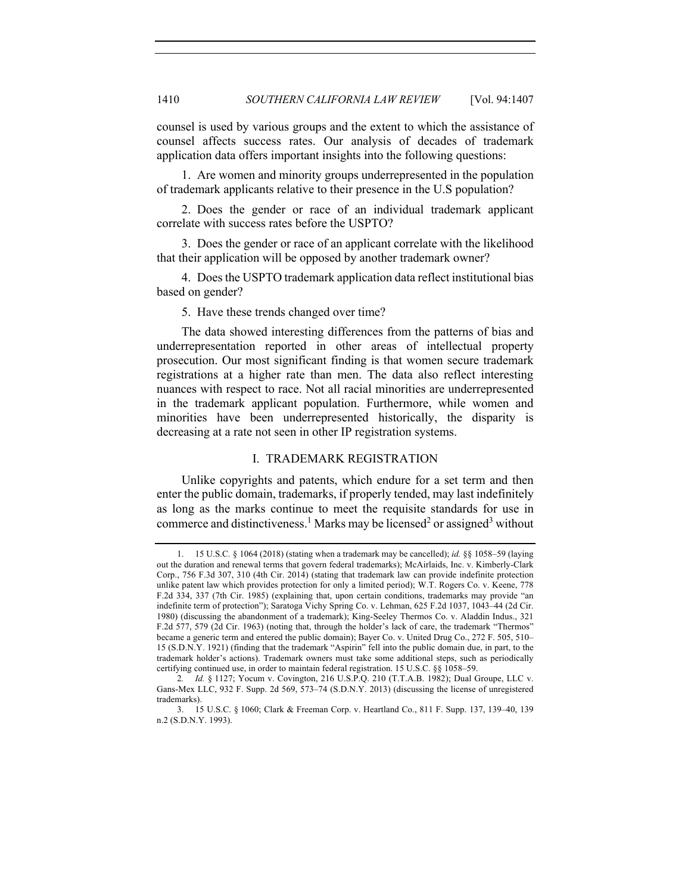counsel is used by various groups and the extent to which the assistance of counsel affects success rates. Our analysis of decades of trademark application data offers important insights into the following questions:

1. Are women and minority groups underrepresented in the population of trademark applicants relative to their presence in the U.S population?

2. Does the gender or race of an individual trademark applicant correlate with success rates before the USPTO?

3. Does the gender or race of an applicant correlate with the likelihood that their application will be opposed by another trademark owner?

4. Does the USPTO trademark application data reflect institutional bias based on gender?

5. Have these trends changed over time?

The data showed interesting differences from the patterns of bias and underrepresentation reported in other areas of intellectual property prosecution. Our most significant finding is that women secure trademark registrations at a higher rate than men. The data also reflect interesting nuances with respect to race. Not all racial minorities are underrepresented in the trademark applicant population. Furthermore, while women and minorities have been underrepresented historically, the disparity is decreasing at a rate not seen in other IP registration systems.

## I. TRADEMARK REGISTRATION

Unlike copyrights and patents, which endure for a set term and then enter the public domain, trademarks, if properly tended, may last indefinitely as long as the marks continue to meet the requisite standards for use in commerce and distinctiveness.[1] Marks may be licensed[2] or assigned[3] without

1. 15 U.S.C. § 1064 (2018) (stating when a trademark may be cancelled); *id.* §§ 1058–59 (laying out the duration and renewal terms that govern federal trademarks); McAirlaids, Inc. v. Kimberly-Clark Corp., 756 F.3d 307, 310 (4th Cir. 2014) (stating that trademark law can provide indefinite protection unlike patent law which provides protection for only a limited period); W.T. Rogers Co. v. Keene, 778 F.2d 334, 337 (7th Cir. 1985) (explaining that, upon certain conditions, trademarks may provide "an indefinite term of protection"); Saratoga Vichy Spring Co. v. Lehman, 625 F.2d 1037, 1043–44 (2d Cir. 1980) (discussing the abandonment of a trademark); King-Seeley Thermos Co. v. Aladdin Indus., 321 F.2d 577, 579 (2d Cir. 1963) (noting that, through the holder's lack of care, the trademark "Thermos" became a generic term and entered the public domain); Bayer Co. v. United Drug Co., 272 F. 505, 510–15 (S.D.N.Y. 1921) (finding that the trademark "Aspirin" fell into the public domain due, in part, to the trademark holder's actions). Trademark owners must take some additional steps, such as periodically certifying continued use, in order to maintain federal registration. 15 U.S.C. §§ 1058–59.

2. *Id.* § 1127; Yocum v. Covington, 216 U.S.P.Q. 210 (T.T.A.B. 1982); Dual Groupe, LLC v. Gans-Mex LLC, 932 F. Supp. 2d 569, 573–74 (S.D.N.Y. 2013) (discussing the license of unregistered trademarks).

3. 15 U.S.C. § 1060; Clark & Freeman Corp. v. Heartland Co., 811 F. Supp. 137, 139–40, 139 n.2 (S.D.N.Y. 1993).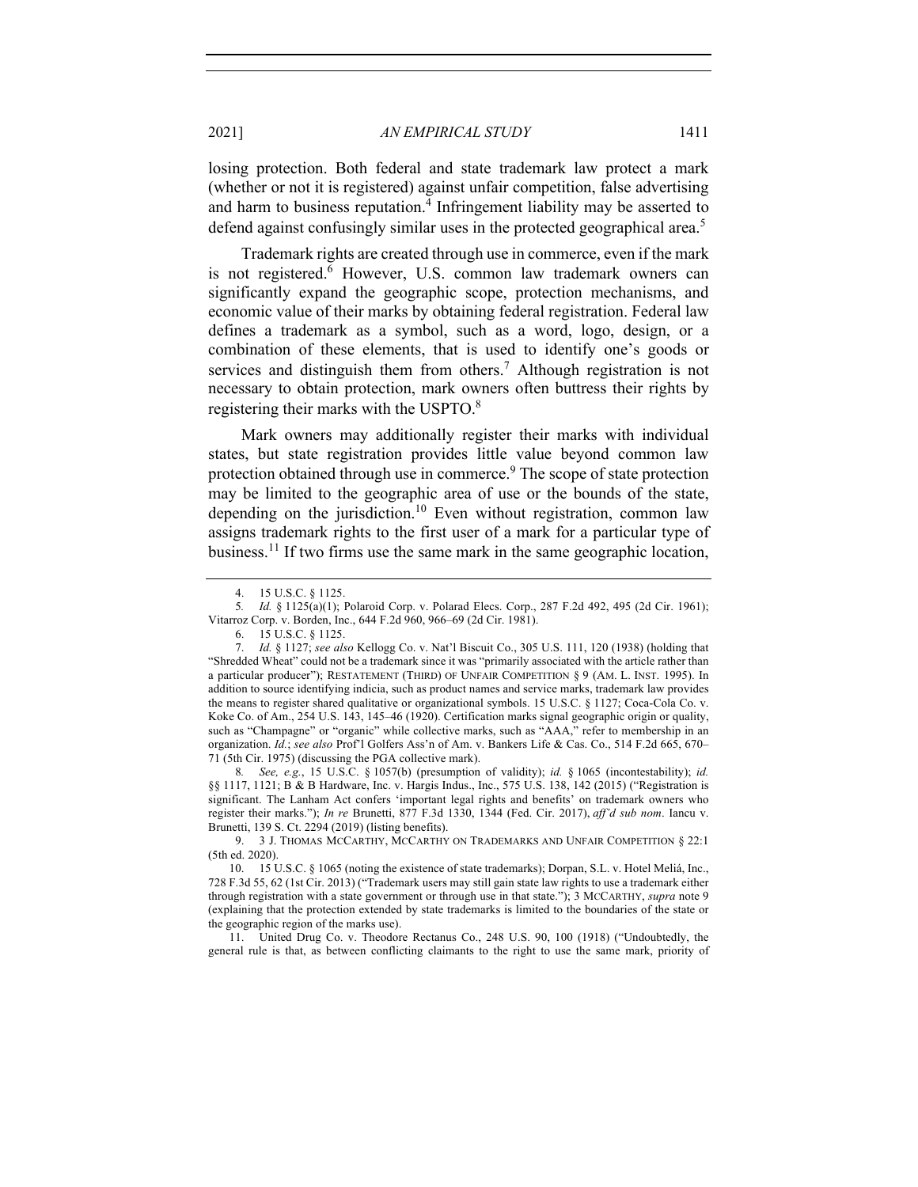losing protection. Both federal and state trademark law protect a mark (whether or not it is registered) against unfair competition, false advertising and harm to business reputation.[4] Infringement liability may be asserted to defend against confusingly similar uses in the protected geographical area.[5]

Trademark rights are created through use in commerce, even if the mark is not registered.[6] However, U.S. common law trademark owners can significantly expand the geographic scope, protection mechanisms, and economic value of their marks by obtaining federal registration. Federal law defines a trademark as a symbol, such as a word, logo, design, or a combination of these elements, that is used to identify one's goods or services and distinguish them from others.[7] Although registration is not necessary to obtain protection, mark owners often buttress their rights by registering their marks with the USPTO.[8]

Mark owners may additionally register their marks with individual states, but state registration provides little value beyond common law protection obtained through use in commerce.[9] The scope of state protection may be limited to the geographic area of use or the bounds of the state, depending on the jurisdiction.[10] Even without registration, common law assigns trademark rights to the first user of a mark for a particular type of business.[11] If two firms use the same mark in the same geographic location,

---

4. 15 U.S.C. § 1125.

5. *Id.* § 1125(a)(1); Polaroid Corp. v. Polarad Elecs. Corp., 287 F.2d 492, 495 (2d Cir. 1961); Vitarroz Corp. v. Borden, Inc., 644 F.2d 960, 966–69 (2d Cir. 1981).

6. 15 U.S.C. § 1125.

7. *Id.* § 1127; *see also* Kellogg Co. v. Nat'l Biscuit Co., 305 U.S. 111, 120 (1938) (holding that "Shredded Wheat" could not be a trademark since it was "primarily associated with the article rather than a particular producer"); RESTATEMENT (THIRD) OF UNFAIR COMPETITION § 9 (AM. L. INST. 1995). In addition to source identifying indicia, such as product names and service marks, trademark law provides the means to register shared qualitative or organizational symbols. 15 U.S.C. § 1127; Coca-Cola Co. v. Koke Co. of Am., 254 U.S. 143, 145–46 (1920). Certification marks signal geographic origin or quality, such as "Champagne" or "organic" while collective marks, such as "AAA," refer to membership in an organization. *Id.*; *see also* Prof'l Golfers Ass'n of Am. v. Bankers Life & Cas. Co., 514 F.2d 665, 670–71 (5th Cir. 1975) (discussing the PGA collective mark).

8. *See, e.g.*, 15 U.S.C. § 1057(b) (presumption of validity); *id.* § 1065 (incontestability); *id.* §§ 1117, 1121; B & B Hardware, Inc. v. Hargis Indus., Inc., 575 U.S. 138, 142 (2015) ("Registration is significant. The Lanham Act confers 'important legal rights and benefits' on trademark owners who register their marks."); *In re* Brunetti, 877 F.3d 1330, 1344 (Fed. Cir. 2017), *aff'd sub nom*. Iancu v. Brunetti, 139 S. Ct. 2294 (2019) (listing benefits).

9. 3 J. THOMAS MCCARTHY, MCCARTHY ON TRADEMARKS AND UNFAIR COMPETITION § 22:1 (5th ed. 2020).

10. 15 U.S.C. § 1065 (noting the existence of state trademarks); Dorpan, S.L. v. Hotel Meliá, Inc., 728 F.3d 55, 62 (1st Cir. 2013) ("Trademark users may still gain state law rights to use a trademark either through registration with a state government or through use in that state."); 3 MCCARTHY, *supra* note 9 (explaining that the protection extended by state trademarks is limited to the boundaries of the state or the geographic region of the marks use).

11. United Drug Co. v. Theodore Rectanus Co., 248 U.S. 90, 100 (1918) ("Undoubtedly, the general rule is that, as between conflicting claimants to the right to use the same mark, priority of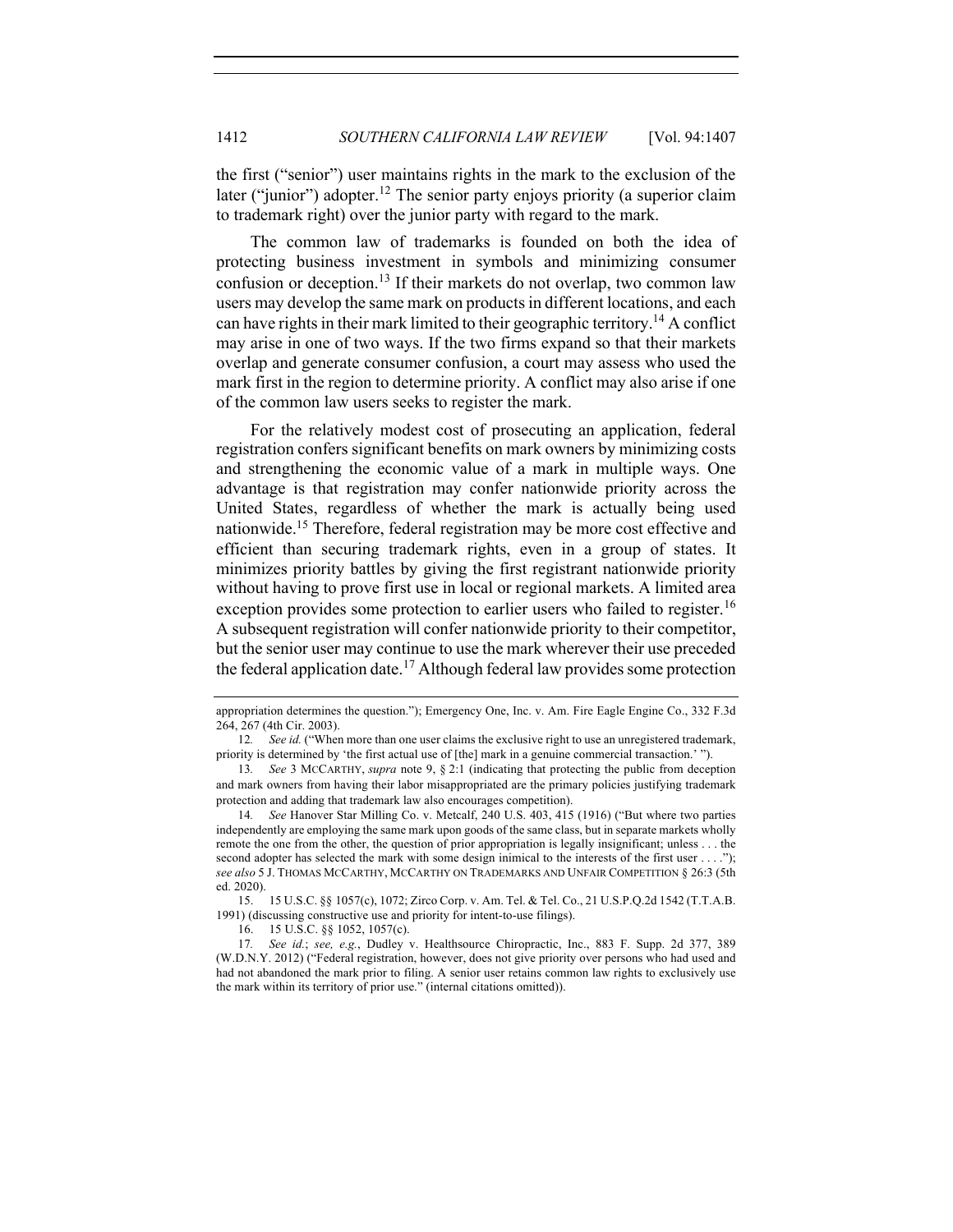the first ("senior") user maintains rights in the mark to the exclusion of the later ("junior") adopter.[12] The senior party enjoys priority (a superior claim to trademark right) over the junior party with regard to the mark.

The common law of trademarks is founded on both the idea of protecting business investment in symbols and minimizing consumer confusion or deception.[13] If their markets do not overlap, two common law users may develop the same mark on products in different locations, and each can have rights in their mark limited to their geographic territory.[14] A conflict may arise in one of two ways. If the two firms expand so that their markets overlap and generate consumer confusion, a court may assess who used the mark first in the region to determine priority. A conflict may also arise if one of the common law users seeks to register the mark.

For the relatively modest cost of prosecuting an application, federal registration confers significant benefits on mark owners by minimizing costs and strengthening the economic value of a mark in multiple ways. One advantage is that registration may confer nationwide priority across the United States, regardless of whether the mark is actually being used nationwide.[15] Therefore, federal registration may be more cost effective and efficient than securing trademark rights, even in a group of states. It minimizes priority battles by giving the first registrant nationwide priority without having to prove first use in local or regional markets. A limited area exception provides some protection to earlier users who failed to register.[16] A subsequent registration will confer nationwide priority to their competitor, but the senior user may continue to use the mark wherever their use preceded the federal application date.[17] Although federal law provides some protection

---

appropriation determines the question."); Emergency One, Inc. v. Am. Fire Eagle Engine Co., 332 F.3d 264, 267 (4th Cir. 2003).

12. *See id.* ("When more than one user claims the exclusive right to use an unregistered trademark, priority is determined by 'the first actual use of [the] mark in a genuine commercial transaction.' ").

13. *See* 3 MCCARTHY, *supra* note 9, § 2:1 (indicating that protecting the public from deception and mark owners from having their labor misappropriated are the primary policies justifying trademark protection and adding that trademark law also encourages competition).

14. *See* Hanover Star Milling Co. v. Metcalf, 240 U.S. 403, 415 (1916) ("But where two parties independently are employing the same mark upon goods of the same class, but in separate markets wholly remote the one from the other, the question of prior appropriation is legally insignificant; unless . . . the second adopter has selected the mark with some design inimical to the interests of the first user . . . ."); *see also* 5 J. THOMAS MCCARTHY, MCCARTHY ON TRADEMARKS AND UNFAIR COMPETITION § 26:3 (5th ed. 2020).

15. 15 U.S.C. §§ 1057(c), 1072; Zirco Corp. v. Am. Tel. & Tel. Co., 21 U.S.P.Q.2d 1542 (T.T.A.B. 1991) (discussing constructive use and priority for intent-to-use filings).

16. 15 U.S.C. §§ 1052, 1057(c).

17. *See id.*; *see, e.g.*, Dudley v. Healthsource Chiropractic, Inc., 883 F. Supp. 2d 377, 389 (W.D.N.Y. 2012) ("Federal registration, however, does not give priority over persons who had used and had not abandoned the mark prior to filing. A senior user retains common law rights to exclusively use the mark within its territory of prior use." (internal citations omitted)).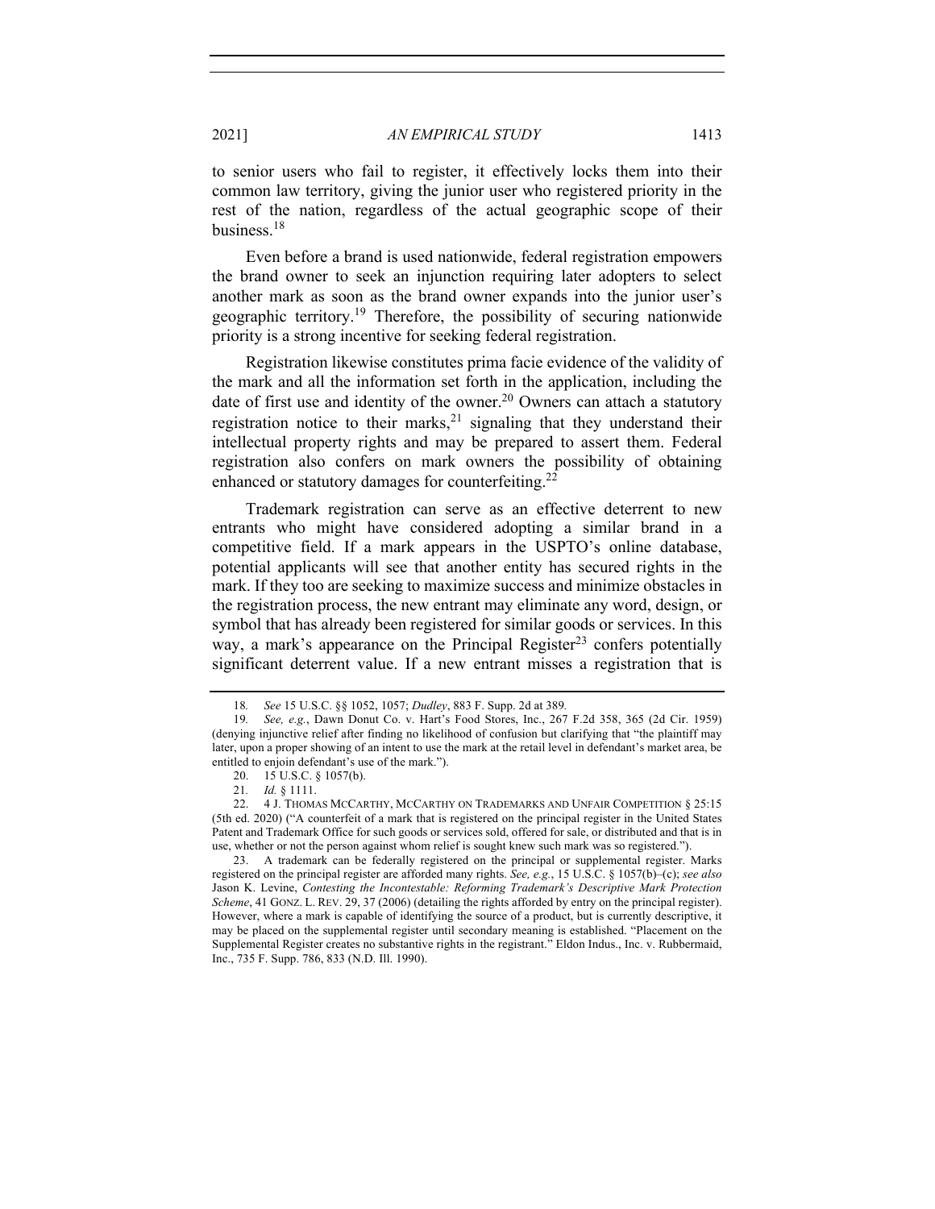to senior users who fail to register, it effectively locks them into their common law territory, giving the junior user who registered priority in the rest of the nation, regardless of the actual geographic scope of their business.[18]

Even before a brand is used nationwide, federal registration empowers the brand owner to seek an injunction requiring later adopters to select another mark as soon as the brand owner expands into the junior user's geographic territory.[19] Therefore, the possibility of securing nationwide priority is a strong incentive for seeking federal registration.

Registration likewise constitutes prima facie evidence of the validity of the mark and all the information set forth in the application, including the date of first use and identity of the owner.[20] Owners can attach a statutory registration notice to their marks,[21] signaling that they understand their intellectual property rights and may be prepared to assert them. Federal registration also confers on mark owners the possibility of obtaining enhanced or statutory damages for counterfeiting.[22]

Trademark registration can serve as an effective deterrent to new entrants who might have considered adopting a similar brand in a competitive field. If a mark appears in the USPTO's online database, potential applicants will see that another entity has secured rights in the mark. If they too are seeking to maximize success and minimize obstacles in the registration process, the new entrant may eliminate any word, design, or symbol that has already been registered for similar goods or services. In this way, a mark's appearance on the Principal Register[23] confers potentially significant deterrent value. If a new entrant misses a registration that is

---

18. *See* 15 U.S.C. §§ 1052, 1057; *Dudley*, 883 F. Supp. 2d at 389.

19. *See, e.g.*, Dawn Donut Co. v. Hart's Food Stores, Inc., 267 F.2d 358, 365 (2d Cir. 1959) (denying injunctive relief after finding no likelihood of confusion but clarifying that "the plaintiff may later, upon a proper showing of an intent to use the mark at the retail level in defendant's market area, be entitled to enjoin defendant's use of the mark.").

20. 15 U.S.C. § 1057(b).

21. *Id.* § 1111.

22. 4 J. THOMAS MCCARTHY, MCCARTHY ON TRADEMARKS AND UNFAIR COMPETITION § 25:15 (5th ed. 2020) ("A counterfeit of a mark that is registered on the principal register in the United States Patent and Trademark Office for such goods or services sold, offered for sale, or distributed and that is in use, whether or not the person against whom relief is sought knew such mark was so registered.").

23. A trademark can be federally registered on the principal or supplemental register. Marks registered on the principal register are afforded many rights. *See, e.g.*, 15 U.S.C. § 1057(b)–(c); *see also* Jason K. Levine, *Contesting the Incontestable: Reforming Trademark's Descriptive Mark Protection Scheme*, 41 GONZ. L. REV. 29, 37 (2006) (detailing the rights afforded by entry on the principal register). However, where a mark is capable of identifying the source of a product, but is currently descriptive, it may be placed on the supplemental register until secondary meaning is established. "Placement on the Supplemental Register creates no substantive rights in the registrant." Eldon Indus., Inc. v. Rubbermaid, Inc., 735 F. Supp. 786, 833 (N.D. Ill. 1990).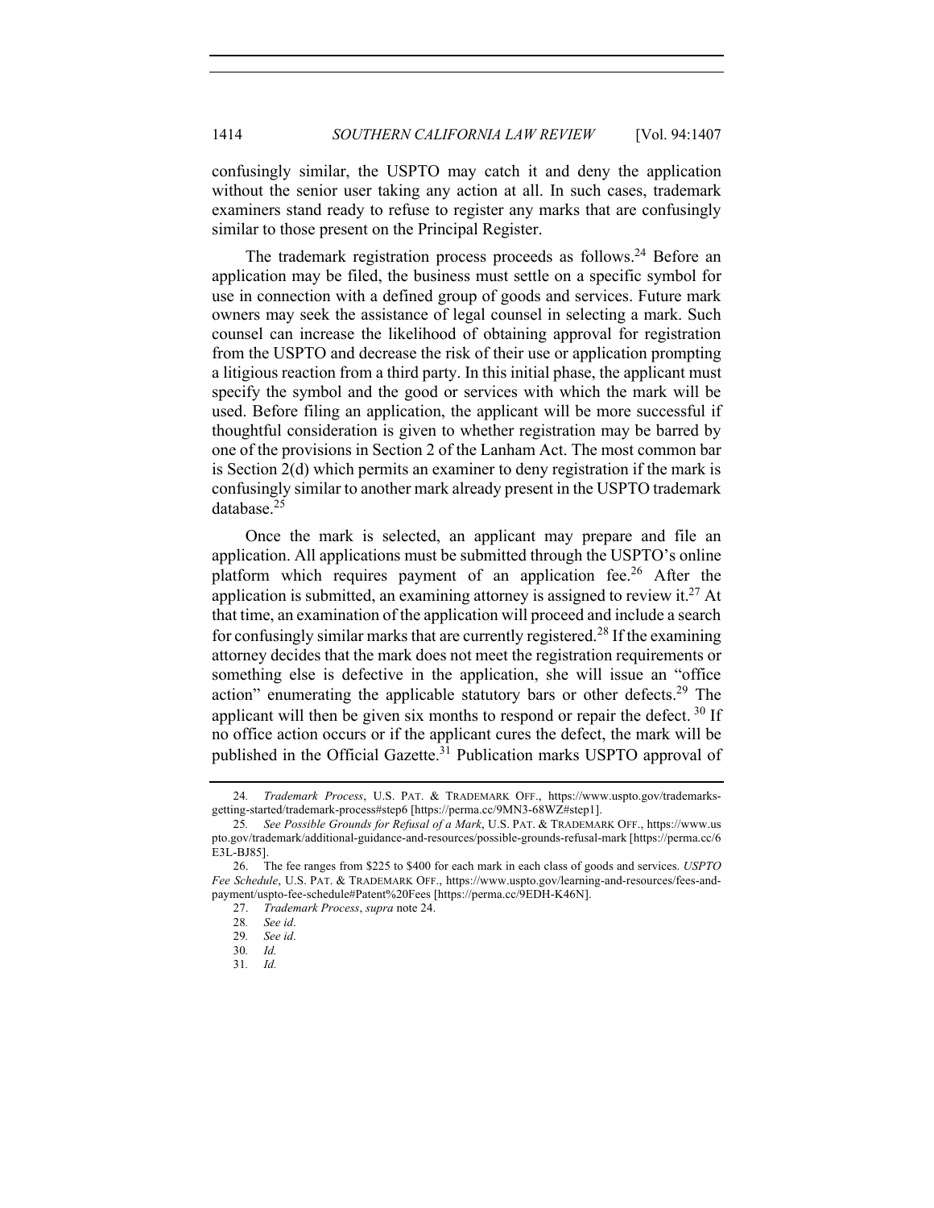confusingly similar, the USPTO may catch it and deny the application without the senior user taking any action at all. In such cases, trademark examiners stand ready to refuse to register any marks that are confusingly similar to those present on the Principal Register.

The trademark registration process proceeds as follows.[24] Before an application may be filed, the business must settle on a specific symbol for use in connection with a defined group of goods and services. Future mark owners may seek the assistance of legal counsel in selecting a mark. Such counsel can increase the likelihood of obtaining approval for registration from the USPTO and decrease the risk of their use or application prompting a litigious reaction from a third party. In this initial phase, the applicant must specify the symbol and the good or services with which the mark will be used. Before filing an application, the applicant will be more successful if thoughtful consideration is given to whether registration may be barred by one of the provisions in Section 2 of the Lanham Act. The most common bar is Section 2(d) which permits an examiner to deny registration if the mark is confusingly similar to another mark already present in the USPTO trademark database.[25]

Once the mark is selected, an applicant may prepare and file an application. All applications must be submitted through the USPTO's online platform which requires payment of an application fee.[26] After the application is submitted, an examining attorney is assigned to review it.[27] At that time, an examination of the application will proceed and include a search for confusingly similar marks that are currently registered.[28] If the examining attorney decides that the mark does not meet the registration requirements or something else is defective in the application, she will issue an "office action" enumerating the applicable statutory bars or other defects.[29] The applicant will then be given six months to respond or repair the defect.[30] If no office action occurs or if the applicant cures the defect, the mark will be published in the Official Gazette.[31] Publication marks USPTO approval of

---

24. *Trademark Process*, U.S. PAT. & TRADEMARK OFF., https://www.uspto.gov/trademarks-getting-started/trademark-process#step6 [https://perma.cc/9MN3-68WZ#step1].

25. *See Possible Grounds for Refusal of a Mark*, U.S. PAT. & TRADEMARK OFF., https://www.uspto.gov/trademark/additional-guidance-and-resources/possible-grounds-refusal-mark [https://perma.cc/6E3L-BJ85].

26. The fee ranges from $225 to $400 for each mark in each class of goods and services. *USPTO Fee Schedule*, U.S. PAT. & TRADEMARK OFF., https://www.uspto.gov/learning-and-resources/fees-and-payment/uspto-fee-schedule#Patent%20Fees [https://perma.cc/9EDH-K46N].

27. *Trademark Process*, *supra* note 24.

28. *See id*.

29. *See id*.

30. *Id.*

31. *Id.*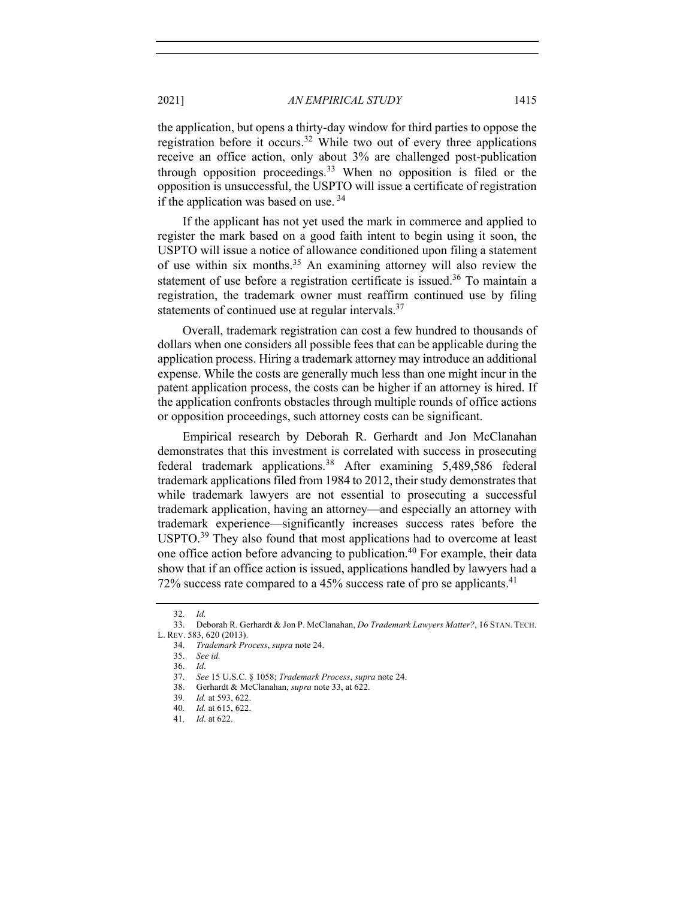the application, but opens a thirty-day window for third parties to oppose the registration before it occurs.[32] While two out of every three applications receive an office action, only about 3% are challenged post-publication through opposition proceedings.[33] When no opposition is filed or the opposition is unsuccessful, the USPTO will issue a certificate of registration if the application was based on use. [34]

If the applicant has not yet used the mark in commerce and applied to register the mark based on a good faith intent to begin using it soon, the USPTO will issue a notice of allowance conditioned upon filing a statement of use within six months.[35] An examining attorney will also review the statement of use before a registration certificate is issued.[36] To maintain a registration, the trademark owner must reaffirm continued use by filing statements of continued use at regular intervals.[37]

Overall, trademark registration can cost a few hundred to thousands of dollars when one considers all possible fees that can be applicable during the application process. Hiring a trademark attorney may introduce an additional expense. While the costs are generally much less than one might incur in the patent application process, the costs can be higher if an attorney is hired. If the application confronts obstacles through multiple rounds of office actions or opposition proceedings, such attorney costs can be significant.

Empirical research by Deborah R. Gerhardt and Jon McClanahan demonstrates that this investment is correlated with success in prosecuting federal trademark applications.[38] After examining 5,489,586 federal trademark applications filed from 1984 to 2012, their study demonstrates that while trademark lawyers are not essential to prosecuting a successful trademark application, having an attorney—and especially an attorney with trademark experience—significantly increases success rates before the USPTO.[39] They also found that most applications had to overcome at least one office action before advancing to publication.[40] For example, their data show that if an office action is issued, applications handled by lawyers had a 72% success rate compared to a 45% success rate of pro se applicants.[41]

---

32. *Id.*

33. Deborah R. Gerhardt & Jon P. McClanahan, *Do Trademark Lawyers Matter?*, 16 STAN. TECH. L. REV. 583, 620 (2013).

34. *Trademark Process*, *supra* note 24.

35. *See id.*

36. *Id*.

37. *See* 15 U.S.C. § 1058; *Trademark Process*, *supra* note 24.

38. Gerhardt & McClanahan, *supra* note 33, at 622.

39. *Id.* at 593, 622.

40. *Id.* at 615, 622.

41. *Id*. at 622.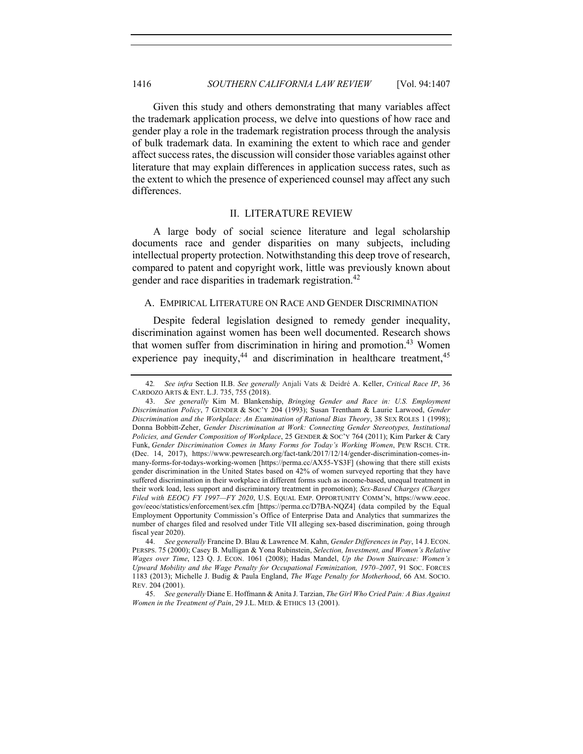Given this study and others demonstrating that many variables affect the trademark application process, we delve into questions of how race and gender play a role in the trademark registration process through the analysis of bulk trademark data. In examining the extent to which race and gender affect success rates, the discussion will consider those variables against other literature that may explain differences in application success rates, such as the extent to which the presence of experienced counsel may affect any such differences.

## II. LITERATURE REVIEW

A large body of social science literature and legal scholarship documents race and gender disparities on many subjects, including intellectual property protection. Notwithstanding this deep trove of research, compared to patent and copyright work, little was previously known about gender and race disparities in trademark registration.[42]

### A. EMPIRICAL LITERATURE ON RACE AND GENDER DISCRIMINATION

Despite federal legislation designed to remedy gender inequality, discrimination against women has been well documented. Research shows that women suffer from discrimination in hiring and promotion.[43] Women experience pay inequity,[44] and discrimination in healthcare treatment,[45]

---

42. *See infra* Section II.B. *See generally* Anjali Vats & Deidré A. Keller, *Critical Race IP*, 36 CARDOZO ARTS & ENT. L.J. 735, 755 (2018).

43. *See generally* Kim M. Blankenship, *Bringing Gender and Race in: U.S. Employment Discrimination Policy*, 7 GENDER & SOC'Y 204 (1993); Susan Trentham & Laurie Larwood, *Gender Discrimination and the Workplace: An Examination of Rational Bias Theory*, 38 SEX ROLES 1 (1998); Donna Bobbitt-Zeher, *Gender Discrimination at Work: Connecting Gender Stereotypes, Institutional Policies, and Gender Composition of Workplace*, 25 GENDER & SOC'Y 764 (2011); Kim Parker & Cary Funk, *Gender Discrimination Comes in Many Forms for Today's Working Women*, PEW RSCH. CTR. (Dec. 14, 2017), https://www.pewresearch.org/fact-tank/2017/12/14/gender-discrimination-comes-in-many-forms-for-todays-working-women [https://perma.cc/AX55-YS3F] (showing that there still exists gender discrimination in the United States based on 42% of women surveyed reporting that they have suffered discrimination in their workplace in different forms such as income-based, unequal treatment in their work load, less support and discriminatory treatment in promotion); *Sex-Based Charges (Charges Filed with EEOC) FY 1997—FY 2020*, U.S. EQUAL EMP. OPPORTUNITY COMM'N, https://www.eeoc.gov/eeoc/statistics/enforcement/sex.cfm [https://perma.cc/D7BA-NQZ4] (data compiled by the Equal Employment Opportunity Commission's Office of Enterprise Data and Analytics that summarizes the number of charges filed and resolved under Title VII alleging sex-based discrimination, going through fiscal year 2020).

44. *See generally* Francine D. Blau & Lawrence M. Kahn, *Gender Differences in Pay*, 14 J. ECON. PERSPS. 75 (2000); Casey B. Mulligan & Yona Rubinstein, *Selection, Investment, and Women's Relative Wages over Time*, 123 Q. J. ECON. 1061 (2008); Hadas Mandel, *Up the Down Staircase: Women's Upward Mobility and the Wage Penalty for Occupational Feminization, 1970–2007*, 91 SOC. FORCES 1183 (2013); Michelle J. Budig & Paula England, *The Wage Penalty for Motherhood*, 66 AM. SOCIO. REV. 204 (2001).

45. *See generally* Diane E. Hoffmann & Anita J. Tarzian, *The Girl Who Cried Pain: A Bias Against Women in the Treatment of Pain*, 29 J.L. MED. & ETHICS 13 (2001).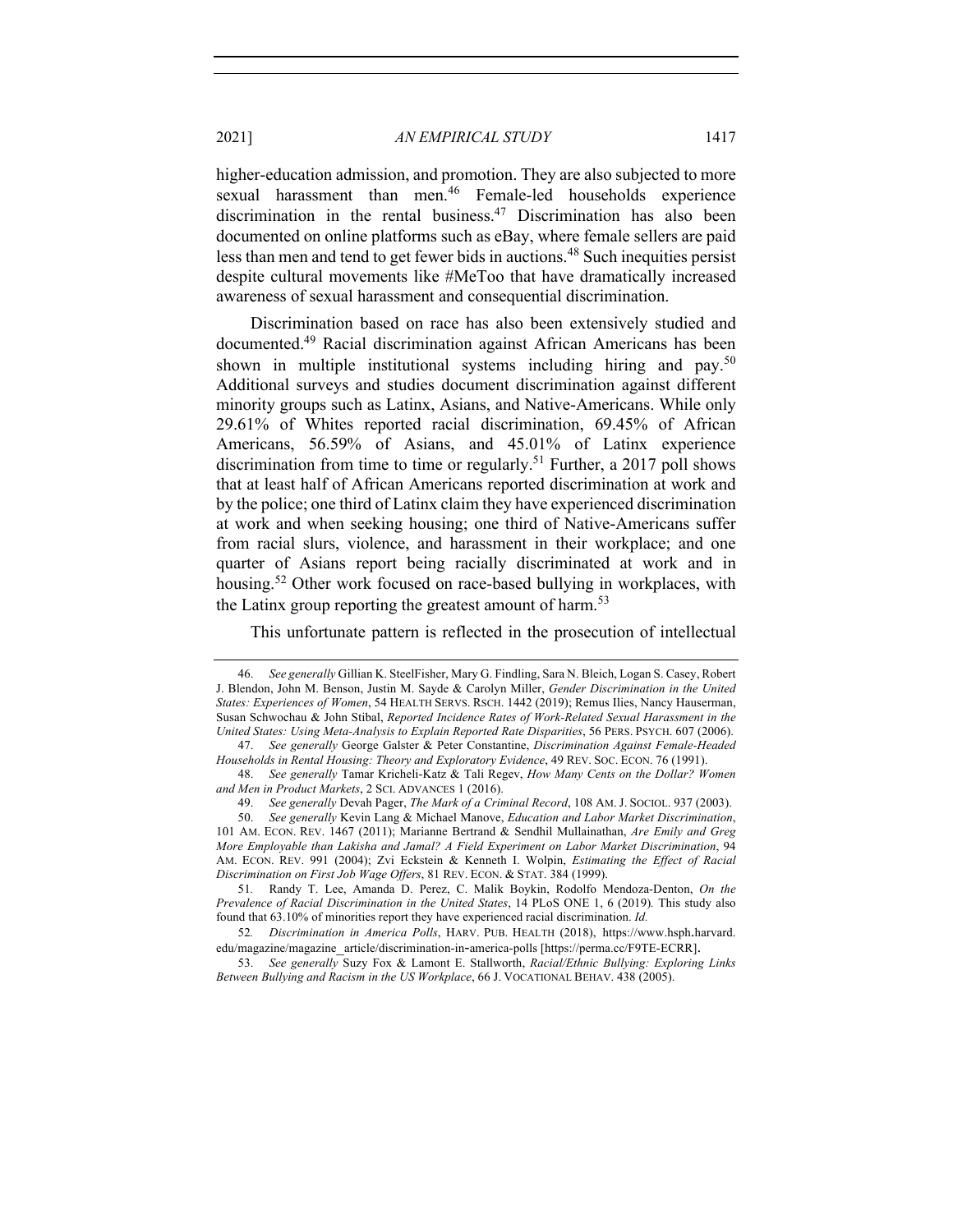higher-education admission, and promotion. They are also subjected to more sexual harassment than men.[46] Female-led households experience discrimination in the rental business.[47] Discrimination has also been documented on online platforms such as eBay, where female sellers are paid less than men and tend to get fewer bids in auctions.[48] Such inequities persist despite cultural movements like #MeToo that have dramatically increased awareness of sexual harassment and consequential discrimination.

Discrimination based on race has also been extensively studied and documented.[49] Racial discrimination against African Americans has been shown in multiple institutional systems including hiring and pay.[50] Additional surveys and studies document discrimination against different minority groups such as Latinx, Asians, and Native-Americans. While only 29.61% of Whites reported racial discrimination, 69.45% of African Americans, 56.59% of Asians, and 45.01% of Latinx experience discrimination from time to time or regularly.[51] Further, a 2017 poll shows that at least half of African Americans reported discrimination at work and by the police; one third of Latinx claim they have experienced discrimination at work and when seeking housing; one third of Native-Americans suffer from racial slurs, violence, and harassment in their workplace; and one quarter of Asians report being racially discriminated at work and in housing.[52] Other work focused on race-based bullying in workplaces, with the Latinx group reporting the greatest amount of harm.[53]

This unfortunate pattern is reflected in the prosecution of intellectual

---

46. *See generally* Gillian K. SteelFisher, Mary G. Findling, Sara N. Bleich, Logan S. Casey, Robert J. Blendon, John M. Benson, Justin M. Sayde & Carolyn Miller, *Gender Discrimination in the United States: Experiences of Women*, 54 HEALTH SERVS. RSCH. 1442 (2019); Remus Ilies, Nancy Hauserman, Susan Schwochau & John Stibal, *Reported Incidence Rates of Work-Related Sexual Harassment in the United States: Using Meta-Analysis to Explain Reported Rate Disparities*, 56 PERS. PSYCH. 607 (2006).

47. *See generally* George Galster & Peter Constantine, *Discrimination Against Female-Headed Households in Rental Housing: Theory and Exploratory Evidence*, 49 REV. SOC. ECON. 76 (1991).

48. *See generally* Tamar Kricheli-Katz & Tali Regev, *How Many Cents on the Dollar? Women and Men in Product Markets*, 2 SCI. ADVANCES 1 (2016).

49. *See generally* Devah Pager, *The Mark of a Criminal Record*, 108 AM. J. SOCIOL. 937 (2003).

50. *See generally* Kevin Lang & Michael Manove, *Education and Labor Market Discrimination*, 101 AM. ECON. REV. 1467 (2011); Marianne Bertrand & Sendhil Mullainathan, *Are Emily and Greg More Employable than Lakisha and Jamal? A Field Experiment on Labor Market Discrimination*, 94 AM. ECON. REV. 991 (2004); Zvi Eckstein & Kenneth I. Wolpin, *Estimating the Effect of Racial Discrimination on First Job Wage Offers*, 81 REV. ECON. & STAT. 384 (1999).

51. Randy T. Lee, Amanda D. Perez, C. Malik Boykin, Rodolfo Mendoza-Denton, *On the Prevalence of Racial Discrimination in the United States*, 14 PLoS ONE 1, 6 (2019). This study also found that 63.10% of minorities report they have experienced racial discrimination. *Id.*

52. *Discrimination in America Polls*, HARV. PUB. HEALTH (2018), https://www.hsph.harvard.edu/magazine/magazine_article/discrimination-in-america-polls [https://perma.cc/F9TE-ECRR].

53. *See generally* Suzy Fox & Lamont E. Stallworth, *Racial/Ethnic Bullying: Exploring Links Between Bullying and Racism in the US Workplace*, 66 J. VOCATIONAL BEHAV. 438 (2005).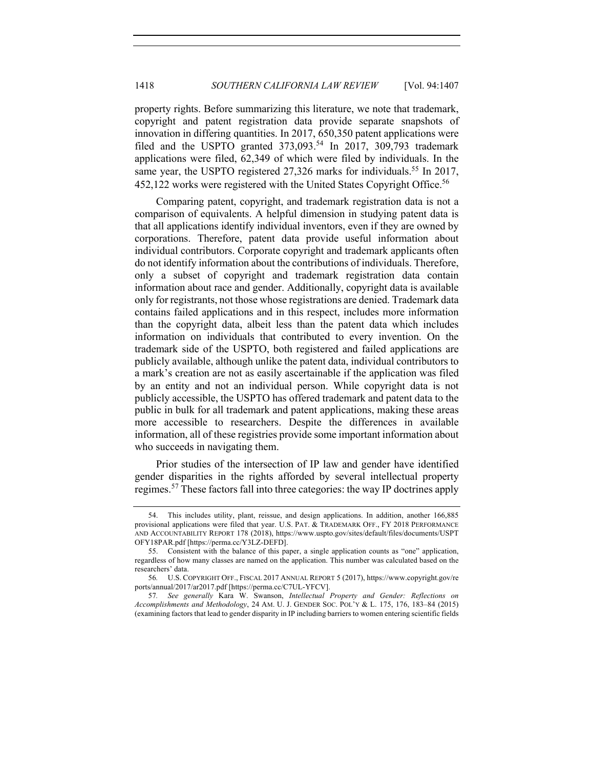property rights. Before summarizing this literature, we note that trademark, copyright and patent registration data provide separate snapshots of innovation in differing quantities. In 2017, 650,350 patent applications were filed and the USPTO granted 373,093.[54] In 2017, 309,793 trademark applications were filed, 62,349 of which were filed by individuals. In the same year, the USPTO registered 27,326 marks for individuals.[55] In 2017, 452,122 works were registered with the United States Copyright Office.[56]

Comparing patent, copyright, and trademark registration data is not a comparison of equivalents. A helpful dimension in studying patent data is that all applications identify individual inventors, even if they are owned by corporations. Therefore, patent data provide useful information about individual contributors. Corporate copyright and trademark applicants often do not identify information about the contributions of individuals. Therefore, only a subset of copyright and trademark registration data contain information about race and gender. Additionally, copyright data is available only for registrants, not those whose registrations are denied. Trademark data contains failed applications and in this respect, includes more information than the copyright data, albeit less than the patent data which includes information on individuals that contributed to every invention. On the trademark side of the USPTO, both registered and failed applications are publicly available, although unlike the patent data, individual contributors to a mark's creation are not as easily ascertainable if the application was filed by an entity and not an individual person. While copyright data is not publicly accessible, the USPTO has offered trademark and patent data to the public in bulk for all trademark and patent applications, making these areas more accessible to researchers. Despite the differences in available information, all of these registries provide some important information about who succeeds in navigating them.

Prior studies of the intersection of IP law and gender have identified gender disparities in the rights afforded by several intellectual property regimes.[57] These factors fall into three categories: the way IP doctrines apply

---

54. This includes utility, plant, reissue, and design applications. In addition, another 166,885 provisional applications were filed that year. U.S. PAT. & TRADEMARK OFF., FY 2018 PERFORMANCE AND ACCOUNTABILITY REPORT 178 (2018), https://www.uspto.gov/sites/default/files/documents/USPTOFY18PAR.pdf [https://perma.cc/Y3LZ-DEFD].

55. Consistent with the balance of this paper, a single application counts as "one" application, regardless of how many classes are named on the application. This number was calculated based on the researchers' data.

56. U.S. COPYRIGHT OFF., FISCAL 2017 ANNUAL REPORT 5 (2017), https://www.copyright.gov/reports/annual/2017/ar2017.pdf [https://perma.cc/C7UL-YFCV].

57. *See generally* Kara W. Swanson, *Intellectual Property and Gender: Reflections on Accomplishments and Methodology*, 24 AM. U. J. GENDER SOC. POL'Y & L. 175, 176, 183–84 (2015) (examining factors that lead to gender disparity in IP including barriers to women entering scientific fields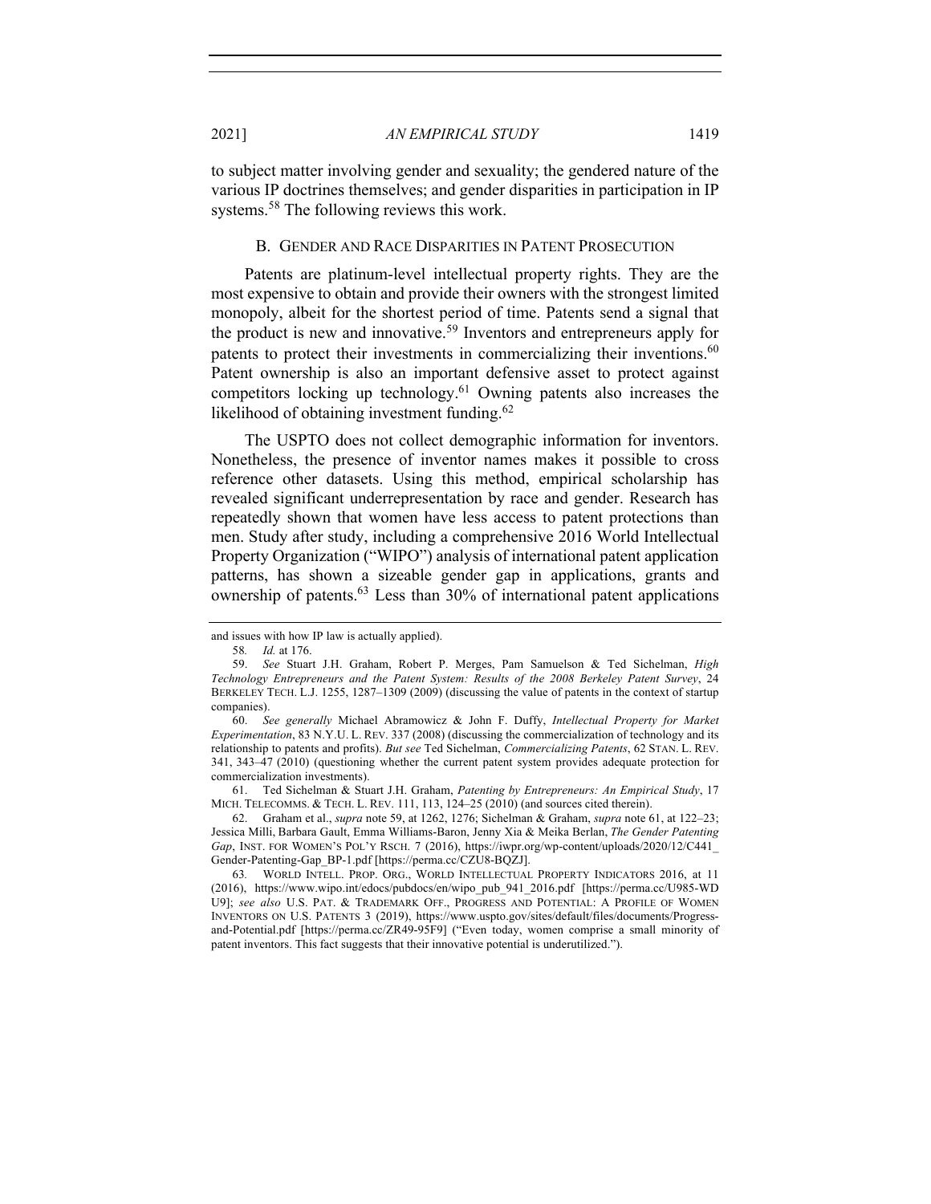to subject matter involving gender and sexuality; the gendered nature of the various IP doctrines themselves; and gender disparities in participation in IP systems.[58] The following reviews this work.

## B. Gender and Race Disparities in Patent Prosecution

Patents are platinum-level intellectual property rights. They are the most expensive to obtain and provide their owners with the strongest limited monopoly, albeit for the shortest period of time. Patents send a signal that the product is new and innovative.[59] Inventors and entrepreneurs apply for patents to protect their investments in commercializing their inventions.[60] Patent ownership is also an important defensive asset to protect against competitors locking up technology.[61] Owning patents also increases the likelihood of obtaining investment funding.[62]

The USPTO does not collect demographic information for inventors. Nonetheless, the presence of inventor names makes it possible to cross reference other datasets. Using this method, empirical scholarship has revealed significant underrepresentation by race and gender. Research has repeatedly shown that women have less access to patent protections than men. Study after study, including a comprehensive 2016 World Intellectual Property Organization ("WIPO") analysis of international patent application patterns, has shown a sizeable gender gap in applications, grants and ownership of patents.[63] Less than 30% of international patent applications

---

and issues with how IP law is actually applied).

58. *Id.* at 176.

59. *See* Stuart J.H. Graham, Robert P. Merges, Pam Samuelson & Ted Sichelman, *High Technology Entrepreneurs and the Patent System: Results of the 2008 Berkeley Patent Survey*, 24 BERKELEY TECH. L.J. 1255, 1287–1309 (2009) (discussing the value of patents in the context of startup companies).

60. *See generally* Michael Abramowicz & John F. Duffy, *Intellectual Property for Market Experimentation*, 83 N.Y.U. L. REV. 337 (2008) (discussing the commercialization of technology and its relationship to patents and profits). *But see* Ted Sichelman, *Commercializing Patents*, 62 STAN. L. REV. 341, 343–47 (2010) (questioning whether the current patent system provides adequate protection for commercialization investments).

61. Ted Sichelman & Stuart J.H. Graham, *Patenting by Entrepreneurs: An Empirical Study*, 17 MICH. TELECOMMS. & TECH. L. REV. 111, 113, 124–25 (2010) (and sources cited therein).

62. Graham et al., *supra* note 59, at 1262, 1276; Sichelman & Graham, *supra* note 61, at 122–23; Jessica Milli, Barbara Gault, Emma Williams-Baron, Jenny Xia & Meika Berlan, *The Gender Patenting Gap*, INST. FOR WOMEN'S POL'Y RSCH. 7 (2016), https://iwpr.org/wp-content/uploads/2020/12/C441_Gender-Patenting-Gap_BP-1.pdf [https://perma.cc/CZU8-BQZJ].

63. WORLD INTELL. PROP. ORG., WORLD INTELLECTUAL PROPERTY INDICATORS 2016, at 11 (2016), https://www.wipo.int/edocs/pubdocs/en/wipo_pub_941_2016.pdf [https://perma.cc/U985-WDU9]; *see also* U.S. PAT. & TRADEMARK OFF., PROGRESS AND POTENTIAL: A PROFILE OF WOMEN INVENTORS ON U.S. PATENTS 3 (2019), https://www.uspto.gov/sites/default/files/documents/Progress-and-Potential.pdf [https://perma.cc/ZR49-95F9] ("Even today, women comprise a small minority of patent inventors. This fact suggests that their innovative potential is underutilized.").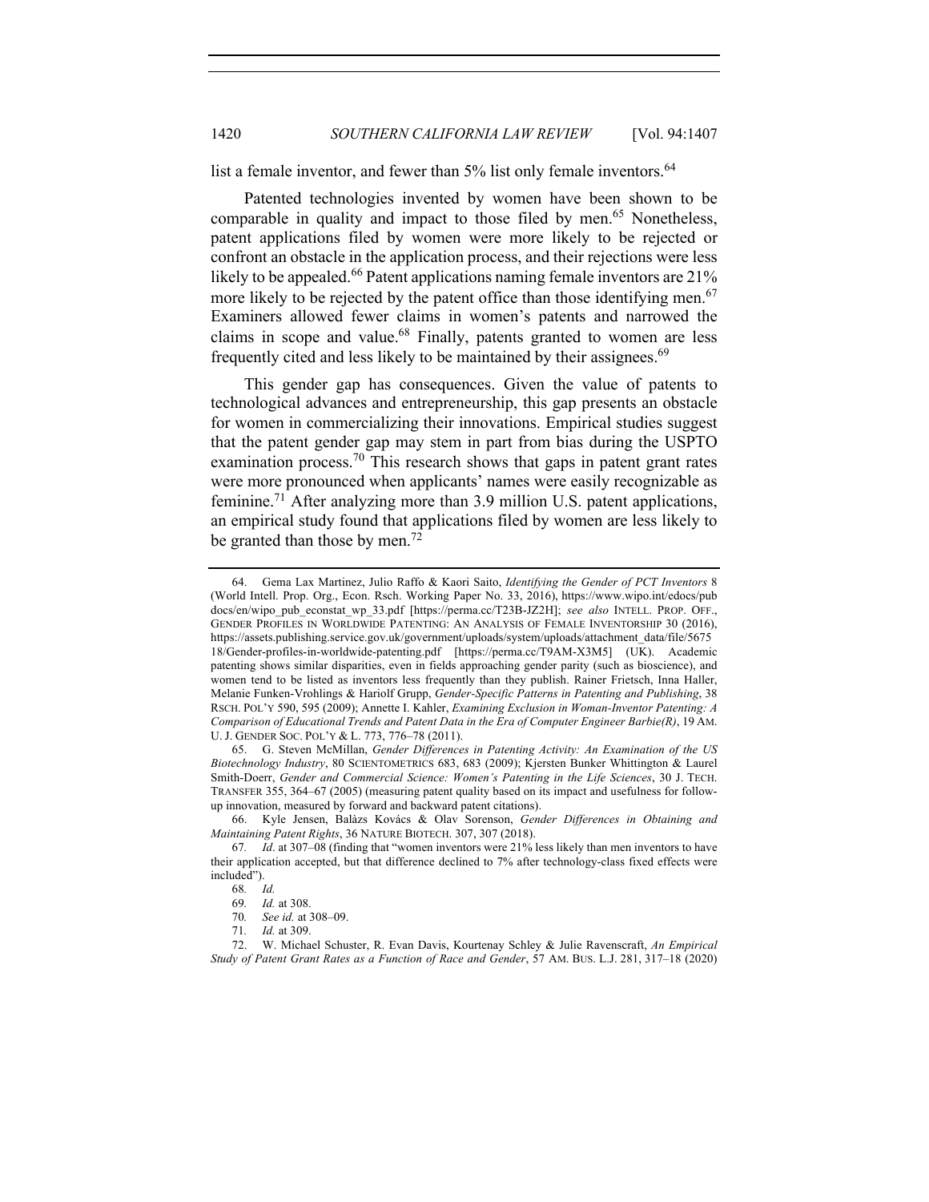list a female inventor, and fewer than 5% list only female inventors.[64]

Patented technologies invented by women have been shown to be comparable in quality and impact to those filed by men.[65] Nonetheless, patent applications filed by women were more likely to be rejected or confront an obstacle in the application process, and their rejections were less likely to be appealed.[66] Patent applications naming female inventors are 21% more likely to be rejected by the patent office than those identifying men.[67] Examiners allowed fewer claims in women's patents and narrowed the claims in scope and value.[68] Finally, patents granted to women are less frequently cited and less likely to be maintained by their assignees.[69]

This gender gap has consequences. Given the value of patents to technological advances and entrepreneurship, this gap presents an obstacle for women in commercializing their innovations. Empirical studies suggest that the patent gender gap may stem in part from bias during the USPTO examination process.[70] This research shows that gaps in patent grant rates were more pronounced when applicants' names were easily recognizable as feminine.[71] After analyzing more than 3.9 million U.S. patent applications, an empirical study found that applications filed by women are less likely to be granted than those by men.[72]

---

64. Gema Lax Martinez, Julio Raffo & Kaori Saito, *Identifying the Gender of PCT Inventors* 8 (World Intell. Prop. Org., Econ. Rsch. Working Paper No. 33, 2016), https://www.wipo.int/edocs/pubdocs/en/wipo_pub_econstat_wp_33.pdf [https://perma.cc/T23B-JZ2H]; *see also* INTELL. PROP. OFF., GENDER PROFILES IN WORLDWIDE PATENTING: AN ANALYSIS OF FEMALE INVENTORSHIP 30 (2016), https://assets.publishing.service.gov.uk/government/uploads/system/uploads/attachment_data/file/567518/Gender-profiles-in-worldwide-patenting.pdf [https://perma.cc/T9AM-X3M5] (UK). Academic patenting shows similar disparities, even in fields approaching gender parity (such as bioscience), and women tend to be listed as inventors less frequently than they publish. Rainer Frietsch, Inna Haller, Melanie Funken-Vrohlings & Hariolf Grupp, *Gender-Specific Patterns in Patenting and Publishing*, 38 RSCH. POL'Y 590, 595 (2009); Annette I. Kahler, *Examining Exclusion in Woman-Inventor Patenting: A Comparison of Educational Trends and Patent Data in the Era of Computer Engineer Barbie(R)*, 19 AM. U. J. GENDER SOC. POL'Y & L. 773, 776–78 (2011).

65. G. Steven McMillan, *Gender Differences in Patenting Activity: An Examination of the US Biotechnology Industry*, 80 SCIENTOMETRICS 683, 683 (2009); Kjersten Bunker Whittington & Laurel Smith-Doerr, *Gender and Commercial Science: Women's Patenting in the Life Sciences*, 30 J. TECH. TRANSFER 355, 364–67 (2005) (measuring patent quality based on its impact and usefulness for follow-up innovation, measured by forward and backward patent citations).

66. Kyle Jensen, Balàzs Kovács & Olav Sorenson, *Gender Differences in Obtaining and Maintaining Patent Rights*, 36 NATURE BIOTECH. 307, 307 (2018).

67. *Id*. at 307–08 (finding that "women inventors were 21% less likely than men inventors to have their application accepted, but that difference declined to 7% after technology-class fixed effects were included").

68. *Id.*

69. *Id.* at 308.

70. *See id.* at 308–09.

71. *Id.* at 309.

72. W. Michael Schuster, R. Evan Davis, Kourtenay Schley & Julie Ravenscraft, *An Empirical Study of Patent Grant Rates as a Function of Race and Gender*, 57 AM. BUS. L.J. 281, 317–18 (2020)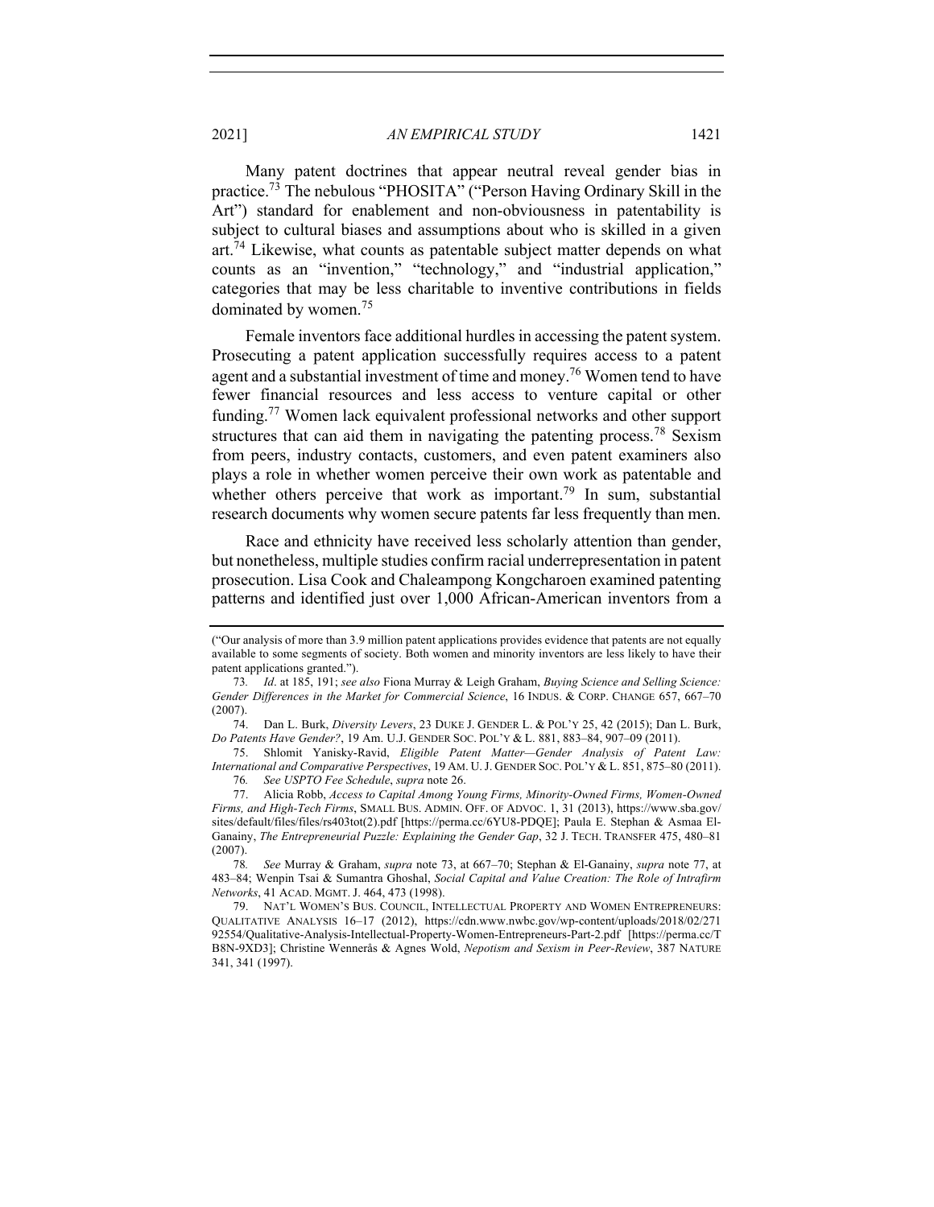Many patent doctrines that appear neutral reveal gender bias in practice.[73] The nebulous "PHOSITA" ("Person Having Ordinary Skill in the Art") standard for enablement and non-obviousness in patentability is subject to cultural biases and assumptions about who is skilled in a given art.[74] Likewise, what counts as patentable subject matter depends on what counts as an "invention," "technology," and "industrial application," categories that may be less charitable to inventive contributions in fields dominated by women.[75]

Female inventors face additional hurdles in accessing the patent system. Prosecuting a patent application successfully requires access to a patent agent and a substantial investment of time and money.[76] Women tend to have fewer financial resources and less access to venture capital or other funding.[77] Women lack equivalent professional networks and other support structures that can aid them in navigating the patenting process.[78] Sexism from peers, industry contacts, customers, and even patent examiners also plays a role in whether women perceive their own work as patentable and whether others perceive that work as important.[79] In sum, substantial research documents why women secure patents far less frequently than men.

Race and ethnicity have received less scholarly attention than gender, but nonetheless, multiple studies confirm racial underrepresentation in patent prosecution. Lisa Cook and Chaleampong Kongcharoen examined patenting patterns and identified just over 1,000 African-American inventors from a

---

("Our analysis of more than 3.9 million patent applications provides evidence that patents are not equally available to some segments of society. Both women and minority inventors are less likely to have their patent applications granted.").

73. *Id*. at 185, 191; *see also* Fiona Murray & Leigh Graham, *Buying Science and Selling Science: Gender Differences in the Market for Commercial Science*, 16 INDUS. & CORP. CHANGE 657, 667–70 (2007).

74. Dan L. Burk, *Diversity Levers*, 23 DUKE J. GENDER L. & POL'Y 25, 42 (2015); Dan L. Burk, *Do Patents Have Gender?*, 19 Am. U.J. GENDER SOC. POL'Y & L. 881, 883–84, 907–09 (2011).

75. Shlomit Yanisky-Ravid, *Eligible Patent Matter—Gender Analysis of Patent Law: International and Comparative Perspectives*, 19 AM. U. J. GENDER SOC. POL'Y & L. 851, 875–80 (2011).

76. *See USPTO Fee Schedule*, *supra* note 26.

77. Alicia Robb, *Access to Capital Among Young Firms, Minority-Owned Firms, Women-Owned Firms, and High-Tech Firms*, SMALL BUS. ADMIN. OFF. OF ADVOC. 1, 31 (2013), https://www.sba.gov/sites/default/files/files/rs403tot(2).pdf [https://perma.cc/6YU8-PDQE]; Paula E. Stephan & Asmaa El-Ganainy, *The Entrepreneurial Puzzle: Explaining the Gender Gap*, 32 J. TECH. TRANSFER 475, 480–81 (2007).

78. *See* Murray & Graham, *supra* note 73, at 667–70; Stephan & El-Ganainy, *supra* note 77, at 483–84; Wenpin Tsai & Sumantra Ghoshal, *Social Capital and Value Creation: The Role of Intrafirm Networks*, 41 ACAD. MGMT. J. 464, 473 (1998).

79. NAT'L WOMEN'S BUS. COUNCIL, INTELLECTUAL PROPERTY AND WOMEN ENTREPRENEURS: QUALITATIVE ANALYSIS 16–17 (2012), https://cdn.www.nwbc.gov/wp-content/uploads/2018/02/27192554/Qualitative-Analysis-Intellectual-Property-Women-Entrepreneurs-Part-2.pdf [https://perma.cc/TB8N-9XD3]; Christine Wennerås & Agnes Wold, *Nepotism and Sexism in Peer-Review*, 387 NATURE 341, 341 (1997).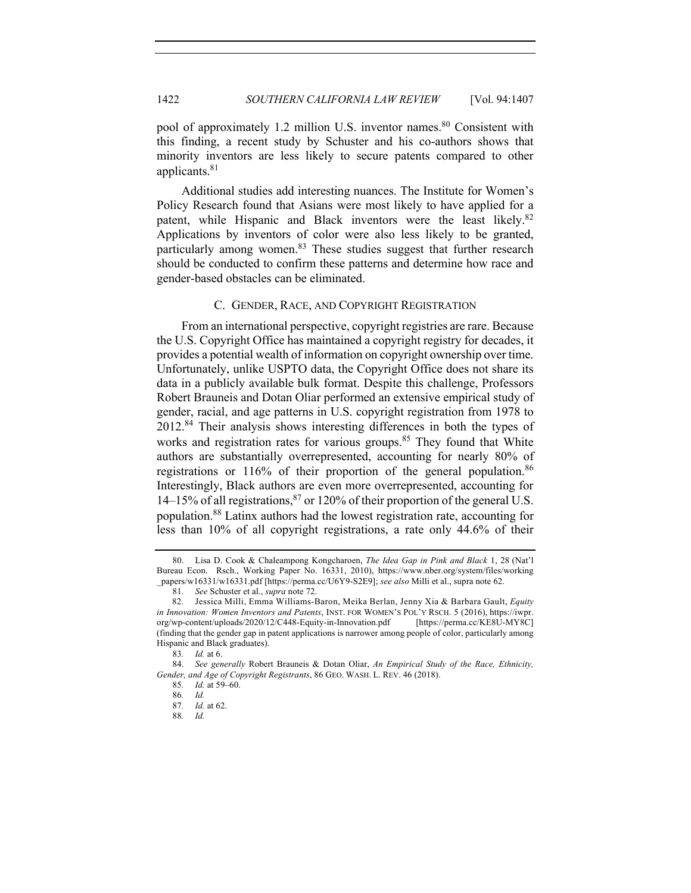pool of approximately 1.2 million U.S. inventor names.[80] Consistent with this finding, a recent study by Schuster and his co-authors shows that minority inventors are less likely to secure patents compared to other applicants.[81]

Additional studies add interesting nuances. The Institute for Women's Policy Research found that Asians were most likely to have applied for a patent, while Hispanic and Black inventors were the least likely.[82] Applications by inventors of color were also less likely to be granted, particularly among women.[83] These studies suggest that further research should be conducted to confirm these patterns and determine how race and gender-based obstacles can be eliminated.

### C. GENDER, RACE, AND COPYRIGHT REGISTRATION

From an international perspective, copyright registries are rare. Because the U.S. Copyright Office has maintained a copyright registry for decades, it provides a potential wealth of information on copyright ownership over time. Unfortunately, unlike USPTO data, the Copyright Office does not share its data in a publicly available bulk format. Despite this challenge, Professors Robert Brauneis and Dotan Oliar performed an extensive empirical study of gender, racial, and age patterns in U.S. copyright registration from 1978 to 2012.[84] Their analysis shows interesting differences in both the types of works and registration rates for various groups.[85] They found that White authors are substantially overrepresented, accounting for nearly 80% of registrations or 116% of their proportion of the general population.[86] Interestingly, Black authors are even more overrepresented, accounting for 14–15% of all registrations,[87] or 120% of their proportion of the general U.S. population.[88] Latinx authors had the lowest registration rate, accounting for less than 10% of all copyright registrations, a rate only 44.6% of their

---

80. Lisa D. Cook & Chaleampong Kongcharoen, *The Idea Gap in Pink and Black* 1, 28 (Nat'l Bureau Econ. Rsch., Working Paper No. 16331, 2010), https://www.nber.org/system/files/working_papers/w16331/w16331.pdf [https://perma.cc/U6Y9-S2E9]; *see also* Milli et al., supra note 62.

81. *See* Schuster et al., *supra* note 72.

82. Jessica Milli, Emma Williams-Baron, Meika Berlan, Jenny Xia & Barbara Gault, *Equity in Innovation: Women Inventors and Patents*, INST. FOR WOMEN'S POL'Y RSCH. 5 (2016), https://iwpr.org/wp-content/uploads/2020/12/C448-Equity-in-Innovation.pdf [https://perma.cc/KE8U-MY8C] (finding that the gender gap in patent applications is narrower among people of color, particularly among Hispanic and Black graduates).

83. *Id.* at 6.

84. *See generally* Robert Brauneis & Dotan Oliar, *An Empirical Study of the Race, Ethnicity, Gender, and Age of Copyright Registrants*, 86 GEO. WASH. L. REV. 46 (2018).

85. *Id.* at 59–60.

86. *Id.*

87. *Id.* at 62.

88. *Id.*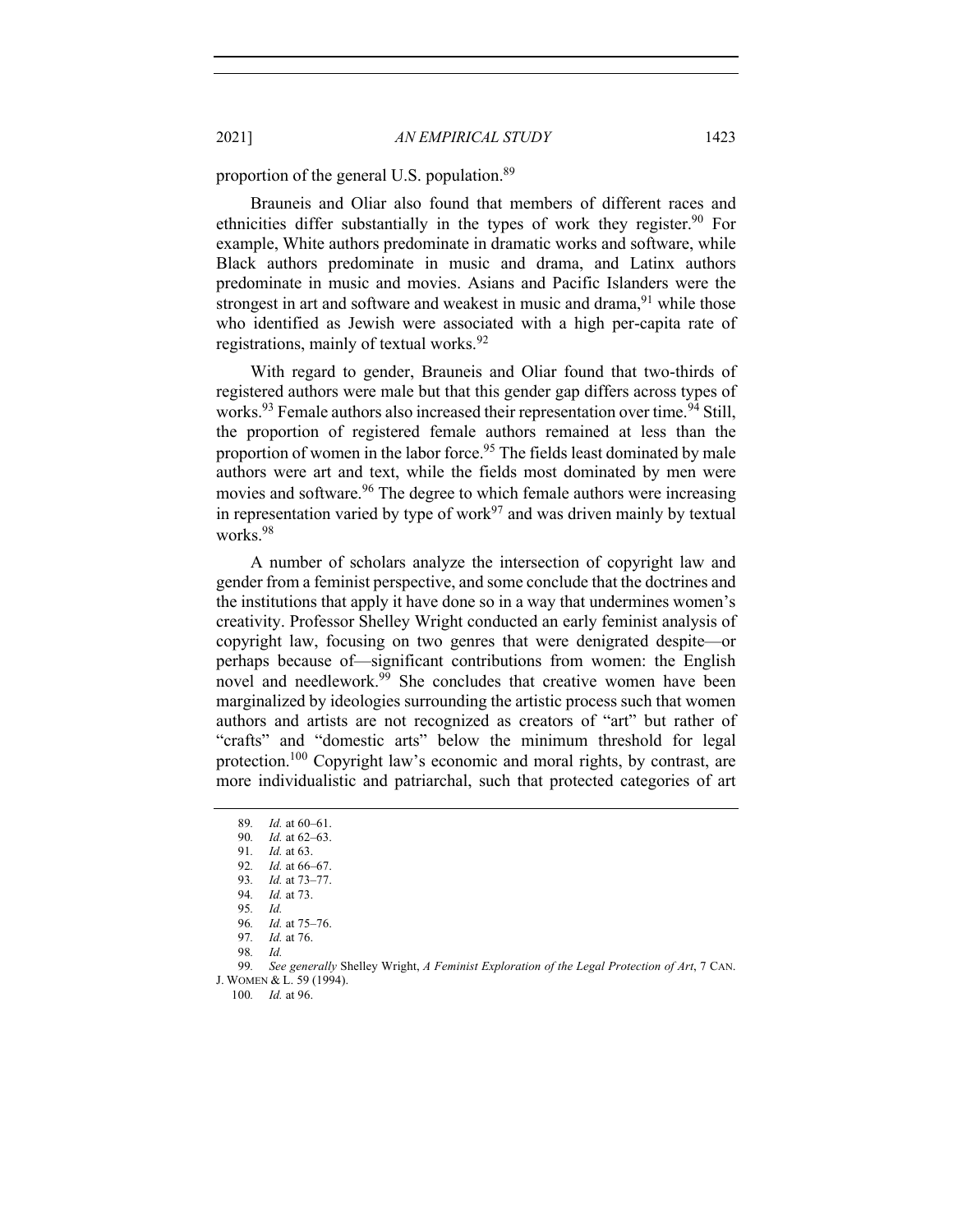proportion of the general U.S. population.[89]

Brauneis and Oliar also found that members of different races and ethnicities differ substantially in the types of work they register.[90] For example, White authors predominate in dramatic works and software, while Black authors predominate in music and drama, and Latinx authors predominate in music and movies. Asians and Pacific Islanders were the strongest in art and software and weakest in music and drama,[91] while those who identified as Jewish were associated with a high per-capita rate of registrations, mainly of textual works.[92]

With regard to gender, Brauneis and Oliar found that two-thirds of registered authors were male but that this gender gap differs across types of works.[93] Female authors also increased their representation over time.[94] Still, the proportion of registered female authors remained at less than the proportion of women in the labor force.[95] The fields least dominated by male authors were art and text, while the fields most dominated by men were movies and software.[96] The degree to which female authors were increasing in representation varied by type of work[97] and was driven mainly by textual works.[98]

A number of scholars analyze the intersection of copyright law and gender from a feminist perspective, and some conclude that the doctrines and the institutions that apply it have done so in a way that undermines women's creativity. Professor Shelley Wright conducted an early feminist analysis of copyright law, focusing on two genres that were denigrated despite—or perhaps because of—significant contributions from women: the English novel and needlework.[99] She concludes that creative women have been marginalized by ideologies surrounding the artistic process such that women authors and artists are not recognized as creators of "art" but rather of "crafts" and "domestic arts" below the minimum threshold for legal protection.[100] Copyright law's economic and moral rights, by contrast, are more individualistic and patriarchal, such that protected categories of art

89. *Id.* at 60–61.

90. *Id.* at 62–63.

91. *Id.* at 63.

92. *Id.* at 66–67.

93. *Id.* at 73–77.

94. *Id.* at 73.

95. *Id.*

96. *Id.* at 75–76.

97. *Id.* at 76.

98. *Id.*

99. *See generally* Shelley Wright, *A Feminist Exploration of the Legal Protection of Art*, 7 CAN. J. WOMEN & L. 59 (1994).

100. *Id.* at 96.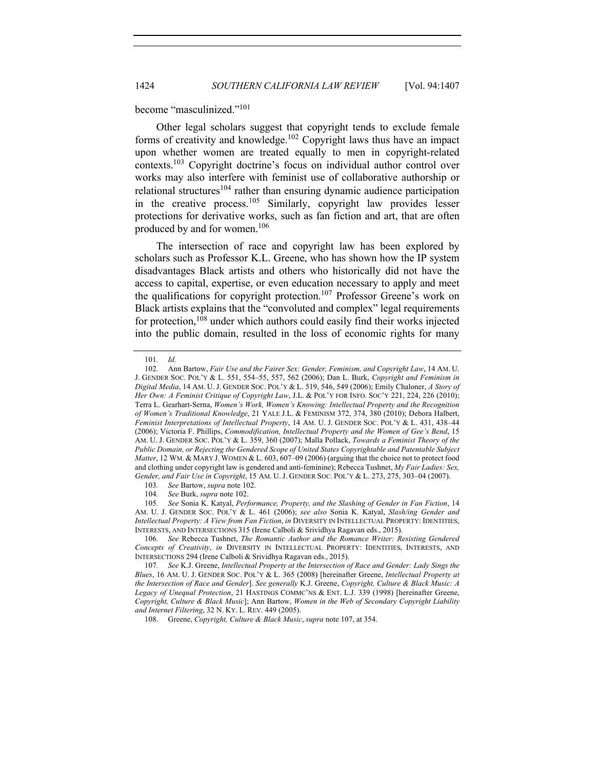become "masculinized."[101]

Other legal scholars suggest that copyright tends to exclude female forms of creativity and knowledge.[102] Copyright laws thus have an impact upon whether women are treated equally to men in copyright-related contexts.[103] Copyright doctrine's focus on individual author control over works may also interfere with feminist use of collaborative authorship or relational structures[104] rather than ensuring dynamic audience participation in the creative process.[105] Similarly, copyright law provides lesser protections for derivative works, such as fan fiction and art, that are often produced by and for women.[106]

The intersection of race and copyright law has been explored by scholars such as Professor K.L. Greene, who has shown how the IP system disadvantages Black artists and others who historically did not have the access to capital, expertise, or even education necessary to apply and meet the qualifications for copyright protection.[107] Professor Greene's work on Black artists explains that the "convoluted and complex" legal requirements for protection,[108] under which authors could easily find their works injected into the public domain, resulted in the loss of economic rights for many

---

101. *Id.*

102. Ann Bartow, *Fair Use and the Fairer Sex: Gender, Feminism, and Copyright Law*, 14 AM. U. J. GENDER SOC. POL'Y & L. 551, 554–55, 557, 562 (2006); Dan L. Burk, *Copyright and Feminism in Digital Media*, 14 AM. U. J. GENDER SOC. POL'Y & L. 519, 546, 549 (2006); Emily Chaloner, *A Story of Her Own: A Feminist Critique of Copyright Law*, J.L. & POL'Y FOR INFO. SOC'Y 221, 224, 226 (2010); Terra L. Gearhart-Serna, *Women's Work, Women's Knowing: Intellectual Property and the Recognition of Women's Traditional Knowledge*, 21 YALE J.L. & FEMINISM 372, 374, 380 (2010); Debora Halbert, *Feminist Interpretations of Intellectual Property*, 14 AM. U. J. GENDER SOC. POL'Y & L. 431, 438–44 (2006); Victoria F. Phillips, *Commodification, Intellectual Property and the Women of Gee's Bend*, 15 AM. U. J. GENDER SOC. POL'Y & L. 359, 360 (2007); Malla Pollack, *Towards a Feminist Theory of the Public Domain, or Rejecting the Gendered Scope of United States Copyrightable and Patentable Subject Matter*, 12 WM. & MARY J. WOMEN & L. 603, 607–09 (2006) (arguing that the choice not to protect food and clothing under copyright law is gendered and anti-feminine); Rebecca Tushnet, *My Fair Ladies: Sex, Gender, and Fair Use in Copyright*, 15 AM. U. J. GENDER SOC. POL'Y & L. 273, 275, 303–04 (2007).

103. *See* Bartow, *supra* note 102.

104. *See* Burk, *supra* note 102.

105. *See* Sonia K. Katyal, *Performance, Property, and the Slashing of Gender in Fan Fiction*, 14 AM. U. J. GENDER SOC. POL'Y & L. 461 (2006); *see also* Sonia K. Katyal, *Slash/ing Gender and Intellectual Property: A View from Fan Fiction*, *in* DIVERSITY IN INTELLECTUAL PROPERTY: IDENTITIES, INTERESTS, AND INTERSECTIONS 315 (Irene Calboli & Srividhya Ragavan eds., 2015).

106. *See* Rebecca Tushnet, *The Romantic Author and the Romance Writer: Resisting Gendered Concepts of Creativity*, *in* DIVERSITY IN INTELLECTUAL PROPERTY: IDENTITIES, INTERESTS, AND INTERSECTIONS 294 (Irene Calboli & Srividhya Ragavan eds., 2015).

107. *See* K.J. Greene, *Intellectual Property at the Intersection of Race and Gender: Lady Sings the Blues*, 16 AM. U. J. GENDER SOC. POL'Y & L. 365 (2008) [hereinafter Greene, *Intellectual Property at the Intersection of Race and Gender*]. *See generally* K.J. Greene, *Copyright, Culture & Black Music: A Legacy of Unequal Protection*, 21 HASTINGS COMMC'NS & ENT. L.J. 339 (1998) [hereinafter Greene, *Copyright, Culture & Black Music*]; Ann Bartow, *Women in the Web of Secondary Copyright Liability and Internet Filtering*, 32 N. KY. L. REV. 449 (2005).

108. Greene, *Copyright, Culture & Black Music*, *supra* note 107, at 354.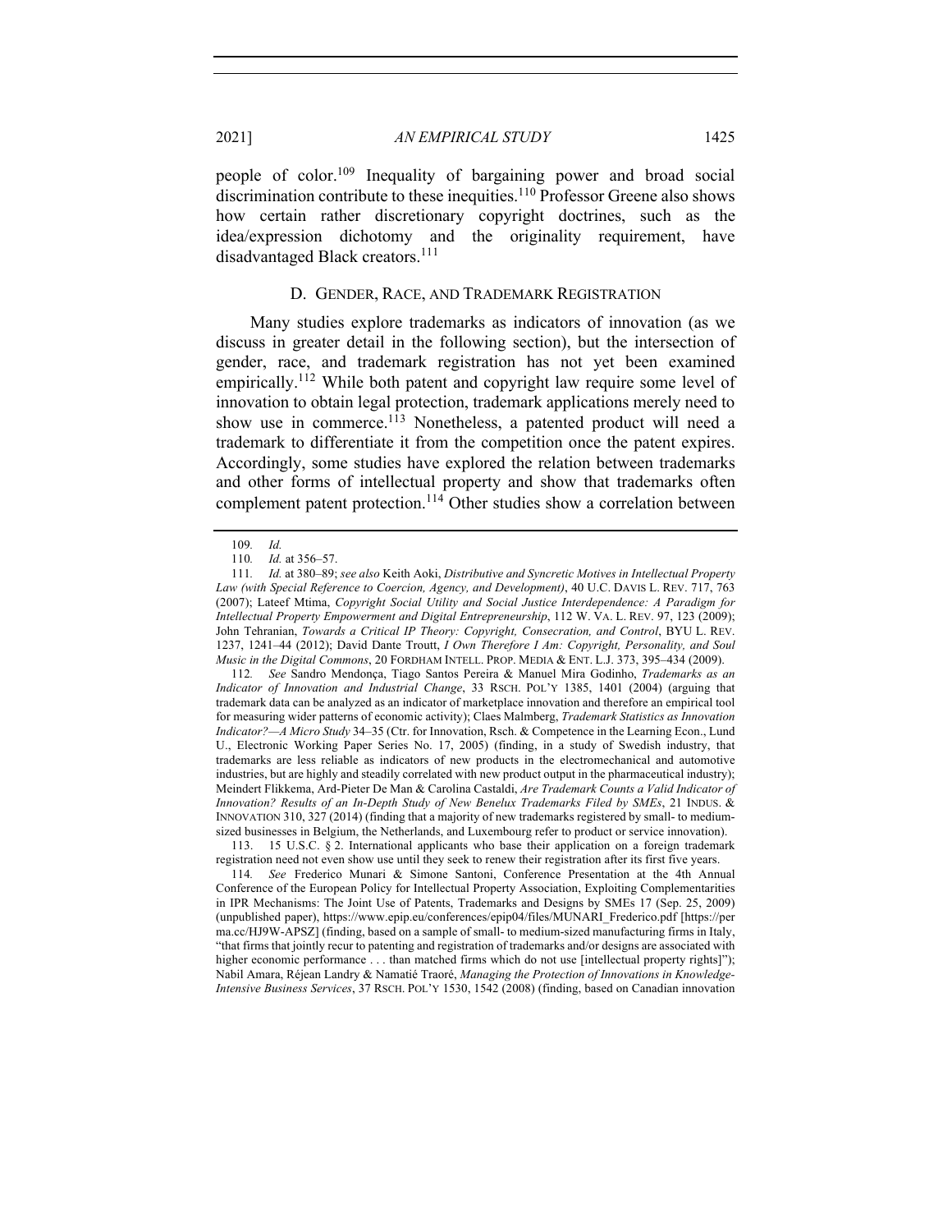people of color.[109] Inequality of bargaining power and broad social discrimination contribute to these inequities.[110] Professor Greene also shows how certain rather discretionary copyright doctrines, such as the idea/expression dichotomy and the originality requirement, have disadvantaged Black creators.[111]

### D. Gender, Race, and Trademark Registration

Many studies explore trademarks as indicators of innovation (as we discuss in greater detail in the following section), but the intersection of gender, race, and trademark registration has not yet been examined empirically.[112] While both patent and copyright law require some level of innovation to obtain legal protection, trademark applications merely need to show use in commerce.[113] Nonetheless, a patented product will need a trademark to differentiate it from the competition once the patent expires. Accordingly, some studies have explored the relation between trademarks and other forms of intellectual property and show that trademarks often complement patent protection.[114] Other studies show a correlation between

---

109. *Id.*

110. *Id.* at 356–57.

111. *Id.* at 380–89; *see also* Keith Aoki, *Distributive and Syncretic Motives in Intellectual Property Law (with Special Reference to Coercion, Agency, and Development)*, 40 U.C. DAVIS L. REV. 717, 763 (2007); Lateef Mtima, *Copyright Social Utility and Social Justice Interdependence: A Paradigm for Intellectual Property Empowerment and Digital Entrepreneurship*, 112 W. VA. L. REV. 97, 123 (2009); John Tehranian, *Towards a Critical IP Theory: Copyright, Consecration, and Control*, BYU L. REV. 1237, 1241–44 (2012); David Dante Troutt, *I Own Therefore I Am: Copyright, Personality, and Soul Music in the Digital Commons*, 20 FORDHAM INTELL. PROP. MEDIA & ENT. L.J. 373, 395–434 (2009).

112. *See* Sandro Mendonça, Tiago Santos Pereira & Manuel Mira Godinho, *Trademarks as an Indicator of Innovation and Industrial Change*, 33 RSCH. POL'Y 1385, 1401 (2004) (arguing that trademark data can be analyzed as an indicator of marketplace innovation and therefore an empirical tool for measuring wider patterns of economic activity); Claes Malmberg, *Trademark Statistics as Innovation Indicator?—A Micro Study* 34–35 (Ctr. for Innovation, Rsch. & Competence in the Learning Econ., Lund U., Electronic Working Paper Series No. 17, 2005) (finding, in a study of Swedish industry, that trademarks are less reliable as indicators of new products in the electromechanical and automotive industries, but are highly and steadily correlated with new product output in the pharmaceutical industry); Meindert Flikkema, Ard-Pieter De Man & Carolina Castaldi, *Are Trademark Counts a Valid Indicator of Innovation? Results of an In-Depth Study of New Benelux Trademarks Filed by SMEs*, 21 INDUS. & INNOVATION 310, 327 (2014) (finding that a majority of new trademarks registered by small- to medium-sized businesses in Belgium, the Netherlands, and Luxembourg refer to product or service innovation).

113. 15 U.S.C. § 2. International applicants who base their application on a foreign trademark registration need not even show use until they seek to renew their registration after its first five years.

114. *See* Frederico Munari & Simone Santoni, Conference Presentation at the 4th Annual Conference of the European Policy for Intellectual Property Association, Exploiting Complementarities in IPR Mechanisms: The Joint Use of Patents, Trademarks and Designs by SMEs 17 (Sep. 25, 2009) (unpublished paper), https://www.epip.eu/conferences/epip04/files/MUNARI_Frederico.pdf [https://perma.cc/HJ9W-APSZ] (finding, based on a sample of small- to medium-sized manufacturing firms in Italy, "that firms that jointly recur to patenting and registration of trademarks and/or designs are associated with higher economic performance . . . than matched firms which do not use [intellectual property rights]"); Nabil Amara, Réjean Landry & Namatié Traoré, *Managing the Protection of Innovations in Knowledge-Intensive Business Services*, 37 RSCH. POL'Y 1530, 1542 (2008) (finding, based on Canadian innovation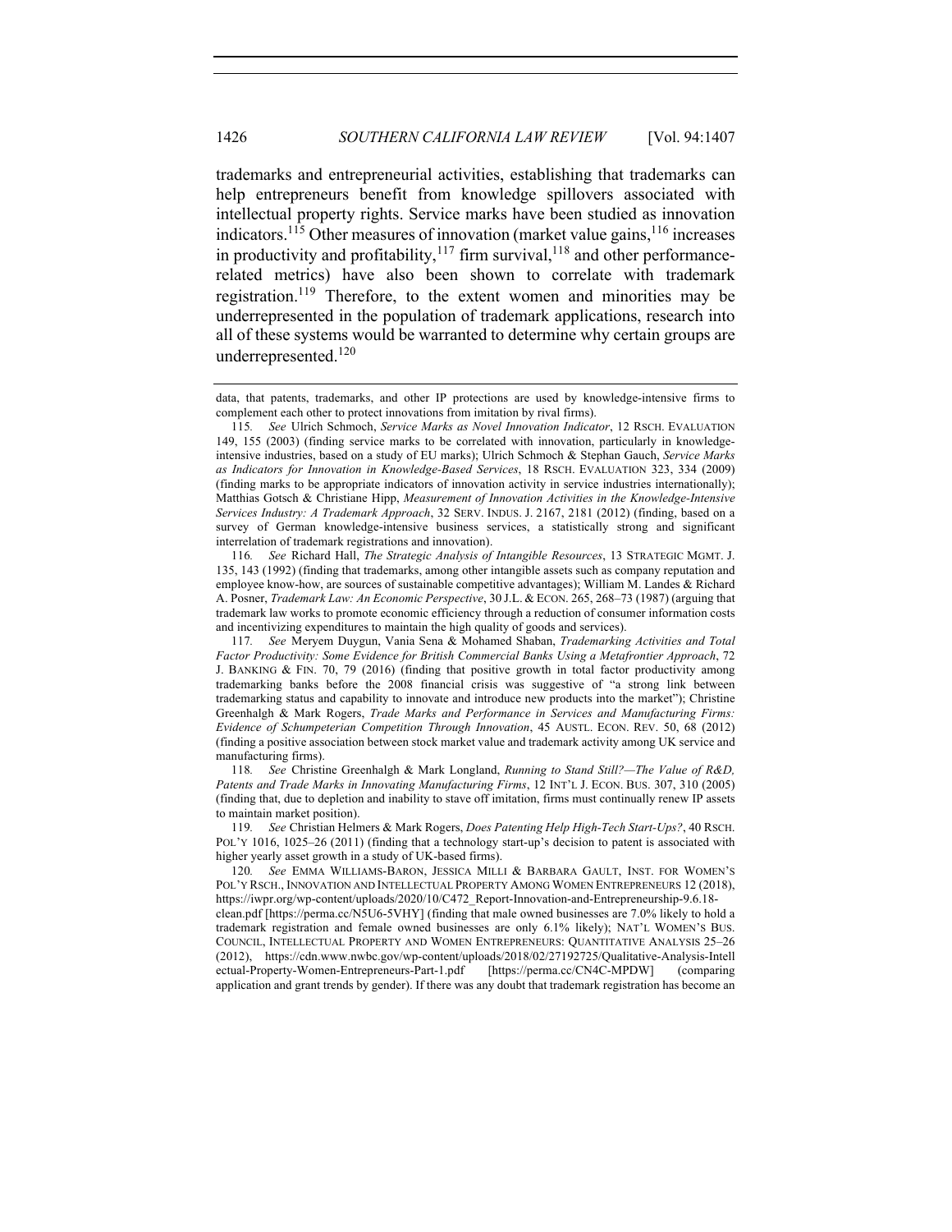trademarks and entrepreneurial activities, establishing that trademarks can help entrepreneurs benefit from knowledge spillovers associated with intellectual property rights. Service marks have been studied as innovation indicators.[115] Other measures of innovation (market value gains,[116] increases in productivity and profitability,[117] firm survival,[118] and other performance-related metrics) have also been shown to correlate with trademark registration.[119] Therefore, to the extent women and minorities may be underrepresented in the population of trademark applications, research into all of these systems would be warranted to determine why certain groups are underrepresented.[120]

---

data, that patents, trademarks, and other IP protections are used by knowledge-intensive firms to complement each other to protect innovations from imitation by rival firms).

115. *See* Ulrich Schmoch, *Service Marks as Novel Innovation Indicator*, 12 RSCH. EVALUATION 149, 155 (2003) (finding service marks to be correlated with innovation, particularly in knowledge-intensive industries, based on a study of EU marks); Ulrich Schmoch & Stephan Gauch, *Service Marks as Indicators for Innovation in Knowledge-Based Services*, 18 RSCH. EVALUATION 323, 334 (2009) (finding marks to be appropriate indicators of innovation activity in service industries internationally); Matthias Gotsch & Christiane Hipp, *Measurement of Innovation Activities in the Knowledge-Intensive Services Industry: A Trademark Approach*, 32 SERV. INDUS. J. 2167, 2181 (2012) (finding, based on a survey of German knowledge-intensive business services, a statistically strong and significant interrelation of trademark registrations and innovation).

116. *See* Richard Hall, *The Strategic Analysis of Intangible Resources*, 13 STRATEGIC MGMT. J. 135, 143 (1992) (finding that trademarks, among other intangible assets such as company reputation and employee know-how, are sources of sustainable competitive advantages); William M. Landes & Richard A. Posner, *Trademark Law: An Economic Perspective*, 30 J.L. & ECON. 265, 268–73 (1987) (arguing that trademark law works to promote economic efficiency through a reduction of consumer information costs and incentivizing expenditures to maintain the high quality of goods and services).

117. *See* Meryem Duygun, Vania Sena & Mohamed Shaban, *Trademarking Activities and Total Factor Productivity: Some Evidence for British Commercial Banks Using a Metafrontier Approach*, 72 J. BANKING & FIN. 70, 79 (2016) (finding that positive growth in total factor productivity among trademarking banks before the 2008 financial crisis was suggestive of "a strong link between trademarking status and capability to innovate and introduce new products into the market"); Christine Greenhalgh & Mark Rogers, *Trade Marks and Performance in Services and Manufacturing Firms: Evidence of Schumpeterian Competition Through Innovation*, 45 AUSTL. ECON. REV. 50, 68 (2012) (finding a positive association between stock market value and trademark activity among UK service and manufacturing firms).

118. *See* Christine Greenhalgh & Mark Longland, *Running to Stand Still?—The Value of R&D, Patents and Trade Marks in Innovating Manufacturing Firms*, 12 INT'L J. ECON. BUS. 307, 310 (2005) (finding that, due to depletion and inability to stave off imitation, firms must continually renew IP assets to maintain market position).

119. *See* Christian Helmers & Mark Rogers, *Does Patenting Help High-Tech Start-Ups?*, 40 RSCH. POL'Y 1016, 1025–26 (2011) (finding that a technology start-up's decision to patent is associated with higher yearly asset growth in a study of UK-based firms).

120. *See* EMMA WILLIAMS-BARON, JESSICA MILLI & BARBARA GAULT, INST. FOR WOMEN'S POL'Y RSCH., INNOVATION AND INTELLECTUAL PROPERTY AMONG WOMEN ENTREPRENEURS 12 (2018), https://iwpr.org/wp-content/uploads/2020/10/C472_Report-Innovation-and-Entrepreneurship-9.6.18-clean.pdf [https://perma.cc/N5U6-5VHY] (finding that male owned businesses are 7.0% likely to hold a trademark registration and female owned businesses are only 6.1% likely); NAT'L WOMEN'S BUS. COUNCIL, INTELLECTUAL PROPERTY AND WOMEN ENTREPRENEURS: QUANTITATIVE ANALYSIS 25–26 (2012), https://cdn.www.nwbc.gov/wp-content/uploads/2018/02/27192725/Qualitative-Analysis-Intellectual-Property-Women-Entrepreneurs-Part-1.pdf [https://perma.cc/CN4C-MPDW] (comparing application and grant trends by gender). If there was any doubt that trademark registration has become an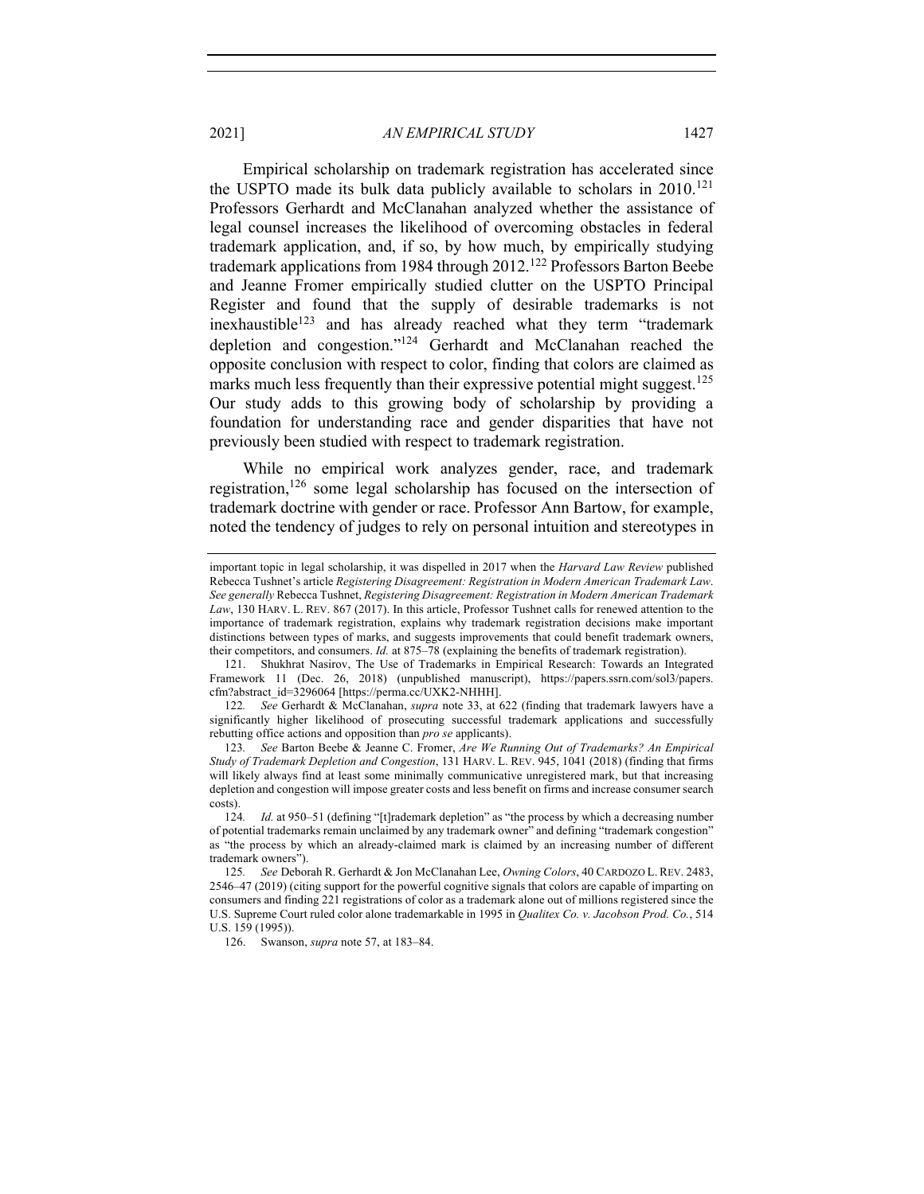Empirical scholarship on trademark registration has accelerated since the USPTO made its bulk data publicly available to scholars in 2010.[121] Professors Gerhardt and McClanahan analyzed whether the assistance of legal counsel increases the likelihood of overcoming obstacles in federal trademark application, and, if so, by how much, by empirically studying trademark applications from 1984 through 2012.[122] Professors Barton Beebe and Jeanne Fromer empirically studied clutter on the USPTO Principal Register and found that the supply of desirable trademarks is not inexhaustible[123] and has already reached what they term "trademark depletion and congestion."[124] Gerhardt and McClanahan reached the opposite conclusion with respect to color, finding that colors are claimed as marks much less frequently than their expressive potential might suggest.[125] Our study adds to this growing body of scholarship by providing a foundation for understanding race and gender disparities that have not previously been studied with respect to trademark registration.

While no empirical work analyzes gender, race, and trademark registration,[126] some legal scholarship has focused on the intersection of trademark doctrine with gender or race. Professor Ann Bartow, for example, noted the tendency of judges to rely on personal intuition and stereotypes in

---

important topic in legal scholarship, it was dispelled in 2017 when the *Harvard Law Review* published Rebecca Tushnet's article *Registering Disagreement: Registration in Modern American Trademark Law*. *See generally* Rebecca Tushnet, *Registering Disagreement: Registration in Modern American Trademark Law*, 130 HARV. L. REV. 867 (2017). In this article, Professor Tushnet calls for renewed attention to the importance of trademark registration, explains why trademark registration decisions make important distinctions between types of marks, and suggests improvements that could benefit trademark owners, their competitors, and consumers. *Id.* at 875–78 (explaining the benefits of trademark registration).

121. Shukhrat Nasirov, The Use of Trademarks in Empirical Research: Towards an Integrated Framework 11 (Dec. 26, 2018) (unpublished manuscript), https://papers.ssrn.com/sol3/papers.cfm?abstract_id=3296064 [https://perma.cc/UXK2-NHHH].

122. *See* Gerhardt & McClanahan, *supra* note 33, at 622 (finding that trademark lawyers have a significantly higher likelihood of prosecuting successful trademark applications and successfully rebutting office actions and opposition than *pro se* applicants).

123. *See* Barton Beebe & Jeanne C. Fromer, *Are We Running Out of Trademarks? An Empirical Study of Trademark Depletion and Congestion*, 131 HARV. L. REV. 945, 1041 (2018) (finding that firms will likely always find at least some minimally communicative unregistered mark, but that increasing depletion and congestion will impose greater costs and less benefit on firms and increase consumer search costs).

124. *Id.* at 950–51 (defining "[t]rademark depletion" as "the process by which a decreasing number of potential trademarks remain unclaimed by any trademark owner" and defining "trademark congestion" as "the process by which an already-claimed mark is claimed by an increasing number of different trademark owners").

125. *See* Deborah R. Gerhardt & Jon McClanahan Lee, *Owning Colors*, 40 CARDOZO L. REV. 2483, 2546–47 (2019) (citing support for the powerful cognitive signals that colors are capable of imparting on consumers and finding 221 registrations of color as a trademark alone out of millions registered since the U.S. Supreme Court ruled color alone trademarkable in 1995 in *Qualitex Co. v. Jacobson Prod. Co.*, 514 U.S. 159 (1995)).

126. Swanson, *supra* note 57, at 183–84.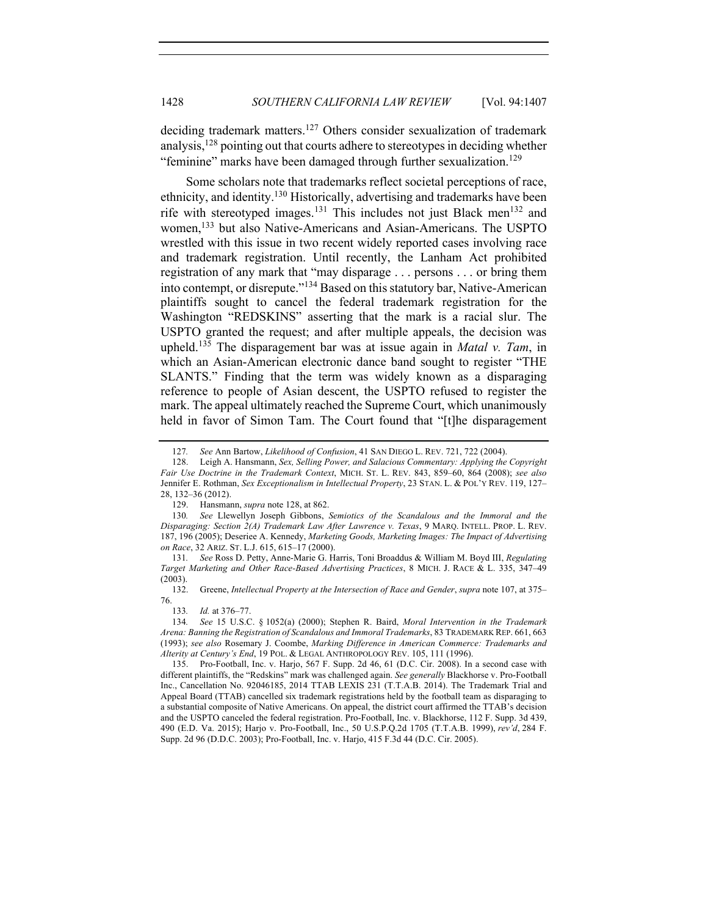deciding trademark matters.[127] Others consider sexualization of trademark analysis,[128] pointing out that courts adhere to stereotypes in deciding whether "feminine" marks have been damaged through further sexualization.[129]

Some scholars note that trademarks reflect societal perceptions of race, ethnicity, and identity.[130] Historically, advertising and trademarks have been rife with stereotyped images.[131] This includes not just Black men[132] and women,[133] but also Native-Americans and Asian-Americans. The USPTO wrestled with this issue in two recent widely reported cases involving race and trademark registration. Until recently, the Lanham Act prohibited registration of any mark that "may disparage . . . persons . . . or bring them into contempt, or disrepute."[134] Based on this statutory bar, Native-American plaintiffs sought to cancel the federal trademark registration for the Washington "REDSKINS" asserting that the mark is a racial slur. The USPTO granted the request; and after multiple appeals, the decision was upheld.[135] The disparagement bar was at issue again in *Matal v. Tam*, in which an Asian-American electronic dance band sought to register "THE SLANTS." Finding that the term was widely known as a disparaging reference to people of Asian descent, the USPTO refused to register the mark. The appeal ultimately reached the Supreme Court, which unanimously held in favor of Simon Tam. The Court found that "[t]he disparagement

---

127. *See* Ann Bartow, *Likelihood of Confusion*, 41 SAN DIEGO L. REV. 721, 722 (2004).

128. Leigh A. Hansmann, *Sex, Selling Power, and Salacious Commentary: Applying the Copyright Fair Use Doctrine in the Trademark Context*, MICH. ST. L. REV. 843, 859–60, 864 (2008); *see also* Jennifer E. Rothman, *Sex Exceptionalism in Intellectual Property*, 23 STAN. L. & POL'Y REV. 119, 127–28, 132–36 (2012).

129. Hansmann, *supra* note 128, at 862.

130. *See* Llewellyn Joseph Gibbons, *Semiotics of the Scandalous and the Immoral and the Disparaging: Section 2(A) Trademark Law After Lawrence v. Texas*, 9 MARQ. INTELL. PROP. L. REV. 187, 196 (2005); Deseriee A. Kennedy, *Marketing Goods, Marketing Images: The Impact of Advertising on Race*, 32 ARIZ. ST. L.J. 615, 615–17 (2000).

131. *See* Ross D. Petty, Anne-Marie G. Harris, Toni Broaddus & William M. Boyd III, *Regulating Target Marketing and Other Race-Based Advertising Practices*, 8 MICH. J. RACE & L. 335, 347–49 (2003).

132. Greene, *Intellectual Property at the Intersection of Race and Gender*, *supra* note 107, at 375–76.

133. *Id.* at 376–77.

134. *See* 15 U.S.C. § 1052(a) (2000); Stephen R. Baird, *Moral Intervention in the Trademark Arena: Banning the Registration of Scandalous and Immoral Trademarks*, 83 TRADEMARK REP. 661, 663 (1993); *see also* Rosemary J. Coombe, *Marking Difference in American Commerce: Trademarks and Alterity at Century's End*, 19 POL. & LEGAL ANTHROPOLOGY REV. 105, 111 (1996).

135. Pro-Football, Inc. v. Harjo, 567 F. Supp. 2d 46, 61 (D.C. Cir. 2008). In a second case with different plaintiffs, the "Redskins" mark was challenged again. *See generally* Blackhorse v. Pro-Football Inc., Cancellation No. 92046185, 2014 TTAB LEXIS 231 (T.T.A.B. 2014). The Trademark Trial and Appeal Board (TTAB) cancelled six trademark registrations held by the football team as disparaging to a substantial composite of Native Americans. On appeal, the district court affirmed the TTAB's decision and the USPTO canceled the federal registration. Pro-Football, Inc. v. Blackhorse, 112 F. Supp. 3d 439, 490 (E.D. Va. 2015); Harjo v. Pro-Football, Inc., 50 U.S.P.Q.2d 1705 (T.T.A.B. 1999), *rev'd*, 284 F. Supp. 2d 96 (D.D.C. 2003); Pro-Football, Inc. v. Harjo, 415 F.3d 44 (D.C. Cir. 2005).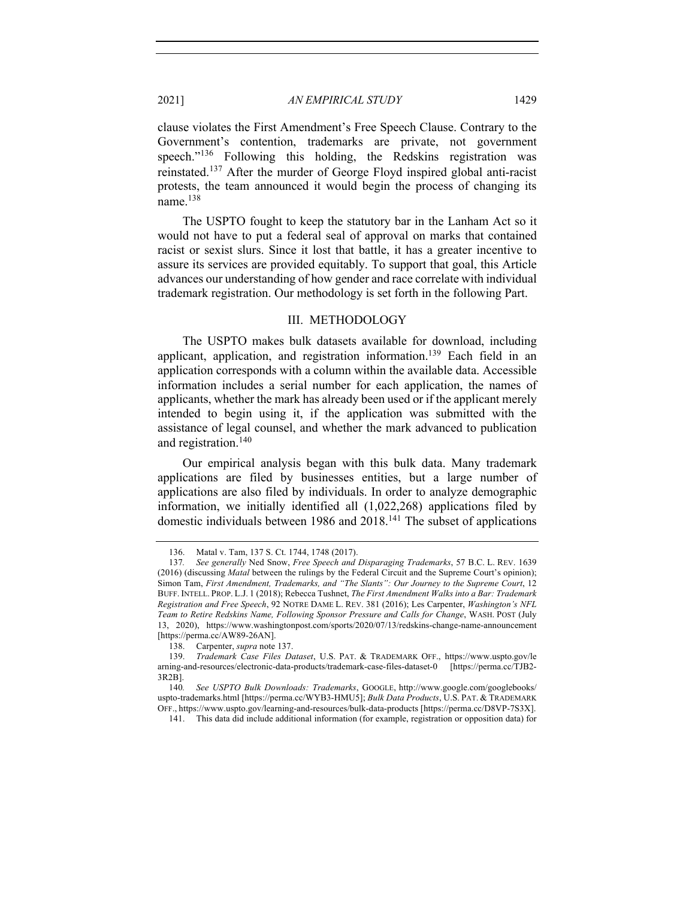clause violates the First Amendment's Free Speech Clause. Contrary to the Government's contention, trademarks are private, not government speech."[136] Following this holding, the Redskins registration was reinstated.[137] After the murder of George Floyd inspired global anti-racist protests, the team announced it would begin the process of changing its name.[138]

The USPTO fought to keep the statutory bar in the Lanham Act so it would not have to put a federal seal of approval on marks that contained racist or sexist slurs. Since it lost that battle, it has a greater incentive to assure its services are provided equitably. To support that goal, this Article advances our understanding of how gender and race correlate with individual trademark registration. Our methodology is set forth in the following Part.

## III. METHODOLOGY

The USPTO makes bulk datasets available for download, including applicant, application, and registration information.[139] Each field in an application corresponds with a column within the available data. Accessible information includes a serial number for each application, the names of applicants, whether the mark has already been used or if the applicant merely intended to begin using it, if the application was submitted with the assistance of legal counsel, and whether the mark advanced to publication and registration.[140]

Our empirical analysis began with this bulk data. Many trademark applications are filed by businesses entities, but a large number of applications are also filed by individuals. In order to analyze demographic information, we initially identified all (1,022,268) applications filed by domestic individuals between 1986 and 2018.[141] The subset of applications

---

136. Matal v. Tam, 137 S. Ct. 1744, 1748 (2017).

137. *See generally* Ned Snow, *Free Speech and Disparaging Trademarks*, 57 B.C. L. REV. 1639 (2016) (discussing *Matal* between the rulings by the Federal Circuit and the Supreme Court's opinion); Simon Tam, *First Amendment, Trademarks, and "The Slants": Our Journey to the Supreme Court*, 12 BUFF. INTELL. PROP. L.J. 1 (2018); Rebecca Tushnet, *The First Amendment Walks into a Bar: Trademark Registration and Free Speech*, 92 NOTRE DAME L. REV. 381 (2016); Les Carpenter, *Washington's NFL Team to Retire Redskins Name, Following Sponsor Pressure and Calls for Change*, WASH. POST (July 13, 2020), https://www.washingtonpost.com/sports/2020/07/13/redskins-change-name-announcement [https://perma.cc/AW89-26AN].

138. Carpenter, *supra* note 137.

139. *Trademark Case Files Dataset*, U.S. PAT. & TRADEMARK OFF., https://www.uspto.gov/learning-and-resources/electronic-data-products/trademark-case-files-dataset-0 [https://perma.cc/TJB2-3R2B].

140. *See USPTO Bulk Downloads: Trademarks*, GOOGLE, http://www.google.com/googlebooks/uspto-trademarks.html [https://perma.cc/WYB3-HMU5]; *Bulk Data Products*, U.S. PAT. & TRADEMARK OFF., https://www.uspto.gov/learning-and-resources/bulk-data-products [https://perma.cc/D8VP-7S3X].

141. This data did include additional information (for example, registration or opposition data) for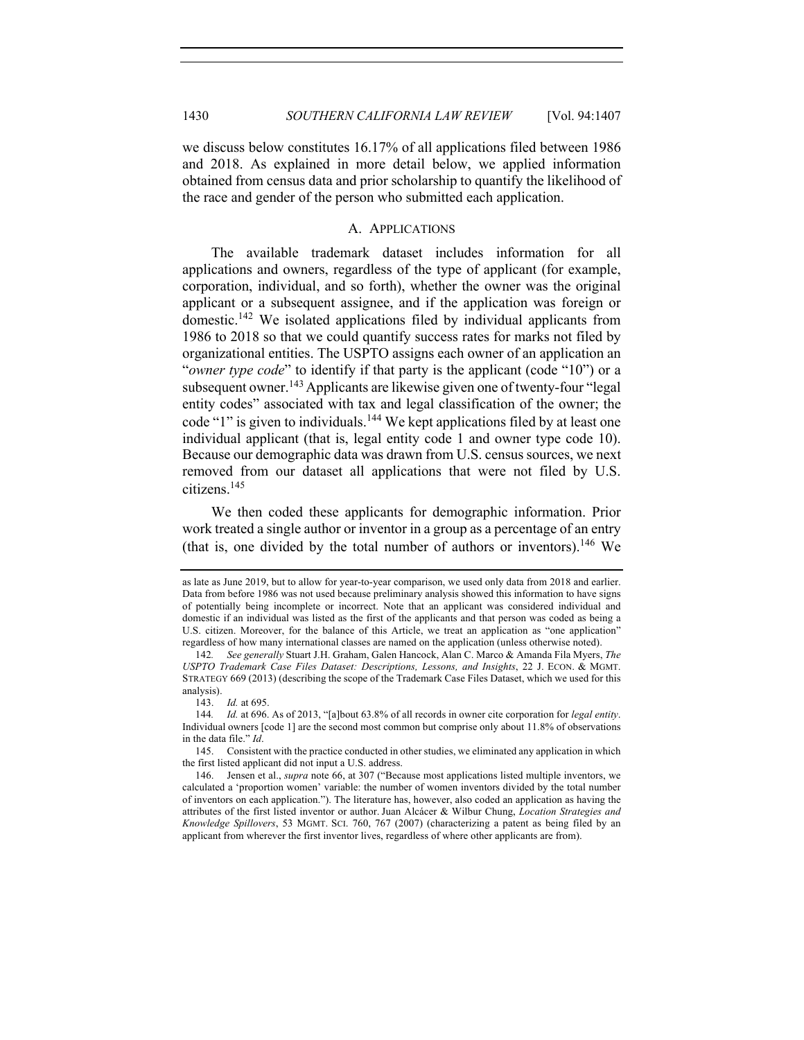we discuss below constitutes 16.17% of all applications filed between 1986 and 2018. As explained in more detail below, we applied information obtained from census data and prior scholarship to quantify the likelihood of the race and gender of the person who submitted each application.

### A. APPLICATIONS

The available trademark dataset includes information for all applications and owners, regardless of the type of applicant (for example, corporation, individual, and so forth), whether the owner was the original applicant or a subsequent assignee, and if the application was foreign or domestic.[142] We isolated applications filed by individual applicants from 1986 to 2018 so that we could quantify success rates for marks not filed by organizational entities. The USPTO assigns each owner of an application an "*owner type code*" to identify if that party is the applicant (code "10") or a subsequent owner.[143] Applicants are likewise given one of twenty-four "legal entity codes" associated with tax and legal classification of the owner; the code "1" is given to individuals.[144] We kept applications filed by at least one individual applicant (that is, legal entity code 1 and owner type code 10). Because our demographic data was drawn from U.S. census sources, we next removed from our dataset all applications that were not filed by U.S. citizens.[145]

We then coded these applicants for demographic information. Prior work treated a single author or inventor in a group as a percentage of an entry (that is, one divided by the total number of authors or inventors).[146] We

---

as late as June 2019, but to allow for year-to-year comparison, we used only data from 2018 and earlier. Data from before 1986 was not used because preliminary analysis showed this information to have signs of potentially being incomplete or incorrect. Note that an applicant was considered individual and domestic if an individual was listed as the first of the applicants and that person was coded as being a U.S. citizen. Moreover, for the balance of this Article, we treat an application as "one application" regardless of how many international classes are named on the application (unless otherwise noted).

142. *See generally* Stuart J.H. Graham, Galen Hancock, Alan C. Marco & Amanda Fila Myers, *The USPTO Trademark Case Files Dataset: Descriptions, Lessons, and Insights*, 22 J. ECON. & MGMT. STRATEGY 669 (2013) (describing the scope of the Trademark Case Files Dataset, which we used for this analysis).

143. *Id.* at 695.

144. *Id.* at 696. As of 2013, "[a]bout 63.8% of all records in owner cite corporation for *legal entity*. Individual owners [code 1] are the second most common but comprise only about 11.8% of observations in the data file." *Id*.

145. Consistent with the practice conducted in other studies, we eliminated any application in which the first listed applicant did not input a U.S. address.

146. Jensen et al., *supra* note 66, at 307 ("Because most applications listed multiple inventors, we calculated a 'proportion women' variable: the number of women inventors divided by the total number of inventors on each application."). The literature has, however, also coded an application as having the attributes of the first listed inventor or author. Juan Alcácer & Wilbur Chung, *Location Strategies and Knowledge Spillovers*, 53 MGMT. SCI. 760, 767 (2007) (characterizing a patent as being filed by an applicant from wherever the first inventor lives, regardless of where other applicants are from).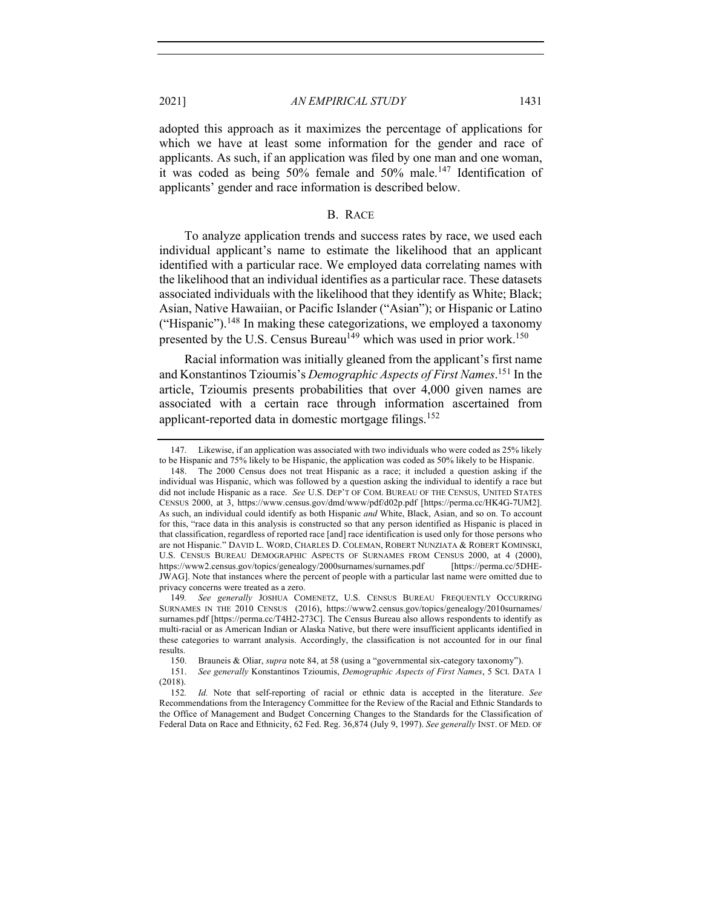adopted this approach as it maximizes the percentage of applications for which we have at least some information for the gender and race of applicants. As such, if an application was filed by one man and one woman, it was coded as being 50% female and 50% male.[147] Identification of applicants' gender and race information is described below.

## B. RACE

To analyze application trends and success rates by race, we used each individual applicant's name to estimate the likelihood that an applicant identified with a particular race. We employed data correlating names with the likelihood that an individual identifies as a particular race. These datasets associated individuals with the likelihood that they identify as White; Black; Asian, Native Hawaiian, or Pacific Islander ("Asian"); or Hispanic or Latino ("Hispanic").[148] In making these categorizations, we employed a taxonomy presented by the U.S. Census Bureau[149] which was used in prior work.[150]

Racial information was initially gleaned from the applicant's first name and Konstantinos Tzioumis's *Demographic Aspects of First Names*.[151] In the article, Tzioumis presents probabilities that over 4,000 given names are associated with a certain race through information ascertained from applicant-reported data in domestic mortgage filings.[152]

---

147. Likewise, if an application was associated with two individuals who were coded as 25% likely to be Hispanic and 75% likely to be Hispanic, the application was coded as 50% likely to be Hispanic.

148. The 2000 Census does not treat Hispanic as a race; it included a question asking if the individual was Hispanic, which was followed by a question asking the individual to identify a race but did not include Hispanic as a race. *See* U.S. DEP'T OF COM. BUREAU OF THE CENSUS, UNITED STATES CENSUS 2000, at 3, https://www.census.gov/dmd/www/pdf/d02p.pdf [https://perma.cc/HK4G-7UM2]. As such, an individual could identify as both Hispanic *and* White, Black, Asian, and so on. To account for this, "race data in this analysis is constructed so that any person identified as Hispanic is placed in that classification, regardless of reported race [and] race identification is used only for those persons who are not Hispanic." DAVID L. WORD, CHARLES D. COLEMAN, ROBERT NUNZIATA & ROBERT KOMINSKI, U.S. CENSUS BUREAU DEMOGRAPHIC ASPECTS OF SURNAMES FROM CENSUS 2000, at 4 (2000), https://www2.census.gov/topics/genealogy/2000surnames/surnames.pdf [https://perma.cc/5DHE-JWAG]. Note that instances where the percent of people with a particular last name were omitted due to privacy concerns were treated as a zero.

149. *See generally* JOSHUA COMENETZ, U.S. CENSUS BUREAU FREQUENTLY OCCURRING SURNAMES IN THE 2010 CENSUS (2016), https://www2.census.gov/topics/genealogy/2010surnames/surnames.pdf [https://perma.cc/T4H2-273C]. The Census Bureau also allows respondents to identify as multi-racial or as American Indian or Alaska Native, but there were insufficient applicants identified in these categories to warrant analysis. Accordingly, the classification is not accounted for in our final results.

150. Brauneis & Oliar, *supra* note 84, at 58 (using a "governmental six-category taxonomy").

151. *See generally* Konstantinos Tzioumis, *Demographic Aspects of First Names*, 5 SCI. DATA 1 (2018).

152. *Id.* Note that self-reporting of racial or ethnic data is accepted in the literature. *See* Recommendations from the Interagency Committee for the Review of the Racial and Ethnic Standards to the Office of Management and Budget Concerning Changes to the Standards for the Classification of Federal Data on Race and Ethnicity, 62 Fed. Reg. 36,874 (July 9, 1997). *See generally* INST. OF MED. OF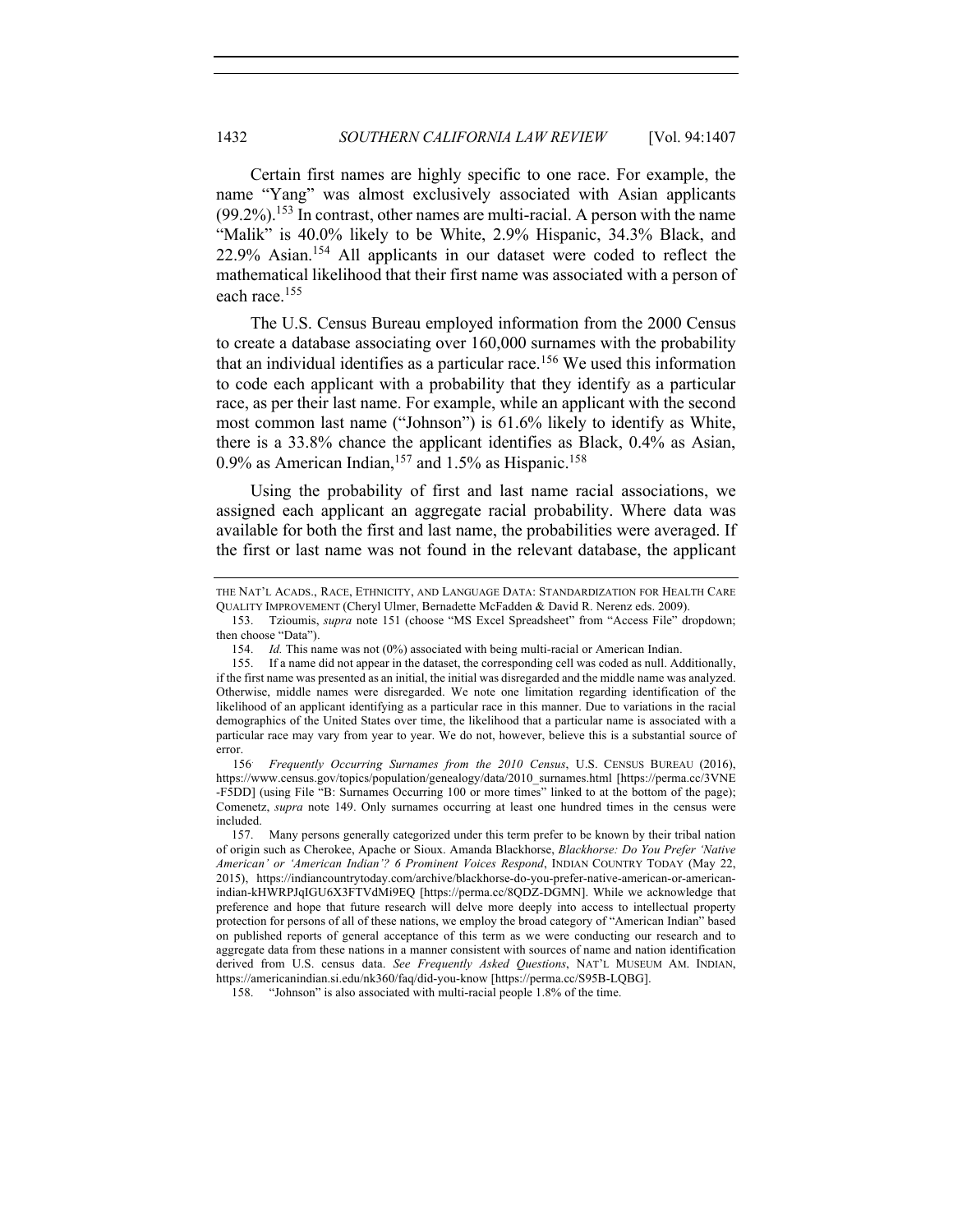Certain first names are highly specific to one race. For example, the name "Yang" was almost exclusively associated with Asian applicants (99.2%).[153] In contrast, other names are multi-racial. A person with the name "Malik" is 40.0% likely to be White, 2.9% Hispanic, 34.3% Black, and 22.9% Asian.[154] All applicants in our dataset were coded to reflect the mathematical likelihood that their first name was associated with a person of each race.[155]

The U.S. Census Bureau employed information from the 2000 Census to create a database associating over 160,000 surnames with the probability that an individual identifies as a particular race.[156] We used this information to code each applicant with a probability that they identify as a particular race, as per their last name. For example, while an applicant with the second most common last name ("Johnson") is 61.6% likely to identify as White, there is a 33.8% chance the applicant identifies as Black, 0.4% as Asian, 0.9% as American Indian,[157] and 1.5% as Hispanic.[158]

Using the probability of first and last name racial associations, we assigned each applicant an aggregate racial probability. Where data was available for both the first and last name, the probabilities were averaged. If the first or last name was not found in the relevant database, the applicant

---

THE NAT'L ACADS., RACE, ETHNICITY, AND LANGUAGE DATA: STANDARDIZATION FOR HEALTH CARE QUALITY IMPROVEMENT (Cheryl Ulmer, Bernadette McFadden & David R. Nerenz eds. 2009).

153. Tzioumis, *supra* note 151 (choose "MS Excel Spreadsheet" from "Access File" dropdown; then choose "Data").

154. *Id.* This name was not (0%) associated with being multi-racial or American Indian.

155. If a name did not appear in the dataset, the corresponding cell was coded as null. Additionally, if the first name was presented as an initial, the initial was disregarded and the middle name was analyzed. Otherwise, middle names were disregarded. We note one limitation regarding identification of the likelihood of an applicant identifying as a particular race in this manner. Due to variations in the racial demographics of the United States over time, the likelihood that a particular name is associated with a particular race may vary from year to year. We do not, however, believe this is a substantial source of error.

156. *Frequently Occurring Surnames from the 2010 Census*, U.S. CENSUS BUREAU (2016), https://www.census.gov/topics/population/genealogy/data/2010_surnames.html [https://perma.cc/3VNE-F5DD] (using File "B: Surnames Occurring 100 or more times" linked to at the bottom of the page); Comenetz, *supra* note 149. Only surnames occurring at least one hundred times in the census were included.

157. Many persons generally categorized under this term prefer to be known by their tribal nation of origin such as Cherokee, Apache or Sioux. Amanda Blackhorse, *Blackhorse: Do You Prefer 'Native American' or 'American Indian'? 6 Prominent Voices Respond*, INDIAN COUNTRY TODAY (May 22, 2015), https://indiancountrytoday.com/archive/blackhorse-do-you-prefer-native-american-or-american-indian-kHWRPJqIGU6X3FTVdMi9EQ [https://perma.cc/8QDZ-DGMN]. While we acknowledge that preference and hope that future research will delve more deeply into access to intellectual property protection for persons of all of these nations, we employ the broad category of "American Indian" based on published reports of general acceptance of this term as we were conducting our research and to aggregate data from these nations in a manner consistent with sources of name and nation identification derived from U.S. census data. *See Frequently Asked Questions*, NAT'L MUSEUM AM. INDIAN, https://americanindian.si.edu/nk360/faq/did-you-know [https://perma.cc/S95B-LQBG].

158. "Johnson" is also associated with multi-racial people 1.8% of the time.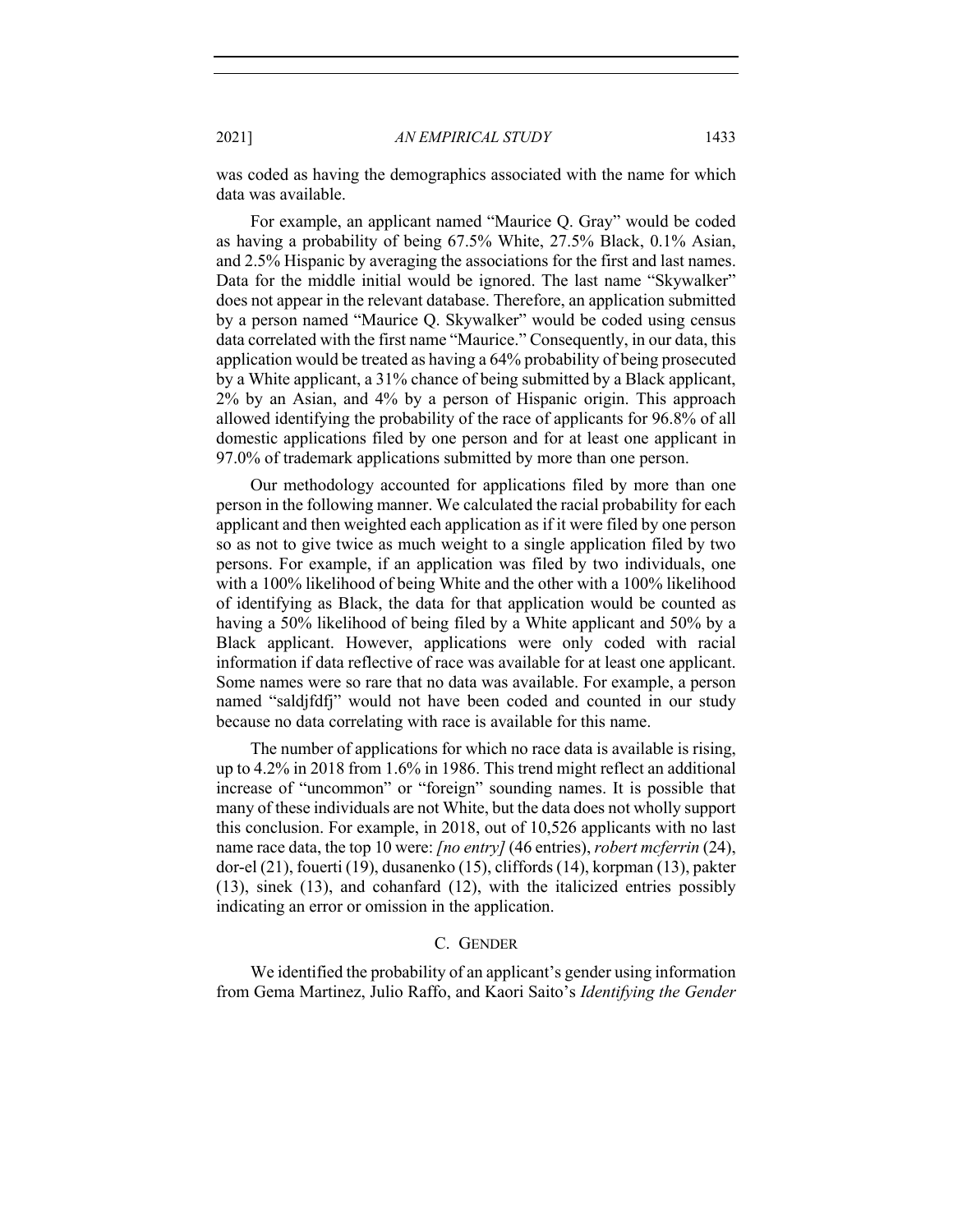was coded as having the demographics associated with the name for which data was available.

For example, an applicant named "Maurice Q. Gray" would be coded as having a probability of being 67.5% White, 27.5% Black, 0.1% Asian, and 2.5% Hispanic by averaging the associations for the first and last names. Data for the middle initial would be ignored. The last name "Skywalker" does not appear in the relevant database. Therefore, an application submitted by a person named "Maurice Q. Skywalker" would be coded using census data correlated with the first name "Maurice." Consequently, in our data, this application would be treated as having a 64% probability of being prosecuted by a White applicant, a 31% chance of being submitted by a Black applicant, 2% by an Asian, and 4% by a person of Hispanic origin. This approach allowed identifying the probability of the race of applicants for 96.8% of all domestic applications filed by one person and for at least one applicant in 97.0% of trademark applications submitted by more than one person.

Our methodology accounted for applications filed by more than one person in the following manner. We calculated the racial probability for each applicant and then weighted each application as if it were filed by one person so as not to give twice as much weight to a single application filed by two persons. For example, if an application was filed by two individuals, one with a 100% likelihood of being White and the other with a 100% likelihood of identifying as Black, the data for that application would be counted as having a 50% likelihood of being filed by a White applicant and 50% by a Black applicant. However, applications were only coded with racial information if data reflective of race was available for at least one applicant. Some names were so rare that no data was available. For example, a person named "saldjfdfj" would not have been coded and counted in our study because no data correlating with race is available for this name.

The number of applications for which no race data is available is rising, up to 4.2% in 2018 from 1.6% in 1986. This trend might reflect an additional increase of "uncommon" or "foreign" sounding names. It is possible that many of these individuals are not White, but the data does not wholly support this conclusion. For example, in 2018, out of 10,526 applicants with no last name race data, the top 10 were: *[no entry]* (46 entries), *robert mcferrin* (24), dor-el (21), fouerti (19), dusanenko (15), cliffords (14), korpman (13), pakter (13), sinek (13), and cohanfard (12), with the italicized entries possibly indicating an error or omission in the application.

## C. GENDER

We identified the probability of an applicant's gender using information from Gema Martinez, Julio Raffo, and Kaori Saito's *Identifying the Gender*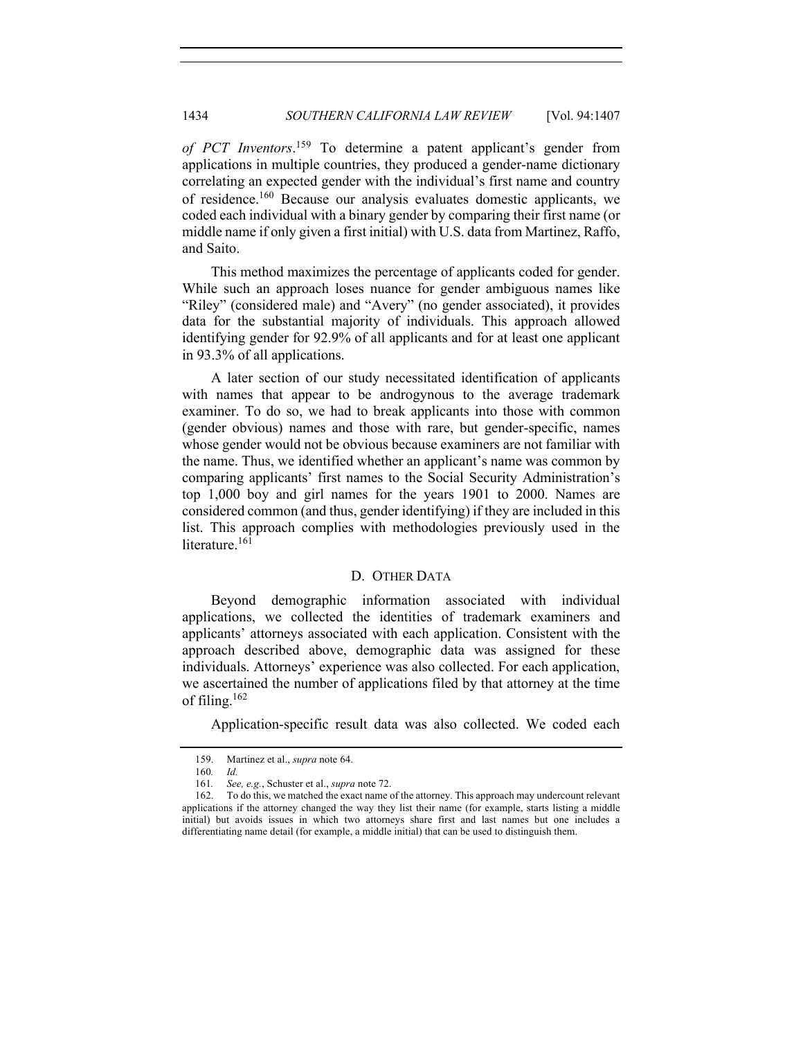*of PCT Inventors*.[159] To determine a patent applicant's gender from applications in multiple countries, they produced a gender-name dictionary correlating an expected gender with the individual's first name and country of residence.[160] Because our analysis evaluates domestic applicants, we coded each individual with a binary gender by comparing their first name (or middle name if only given a first initial) with U.S. data from Martinez, Raffo, and Saito.

This method maximizes the percentage of applicants coded for gender. While such an approach loses nuance for gender ambiguous names like "Riley" (considered male) and "Avery" (no gender associated), it provides data for the substantial majority of individuals. This approach allowed identifying gender for 92.9% of all applicants and for at least one applicant in 93.3% of all applications.

A later section of our study necessitated identification of applicants with names that appear to be androgynous to the average trademark examiner. To do so, we had to break applicants into those with common (gender obvious) names and those with rare, but gender-specific, names whose gender would not be obvious because examiners are not familiar with the name. Thus, we identified whether an applicant's name was common by comparing applicants' first names to the Social Security Administration's top 1,000 boy and girl names for the years 1901 to 2000. Names are considered common (and thus, gender identifying) if they are included in this list. This approach complies with methodologies previously used in the literature.[161]

### D. Other Data

Beyond demographic information associated with individual applications, we collected the identities of trademark examiners and applicants' attorneys associated with each application. Consistent with the approach described above, demographic data was assigned for these individuals. Attorneys' experience was also collected. For each application, we ascertained the number of applications filed by that attorney at the time of filing.[162]

Application-specific result data was also collected. We coded each

---

159. Martinez et al., *supra* note 64.

160. *Id.*

161. *See, e.g.*, Schuster et al., *supra* note 72.

162. To do this, we matched the exact name of the attorney. This approach may undercount relevant applications if the attorney changed the way they list their name (for example, starts listing a middle initial) but avoids issues in which two attorneys share first and last names but one includes a differentiating name detail (for example, a middle initial) that can be used to distinguish them.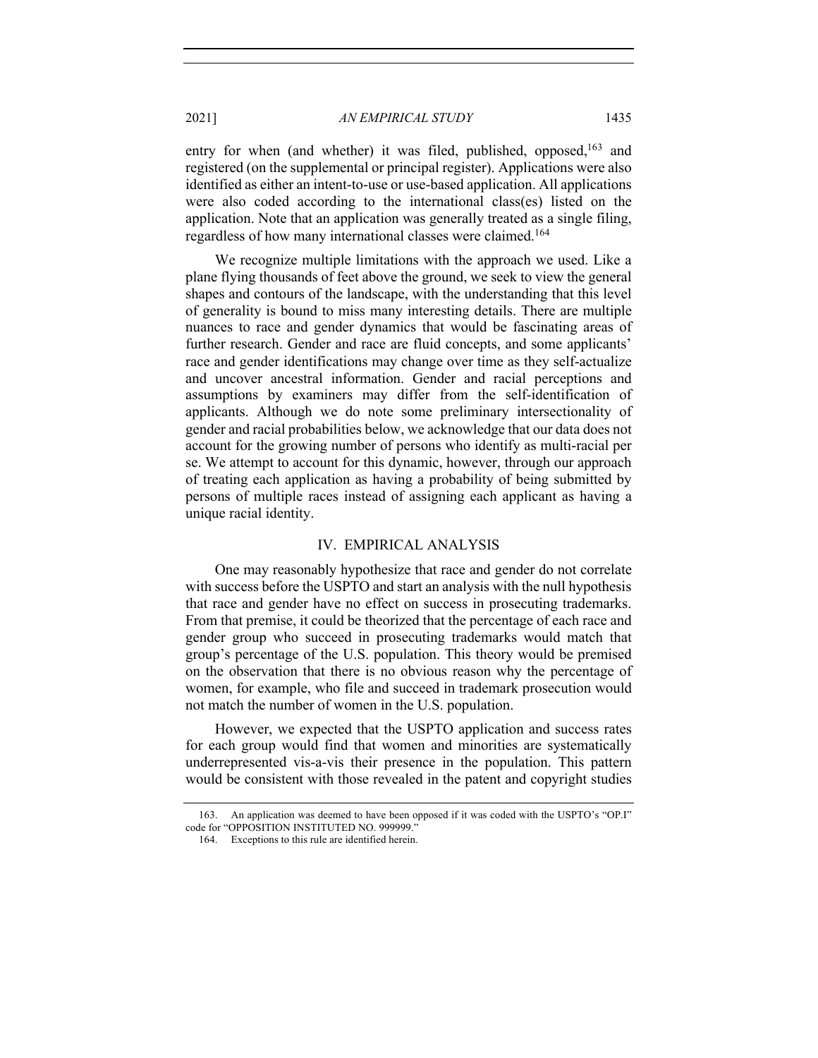entry for when (and whether) it was filed, published, opposed,[163] and registered (on the supplemental or principal register). Applications were also identified as either an intent-to-use or use-based application. All applications were also coded according to the international class(es) listed on the application. Note that an application was generally treated as a single filing, regardless of how many international classes were claimed.[164]

We recognize multiple limitations with the approach we used. Like a plane flying thousands of feet above the ground, we seek to view the general shapes and contours of the landscape, with the understanding that this level of generality is bound to miss many interesting details. There are multiple nuances to race and gender dynamics that would be fascinating areas of further research. Gender and race are fluid concepts, and some applicants' race and gender identifications may change over time as they self-actualize and uncover ancestral information. Gender and racial perceptions and assumptions by examiners may differ from the self-identification of applicants. Although we do note some preliminary intersectionality of gender and racial probabilities below, we acknowledge that our data does not account for the growing number of persons who identify as multi-racial per se. We attempt to account for this dynamic, however, through our approach of treating each application as having a probability of being submitted by persons of multiple races instead of assigning each applicant as having a unique racial identity.

## IV. EMPIRICAL ANALYSIS

One may reasonably hypothesize that race and gender do not correlate with success before the USPTO and start an analysis with the null hypothesis that race and gender have no effect on success in prosecuting trademarks. From that premise, it could be theorized that the percentage of each race and gender group who succeed in prosecuting trademarks would match that group's percentage of the U.S. population. This theory would be premised on the observation that there is no obvious reason why the percentage of women, for example, who file and succeed in trademark prosecution would not match the number of women in the U.S. population.

However, we expected that the USPTO application and success rates for each group would find that women and minorities are systematically underrepresented vis-a-vis their presence in the population. This pattern would be consistent with those revealed in the patent and copyright studies

---

163. An application was deemed to have been opposed if it was coded with the USPTO's "OP.I" code for "OPPOSITION INSTITUTED NO. 999999."

164. Exceptions to this rule are identified herein.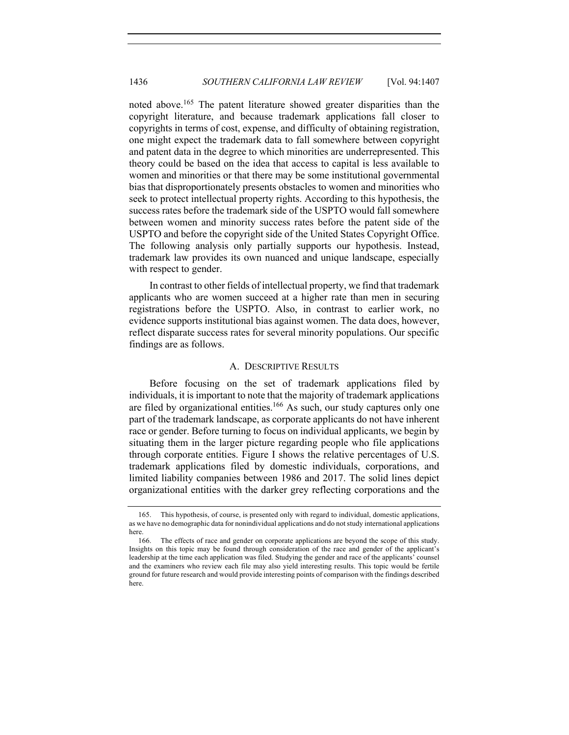noted above.[165] The patent literature showed greater disparities than the copyright literature, and because trademark applications fall closer to copyrights in terms of cost, expense, and difficulty of obtaining registration, one might expect the trademark data to fall somewhere between copyright and patent data in the degree to which minorities are underrepresented. This theory could be based on the idea that access to capital is less available to women and minorities or that there may be some institutional governmental bias that disproportionately presents obstacles to women and minorities who seek to protect intellectual property rights. According to this hypothesis, the success rates before the trademark side of the USPTO would fall somewhere between women and minority success rates before the patent side of the USPTO and before the copyright side of the United States Copyright Office. The following analysis only partially supports our hypothesis. Instead, trademark law provides its own nuanced and unique landscape, especially with respect to gender.

In contrast to other fields of intellectual property, we find that trademark applicants who are women succeed at a higher rate than men in securing registrations before the USPTO. Also, in contrast to earlier work, no evidence supports institutional bias against women. The data does, however, reflect disparate success rates for several minority populations. Our specific findings are as follows.

## A. DESCRIPTIVE RESULTS

Before focusing on the set of trademark applications filed by individuals, it is important to note that the majority of trademark applications are filed by organizational entities.[166] As such, our study captures only one part of the trademark landscape, as corporate applicants do not have inherent race or gender. Before turning to focus on individual applicants, we begin by situating them in the larger picture regarding people who file applications through corporate entities. Figure I shows the relative percentages of U.S. trademark applications filed by domestic individuals, corporations, and limited liability companies between 1986 and 2017. The solid lines depict organizational entities with the darker grey reflecting corporations and the

---

165. This hypothesis, of course, is presented only with regard to individual, domestic applications, as we have no demographic data for nonindividual applications and do not study international applications here.

166. The effects of race and gender on corporate applications are beyond the scope of this study. Insights on this topic may be found through consideration of the race and gender of the applicant's leadership at the time each application was filed. Studying the gender and race of the applicants' counsel and the examiners who review each file may also yield interesting results. This topic would be fertile ground for future research and would provide interesting points of comparison with the findings described here.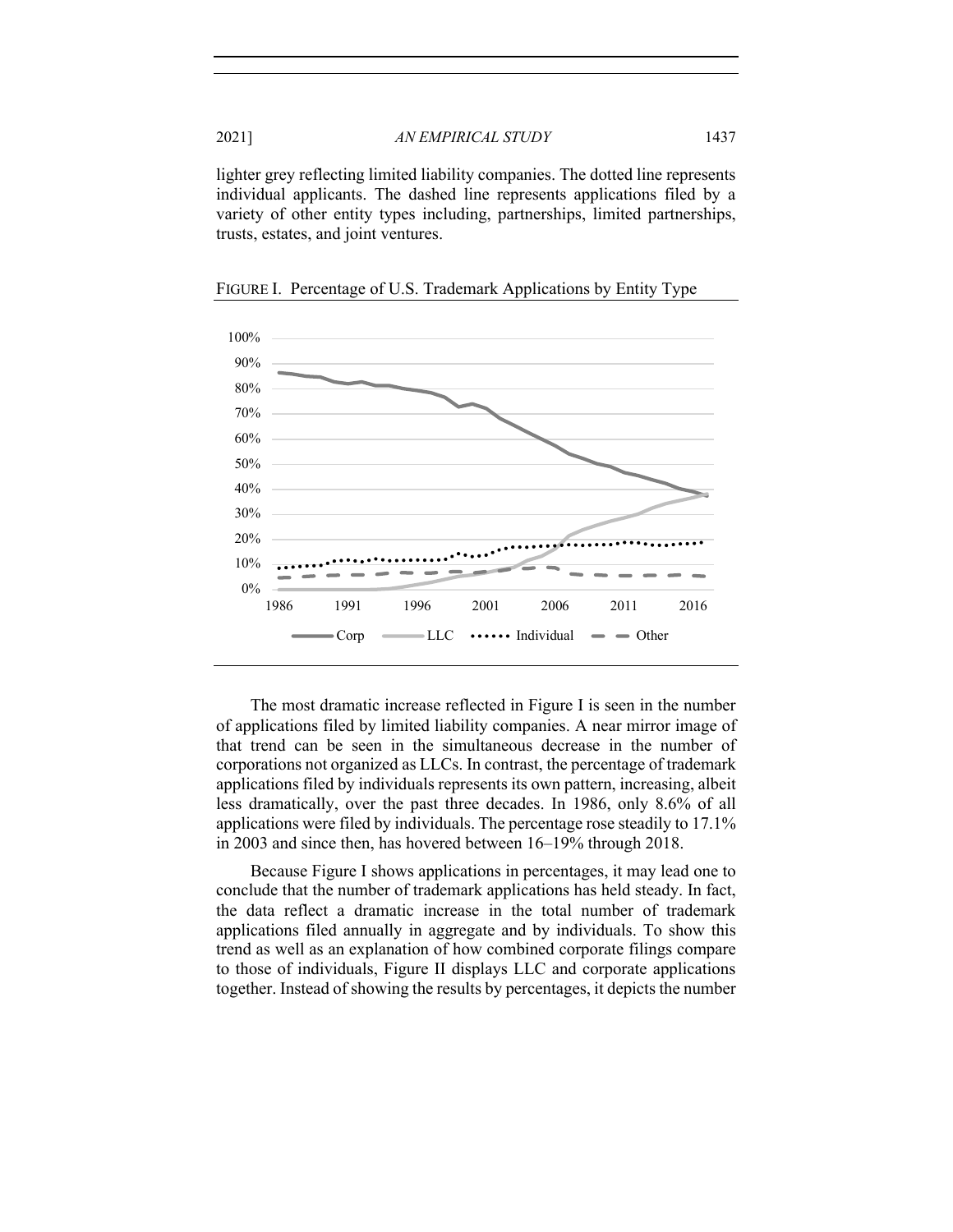lighter grey reflecting limited liability companies. The dotted line represents individual applicants. The dashed line represents applications filed by a variety of other entity types including, partnerships, limited partnerships, trusts, estates, and joint ventures.

FIGURE I. Percentage of U.S. Trademark Applications by Entity Type

100%
90%
80%
70%
60%
50%
40%
30%
20%
10%
0%

1986 1991 1996 2001 2006 2011 2016

Corp LLC Individual Other

The most dramatic increase reflected in Figure I is seen in the number of applications filed by limited liability companies. A near mirror image of that trend can be seen in the simultaneous decrease in the number of corporations not organized as LLCs. In contrast, the percentage of trademark applications filed by individuals represents its own pattern, increasing, albeit less dramatically, over the past three decades. In 1986, only 8.6% of all applications were filed by individuals. The percentage rose steadily to 17.1% in 2003 and since then, has hovered between 16–19% through 2018.

Because Figure I shows applications in percentages, it may lead one to conclude that the number of trademark applications has held steady. In fact, the data reflect a dramatic increase in the total number of trademark applications filed annually in aggregate and by individuals. To show this trend as well as an explanation of how combined corporate filings compare to those of individuals, Figure II displays LLC and corporate applications together. Instead of showing the results by percentages, it depicts the number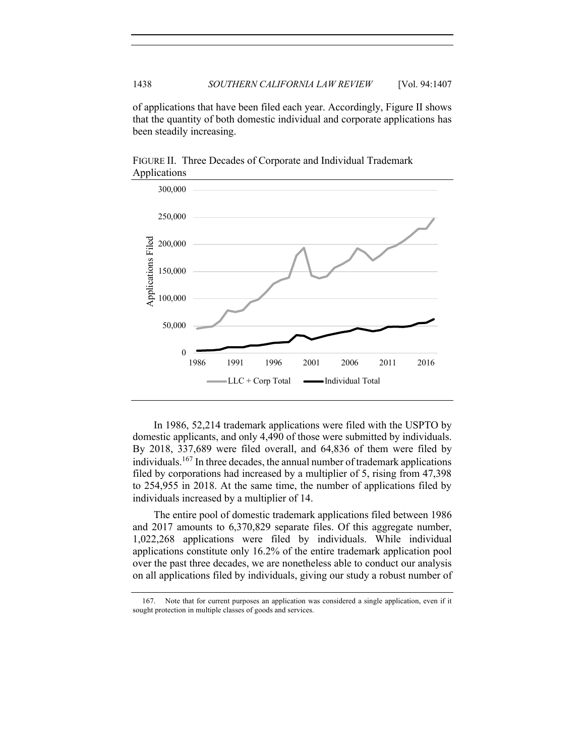of applications that have been filed each year. Accordingly, Figure II shows that the quantity of both domestic individual and corporate applications has been steadily increasing.

FIGURE II. Three Decades of Corporate and Individual Trademark Applications

300,000
250,000
200,000
150,000
100,000
50,000
0
Applications Filed
1986 1991 1996 2001 2006 2011 2016
LLC + Corp Total
Individual Total

In 1986, 52,214 trademark applications were filed with the USPTO by domestic applicants, and only 4,490 of those were submitted by individuals. By 2018, 337,689 were filed overall, and 64,836 of them were filed by individuals.[167] In three decades, the annual number of trademark applications filed by corporations had increased by a multiplier of 5, rising from 47,398 to 254,955 in 2018. At the same time, the number of applications filed by individuals increased by a multiplier of 14.

The entire pool of domestic trademark applications filed between 1986 and 2017 amounts to 6,370,829 separate files. Of this aggregate number, 1,022,268 applications were filed by individuals. While individual applications constitute only 16.2% of the entire trademark application pool over the past three decades, we are nonetheless able to conduct our analysis on all applications filed by individuals, giving our study a robust number of

167. Note that for current purposes an application was considered a single application, even if it sought protection in multiple classes of goods and services.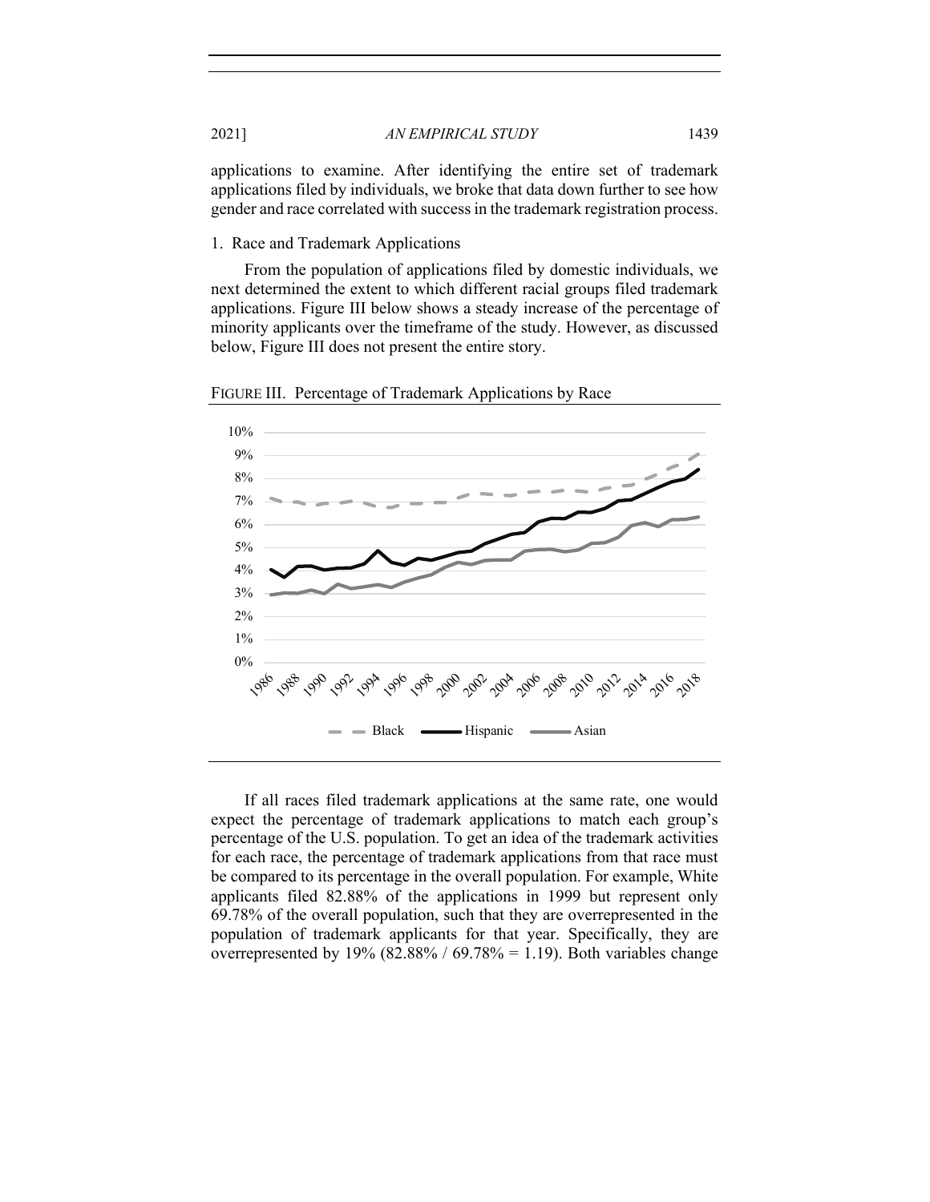applications to examine. After identifying the entire set of trademark applications filed by individuals, we broke that data down further to see how gender and race correlated with success in the trademark registration process.

### 1. Race and Trademark Applications

From the population of applications filed by domestic individuals, we next determined the extent to which different racial groups filed trademark applications. Figure III below shows a steady increase of the percentage of minority applicants over the timeframe of the study. However, as discussed below, Figure III does not present the entire story.

FIGURE III. Percentage of Trademark Applications by Race

10%
9%
8%
7%
6%
5%
4%
3%
2%
1%
0%

1986 1988 1990 1992 1994 1996 1998 2000 2002 2004 2006 2008 2010 2012 2014 2016 2018

Black Hispanic Asian

If all races filed trademark applications at the same rate, one would expect the percentage of trademark applications to match each group's percentage of the U.S. population. To get an idea of the trademark activities for each race, the percentage of trademark applications from that race must be compared to its percentage in the overall population. For example, White applicants filed 82.88% of the applications in 1999 but represent only 69.78% of the overall population, such that they are overrepresented in the population of trademark applicants for that year. Specifically, they are overrepresented by 19% (82.88% / 69.78% = 1.19). Both variables change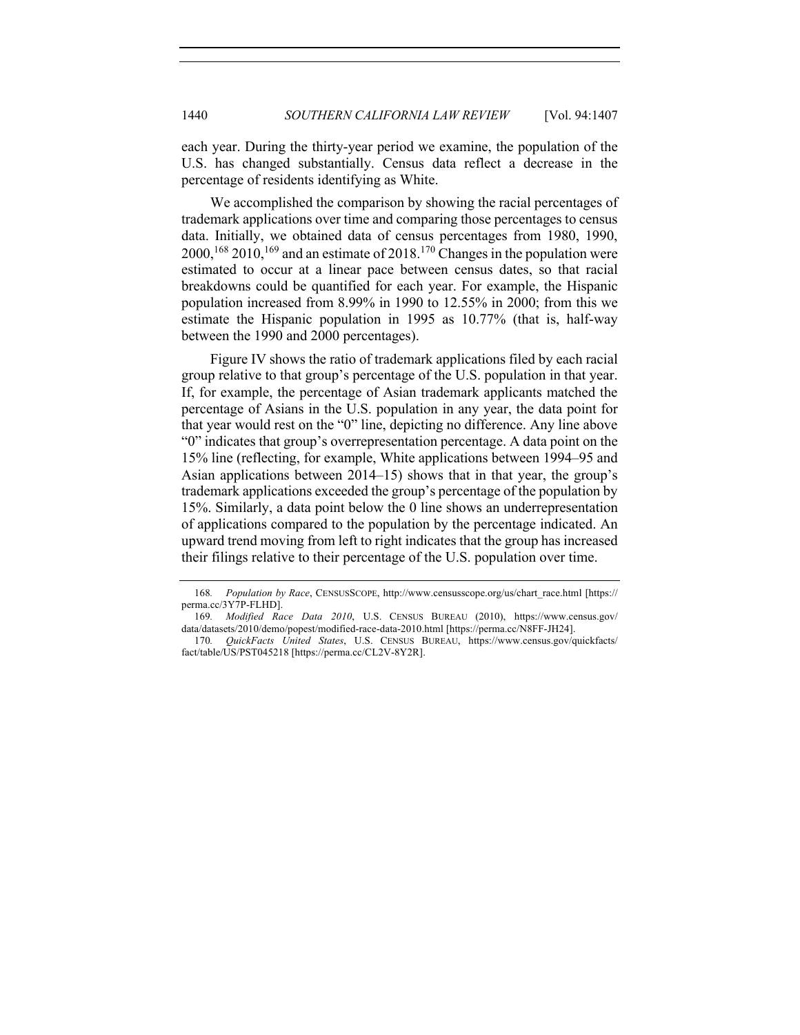each year. During the thirty-year period we examine, the population of the U.S. has changed substantially. Census data reflect a decrease in the percentage of residents identifying as White.

We accomplished the comparison by showing the racial percentages of trademark applications over time and comparing those percentages to census data. Initially, we obtained data of census percentages from 1980, 1990, 2000,[168] 2010,[169] and an estimate of 2018.[170] Changes in the population were estimated to occur at a linear pace between census dates, so that racial breakdowns could be quantified for each year. For example, the Hispanic population increased from 8.99% in 1990 to 12.55% in 2000; from this we estimate the Hispanic population in 1995 as 10.77% (that is, half-way between the 1990 and 2000 percentages).

Figure IV shows the ratio of trademark applications filed by each racial group relative to that group's percentage of the U.S. population in that year. If, for example, the percentage of Asian trademark applicants matched the percentage of Asians in the U.S. population in any year, the data point for that year would rest on the "0" line, depicting no difference. Any line above "0" indicates that group's overrepresentation percentage. A data point on the 15% line (reflecting, for example, White applications between 1994–95 and Asian applications between 2014–15) shows that in that year, the group's trademark applications exceeded the group's percentage of the population by 15%. Similarly, a data point below the 0 line shows an underrepresentation of applications compared to the population by the percentage indicated. An upward trend moving from left to right indicates that the group has increased their filings relative to their percentage of the U.S. population over time.

---

168. *Population by Race*, CENSUSSCOPE, http://www.censusscope.org/us/chart_race.html [https://perma.cc/3Y7P-FLHD].

169. *Modified Race Data 2010*, U.S. CENSUS BUREAU (2010), https://www.census.gov/data/datasets/2010/demo/popest/modified-race-data-2010.html [https://perma.cc/N8FF-JH24].

170. *QuickFacts United States*, U.S. CENSUS BUREAU, https://www.census.gov/quickfacts/fact/table/US/PST045218 [https://perma.cc/CL2V-8Y2R].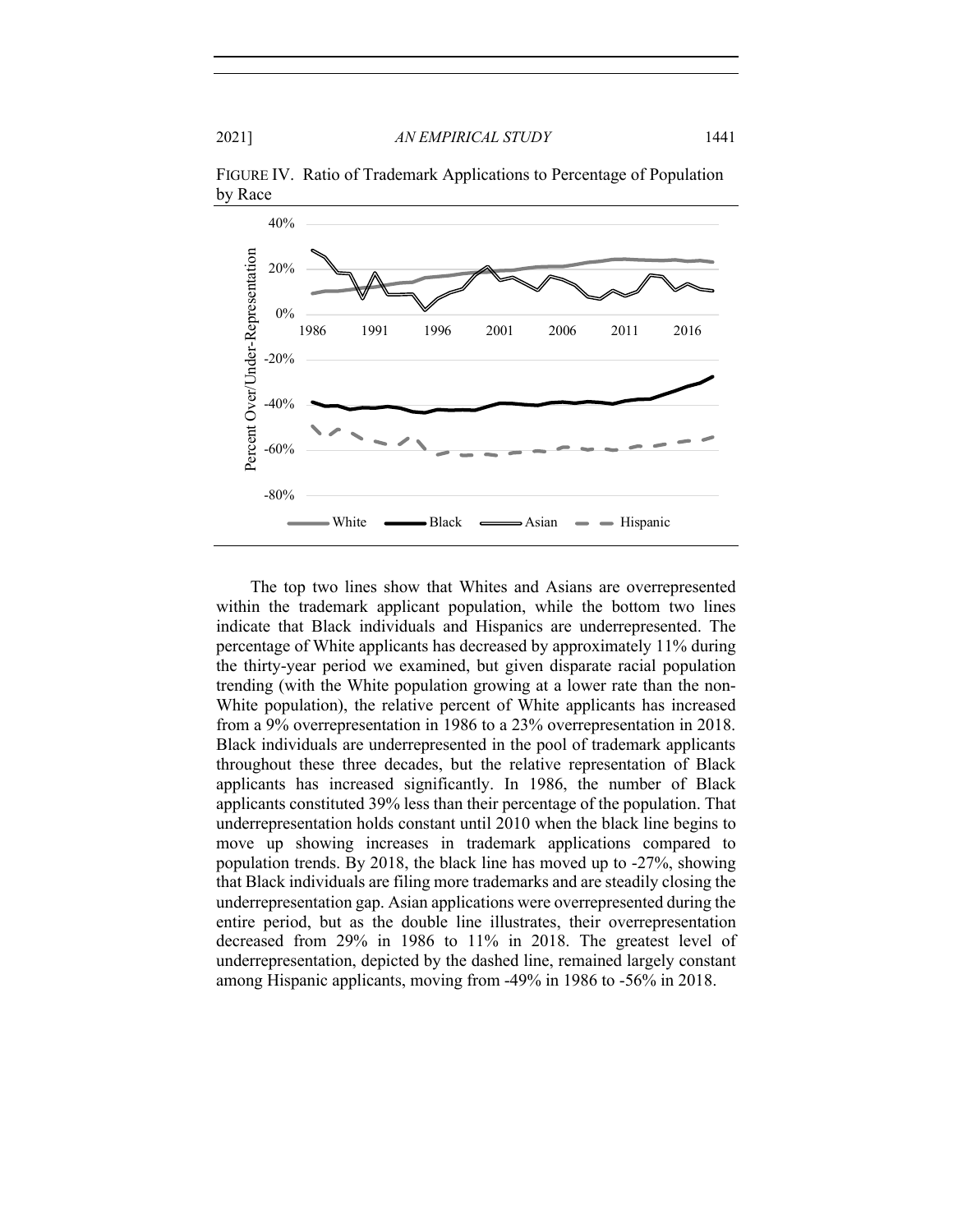FIGURE IV. Ratio of Trademark Applications to Percentage of Population by Race

40%
20%
0%
-20%
-40%
-60%
-80%

1986 1991 1996 2001 2006 2011 2016

Percent Over/Under-Representation

White Black Asian Hispanic

The top two lines show that Whites and Asians are overrepresented within the trademark applicant population, while the bottom two lines indicate that Black individuals and Hispanics are underrepresented. The percentage of White applicants has decreased by approximately 11% during the thirty-year period we examined, but given disparate racial population trending (with the White population growing at a lower rate than the non-White population), the relative percent of White applicants has increased from a 9% overrepresentation in 1986 to a 23% overrepresentation in 2018. Black individuals are underrepresented in the pool of trademark applicants throughout these three decades, but the relative representation of Black applicants has increased significantly. In 1986, the number of Black applicants constituted 39% less than their percentage of the population. That underrepresentation holds constant until 2010 when the black line begins to move up showing increases in trademark applications compared to population trends. By 2018, the black line has moved up to -27%, showing that Black individuals are filing more trademarks and are steadily closing the underrepresentation gap. Asian applications were overrepresented during the entire period, but as the double line illustrates, their overrepresentation decreased from 29% in 1986 to 11% in 2018. The greatest level of underrepresentation, depicted by the dashed line, remained largely constant among Hispanic applicants, moving from -49% in 1986 to -56% in 2018.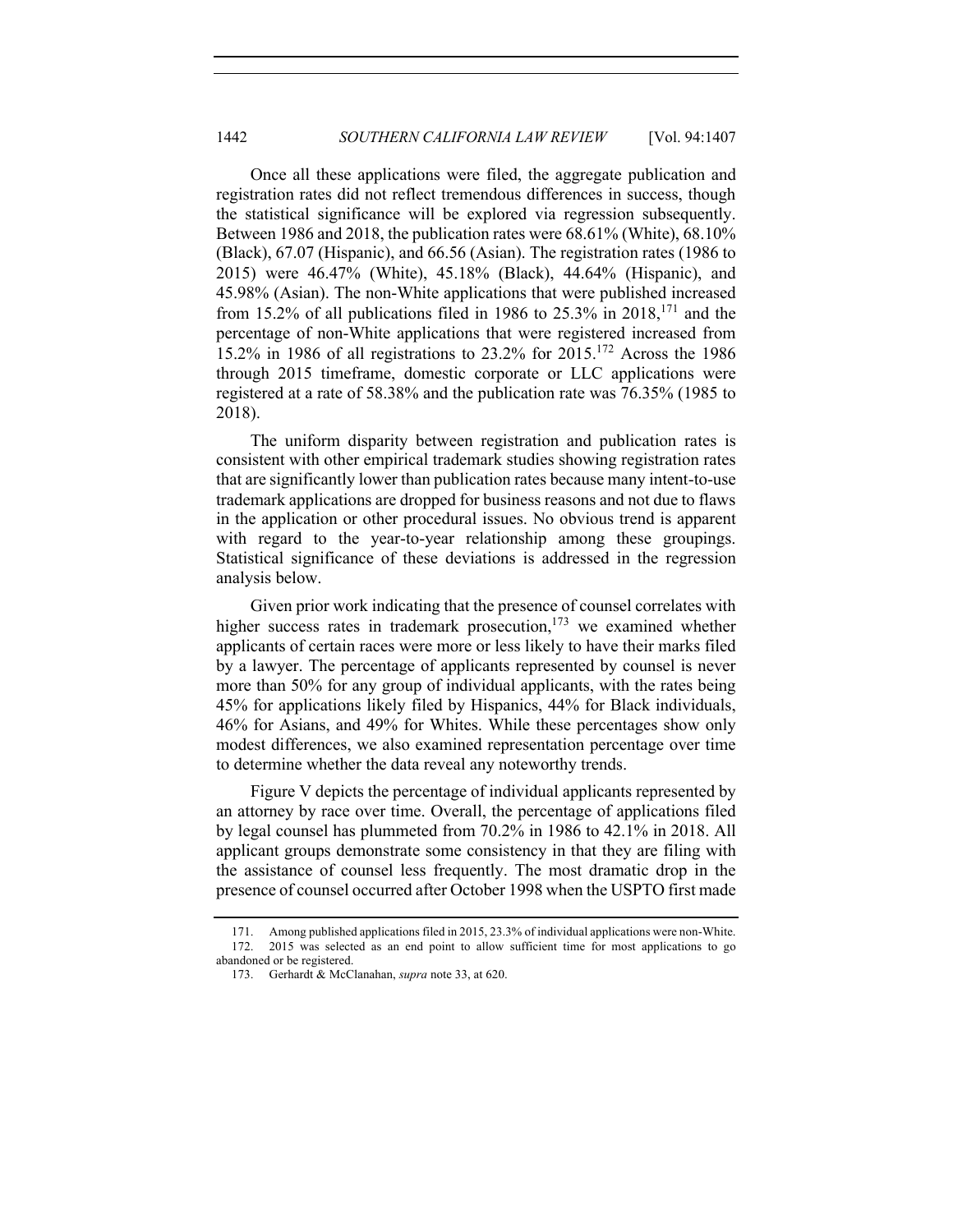Once all these applications were filed, the aggregate publication and registration rates did not reflect tremendous differences in success, though the statistical significance will be explored via regression subsequently. Between 1986 and 2018, the publication rates were 68.61% (White), 68.10% (Black), 67.07 (Hispanic), and 66.56 (Asian). The registration rates (1986 to 2015) were 46.47% (White), 45.18% (Black), 44.64% (Hispanic), and 45.98% (Asian). The non-White applications that were published increased from 15.2% of all publications filed in 1986 to 25.3% in 2018,[171] and the percentage of non-White applications that were registered increased from 15.2% in 1986 of all registrations to 23.2% for 2015.[172] Across the 1986 through 2015 timeframe, domestic corporate or LLC applications were registered at a rate of 58.38% and the publication rate was 76.35% (1985 to 2018).

The uniform disparity between registration and publication rates is consistent with other empirical trademark studies showing registration rates that are significantly lower than publication rates because many intent-to-use trademark applications are dropped for business reasons and not due to flaws in the application or other procedural issues. No obvious trend is apparent with regard to the year-to-year relationship among these groupings. Statistical significance of these deviations is addressed in the regression analysis below.

Given prior work indicating that the presence of counsel correlates with higher success rates in trademark prosecution,[173] we examined whether applicants of certain races were more or less likely to have their marks filed by a lawyer. The percentage of applicants represented by counsel is never more than 50% for any group of individual applicants, with the rates being 45% for applications likely filed by Hispanics, 44% for Black individuals, 46% for Asians, and 49% for Whites. While these percentages show only modest differences, we also examined representation percentage over time to determine whether the data reveal any noteworthy trends.

Figure V depicts the percentage of individual applicants represented by an attorney by race over time. Overall, the percentage of applications filed by legal counsel has plummeted from 70.2% in 1986 to 42.1% in 2018. All applicant groups demonstrate some consistency in that they are filing with the assistance of counsel less frequently. The most dramatic drop in the presence of counsel occurred after October 1998 when the USPTO first made

171. Among published applications filed in 2015, 23.3% of individual applications were non-White.

172. 2015 was selected as an end point to allow sufficient time for most applications to go abandoned or be registered.

173. Gerhardt & McClanahan, *supra* note 33, at 620.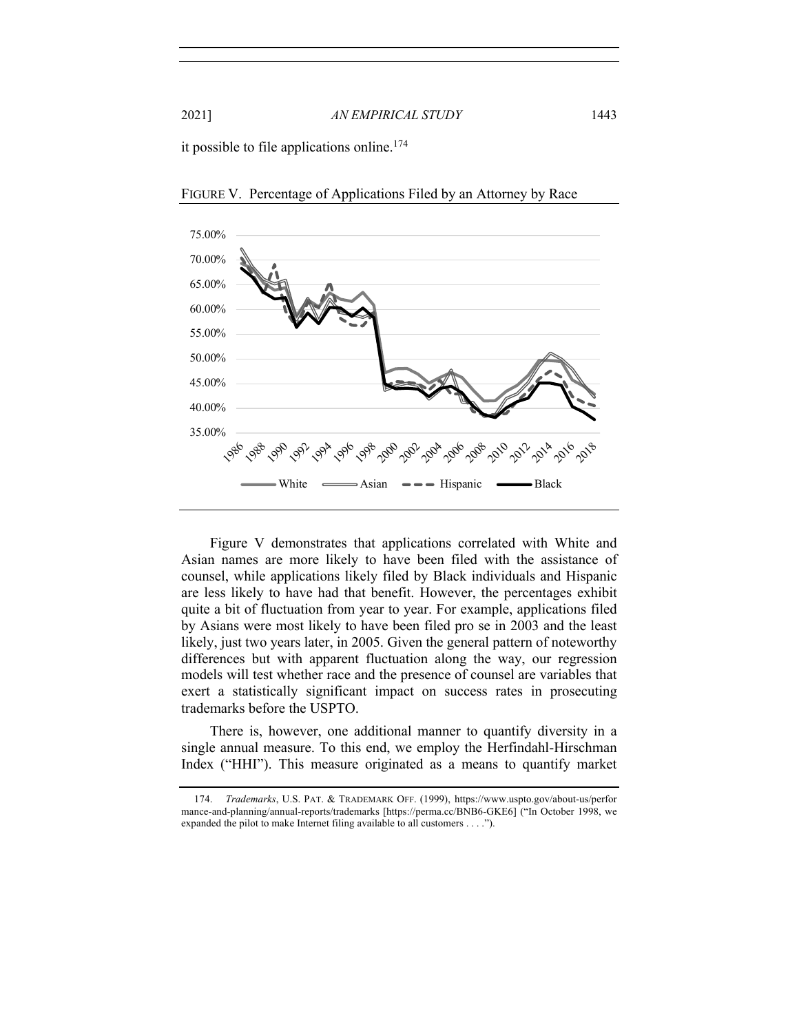it possible to file applications online.[174]

FIGURE V. Percentage of Applications Filed by an Attorney by Race

75.00%
70.00%
65.00%
60.00%
55.00%
50.00%
45.00%
40.00%
35.00%

1986 1988 1990 1992 1994 1996 1998 2000 2002 2004 2006 2008 2010 2012 2014 2016 2018

White Asian Hispanic Black

Figure V demonstrates that applications correlated with White and Asian names are more likely to have been filed with the assistance of counsel, while applications likely filed by Black individuals and Hispanic are less likely to have had that benefit. However, the percentages exhibit quite a bit of fluctuation from year to year. For example, applications filed by Asians were most likely to have been filed pro se in 2003 and the least likely, just two years later, in 2005. Given the general pattern of noteworthy differences but with apparent fluctuation along the way, our regression models will test whether race and the presence of counsel are variables that exert a statistically significant impact on success rates in prosecuting trademarks before the USPTO.

There is, however, one additional manner to quantify diversity in a single annual measure. To this end, we employ the Herfindahl-Hirschman Index ("HHI"). This measure originated as a means to quantify market

174. *Trademarks*, U.S. PAT. & TRADEMARK OFF. (1999), https://www.uspto.gov/about-us/performance-and-planning/annual-reports/trademarks [https://perma.cc/BNB6-GKE6] ("In October 1998, we expanded the pilot to make Internet filing available to all customers . . . .").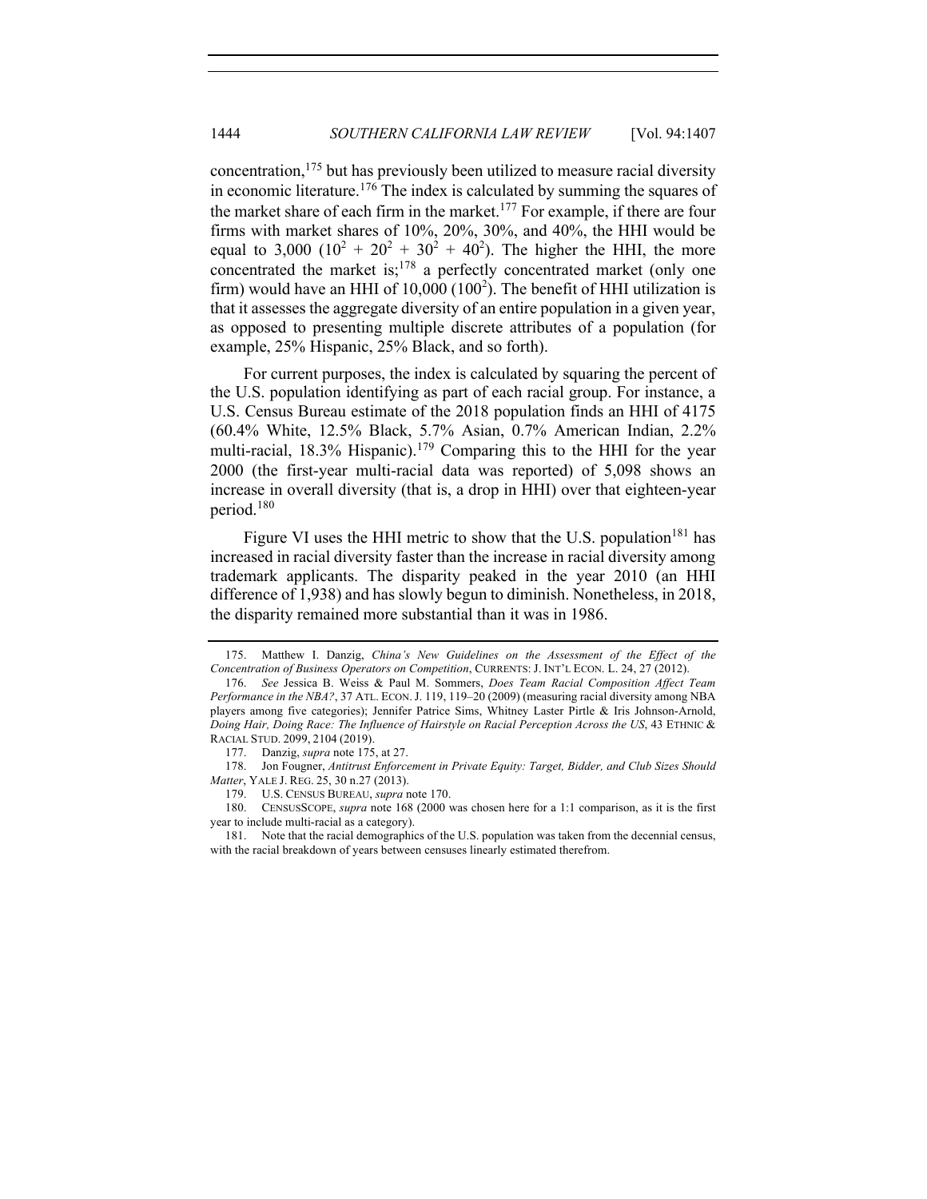concentration,[175] but has previously been utilized to measure racial diversity in economic literature.[176] The index is calculated by summing the squares of the market share of each firm in the market.[177] For example, if there are four firms with market shares of 10%, 20%, 30%, and 40%, the HHI would be equal to 3,000 ($10^2 + 20^2 + 30^2 + 40^2$). The higher the HHI, the more concentrated the market is;[178] a perfectly concentrated market (only one firm) would have an HHI of 10,000 ($100^2$). The benefit of HHI utilization is that it assesses the aggregate diversity of an entire population in a given year, as opposed to presenting multiple discrete attributes of a population (for example, 25% Hispanic, 25% Black, and so forth).

For current purposes, the index is calculated by squaring the percent of the U.S. population identifying as part of each racial group. For instance, a U.S. Census Bureau estimate of the 2018 population finds an HHI of 4175 (60.4% White, 12.5% Black, 5.7% Asian, 0.7% American Indian, 2.2% multi-racial, 18.3% Hispanic).[179] Comparing this to the HHI for the year 2000 (the first-year multi-racial data was reported) of 5,098 shows an increase in overall diversity (that is, a drop in HHI) over that eighteen-year period.[180]

Figure VI uses the HHI metric to show that the U.S. population[181] has increased in racial diversity faster than the increase in racial diversity among trademark applicants. The disparity peaked in the year 2010 (an HHI difference of 1,938) and has slowly begun to diminish. Nonetheless, in 2018, the disparity remained more substantial than it was in 1986.

---

175. Matthew I. Danzig, *China's New Guidelines on the Assessment of the Effect of the Concentration of Business Operators on Competition*, CURRENTS: J. INT'L ECON. L. 24, 27 (2012).

176. *See* Jessica B. Weiss & Paul M. Sommers, *Does Team Racial Composition Affect Team Performance in the NBA?*, 37 ATL. ECON. J. 119, 119–20 (2009) (measuring racial diversity among NBA players among five categories); Jennifer Patrice Sims, Whitney Laster Pirtle & Iris Johnson-Arnold, *Doing Hair, Doing Race: The Influence of Hairstyle on Racial Perception Across the US*, 43 ETHNIC & RACIAL STUD. 2099, 2104 (2019).

177. Danzig, *supra* note 175, at 27.

178. Jon Fougner, *Antitrust Enforcement in Private Equity: Target, Bidder, and Club Sizes Should Matter*, YALE J. REG. 25, 30 n.27 (2013).

179. U.S. CENSUS BUREAU, *supra* note 170.

180. CENSUSSCOPE, *supra* note 168 (2000 was chosen here for a 1:1 comparison, as it is the first year to include multi-racial as a category).

181. Note that the racial demographics of the U.S. population was taken from the decennial census, with the racial breakdown of years between censuses linearly estimated therefrom.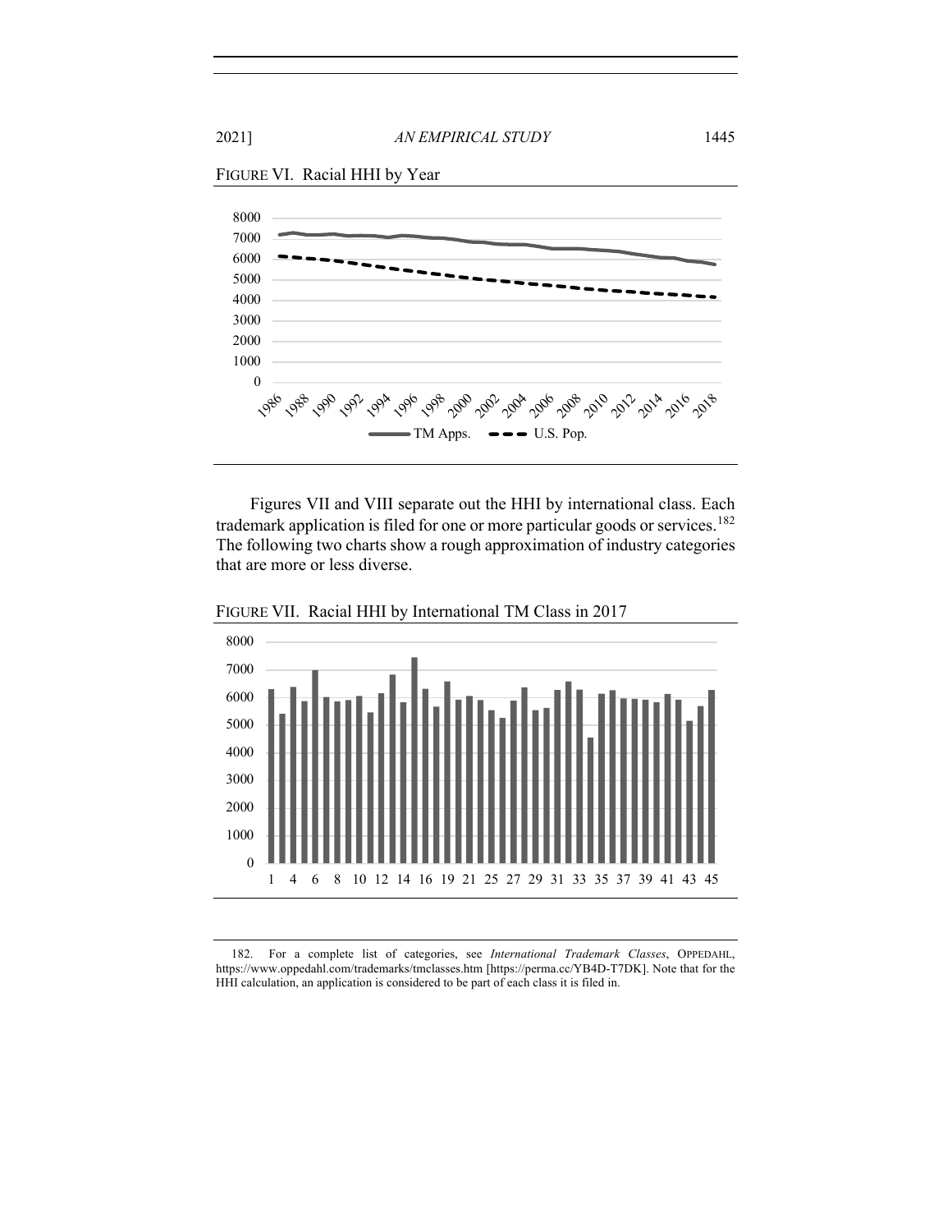FIGURE VI. Racial HHI by Year

Figures VII and VIII separate out the HHI by international class. Each trademark application is filed for one or more particular goods or services.[182] The following two charts show a rough approximation of industry categories that are more or less diverse.

FIGURE VII. Racial HHI by International TM Class in 2017

182. For a complete list of categories, see *International Trademark Classes*, OPPEDAHL, https://www.oppedahl.com/trademarks/tmclasses.htm [https://perma.cc/YB4D-T7DK]. Note that for the HHI calculation, an application is considered to be part of each class it is filed in.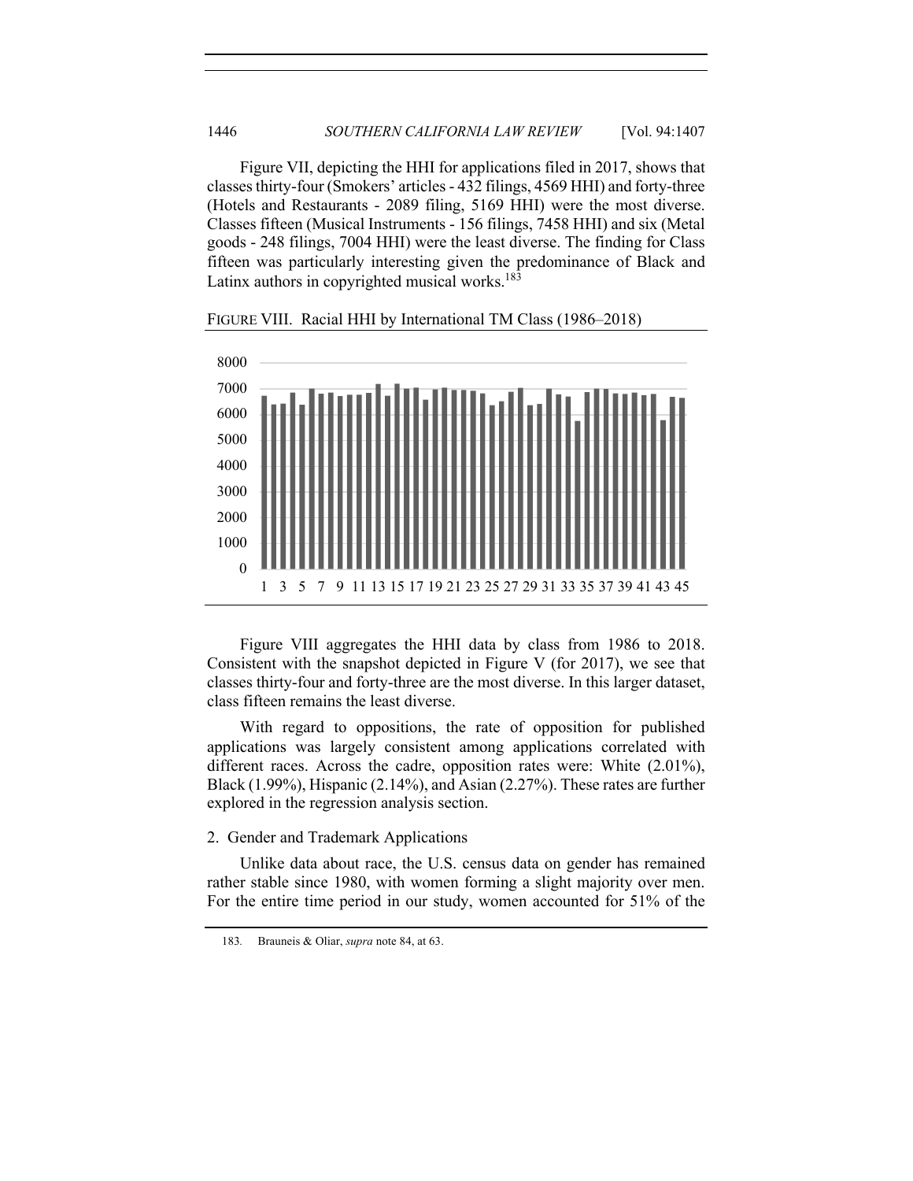Figure VII, depicting the HHI for applications filed in 2017, shows that classes thirty-four (Smokers' articles - 432 filings, 4569 HHI) and forty-three (Hotels and Restaurants - 2089 filing, 5169 HHI) were the most diverse. Classes fifteen (Musical Instruments - 156 filings, 7458 HHI) and six (Metal goods - 248 filings, 7004 HHI) were the least diverse. The finding for Class fifteen was particularly interesting given the predominance of Black and Latinx authors in copyrighted musical works.[183]

FIGURE VIII. Racial HHI by International TM Class (1986–2018)

8000
7000
6000
5000
4000
3000
2000
1000
0

1 3 5 7 9 11 13 15 17 19 21 23 25 27 29 31 33 35 37 39 41 43 45

Figure VIII aggregates the HHI data by class from 1986 to 2018. Consistent with the snapshot depicted in Figure V (for 2017), we see that classes thirty-four and forty-three are the most diverse. In this larger dataset, class fifteen remains the least diverse.

With regard to oppositions, the rate of opposition for published applications was largely consistent among applications correlated with different races. Across the cadre, opposition rates were: White (2.01%), Black (1.99%), Hispanic (2.14%), and Asian (2.27%). These rates are further explored in the regression analysis section.

2. Gender and Trademark Applications

Unlike data about race, the U.S. census data on gender has remained rather stable since 1980, with women forming a slight majority over men. For the entire time period in our study, women accounted for 51% of the

183. Brauneis & Oliar, *supra* note 84, at 63.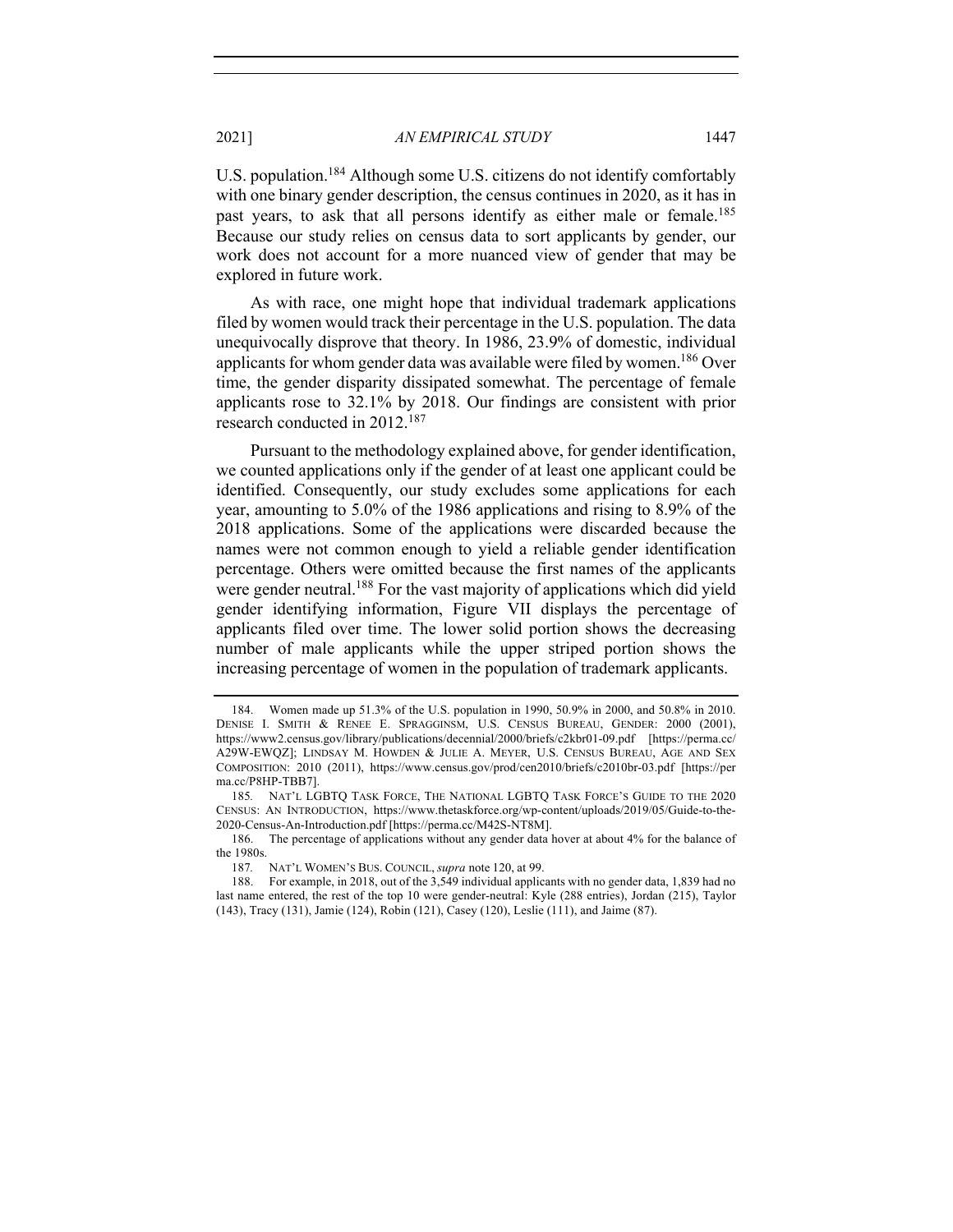U.S. population.[184] Although some U.S. citizens do not identify comfortably with one binary gender description, the census continues in 2020, as it has in past years, to ask that all persons identify as either male or female.[185] Because our study relies on census data to sort applicants by gender, our work does not account for a more nuanced view of gender that may be explored in future work.

As with race, one might hope that individual trademark applications filed by women would track their percentage in the U.S. population. The data unequivocally disprove that theory. In 1986, 23.9% of domestic, individual applicants for whom gender data was available were filed by women.[186] Over time, the gender disparity dissipated somewhat. The percentage of female applicants rose to 32.1% by 2018. Our findings are consistent with prior research conducted in 2012.[187]

Pursuant to the methodology explained above, for gender identification, we counted applications only if the gender of at least one applicant could be identified. Consequently, our study excludes some applications for each year, amounting to 5.0% of the 1986 applications and rising to 8.9% of the 2018 applications. Some of the applications were discarded because the names were not common enough to yield a reliable gender identification percentage. Others were omitted because the first names of the applicants were gender neutral.[188] For the vast majority of applications which did yield gender identifying information, Figure VII displays the percentage of applicants filed over time. The lower solid portion shows the decreasing number of male applicants while the upper striped portion shows the increasing percentage of women in the population of trademark applicants.

---

184. Women made up 51.3% of the U.S. population in 1990, 50.9% in 2000, and 50.8% in 2010. DENISE I. SMITH & RENEE E. SPRAGGINSM, U.S. CENSUS BUREAU, GENDER: 2000 (2001), https://www2.census.gov/library/publications/decennial/2000/briefs/c2kbr01-09.pdf [https://perma.cc/A29W-EWQZ]; LINDSAY M. HOWDEN & JULIE A. MEYER, U.S. CENSUS BUREAU, AGE AND SEX COMPOSITION: 2010 (2011), https://www.census.gov/prod/cen2010/briefs/c2010br-03.pdf [https://perma.cc/P8HP-TBB7].

185. NAT'L LGBTQ TASK FORCE, THE NATIONAL LGBTQ TASK FORCE'S GUIDE TO THE 2020 CENSUS: AN INTRODUCTION, https://www.thetaskforce.org/wp-content/uploads/2019/05/Guide-to-the-2020-Census-An-Introduction.pdf [https://perma.cc/M42S-NT8M].

186. The percentage of applications without any gender data hover at about 4% for the balance of the 1980s.

187. NAT'L WOMEN'S BUS. COUNCIL, *supra* note 120, at 99.

188. For example, in 2018, out of the 3,549 individual applicants with no gender data, 1,839 had no last name entered, the rest of the top 10 were gender-neutral: Kyle (288 entries), Jordan (215), Taylor (143), Tracy (131), Jamie (124), Robin (121), Casey (120), Leslie (111), and Jaime (87).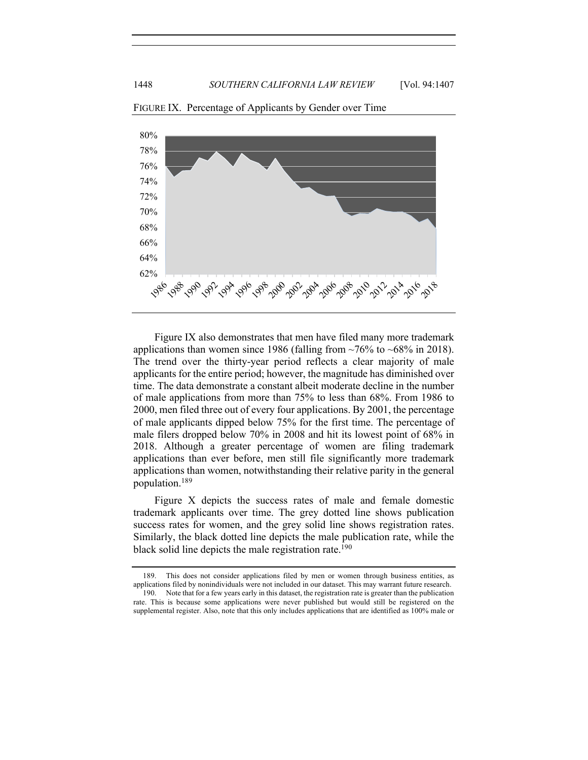FIGURE IX. Percentage of Applicants by Gender over Time

80%
78%
76%
74%
72%
70%
68%
66%
64%
62%

1986 1988 1990 1992 1994 1996 1998 2000 2002 2004 2006 2008 2010 2012 2014 2016 2018

Figure IX also demonstrates that men have filed many more trademark applications than women since 1986 (falling from ~76% to ~68% in 2018). The trend over the thirty-year period reflects a clear majority of male applicants for the entire period; however, the magnitude has diminished over time. The data demonstrate a constant albeit moderate decline in the number of male applications from more than 75% to less than 68%. From 1986 to 2000, men filed three out of every four applications. By 2001, the percentage of male applicants dipped below 75% for the first time. The percentage of male filers dropped below 70% in 2008 and hit its lowest point of 68% in 2018. Although a greater percentage of women are filing trademark applications than ever before, men still file significantly more trademark applications than women, notwithstanding their relative parity in the general population.[189]

Figure X depicts the success rates of male and female domestic trademark applicants over time. The grey dotted line shows publication success rates for women, and the grey solid line shows registration rates. Similarly, the black dotted line depicts the male publication rate, while the black solid line depicts the male registration rate.[190]

---

189. This does not consider applications filed by men or women through business entities, as applications filed by nonindividuals were not included in our dataset. This may warrant future research.

190. Note that for a few years early in this dataset, the registration rate is greater than the publication rate. This is because some applications were never published but would still be registered on the supplemental register. Also, note that this only includes applications that are identified as 100% male or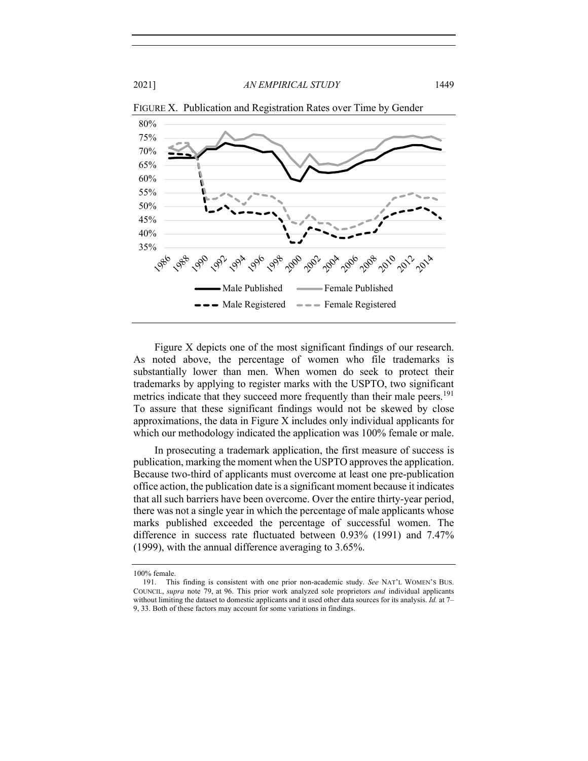FIGURE X. Publication and Registration Rates over Time by Gender

80%
75%
70%
65%
60%
55%
50%
45%
40%
35%

1986 1988 1990 1992 1994 1996 1998 2000 2002 2004 2006 2008 2010 2012 2014

Male Published
Female Published
Male Registered
Female Registered

Figure X depicts one of the most significant findings of our research. As noted above, the percentage of women who file trademarks is substantially lower than men. When women do seek to protect their trademarks by applying to register marks with the USPTO, two significant metrics indicate that they succeed more frequently than their male peers.[191] To assure that these significant findings would not be skewed by close approximations, the data in Figure X includes only individual applicants for which our methodology indicated the application was 100% female or male.

In prosecuting a trademark application, the first measure of success is publication, marking the moment when the USPTO approves the application. Because two-third of applicants must overcome at least one pre-publication office action, the publication date is a significant moment because it indicates that all such barriers have been overcome. Over the entire thirty-year period, there was not a single year in which the percentage of male applicants whose marks published exceeded the percentage of successful women. The difference in success rate fluctuated between 0.93% (1991) and 7.47% (1999), with the annual difference averaging to 3.65%.

---

100% female.

191. This finding is consistent with one prior non-academic study. *See* NAT'L WOMEN'S BUS. COUNCIL, *supra* note 79, at 96. This prior work analyzed sole proprietors *and* individual applicants without limiting the dataset to domestic applicants and it used other data sources for its analysis. *Id.* at 7–9, 33. Both of these factors may account for some variations in findings.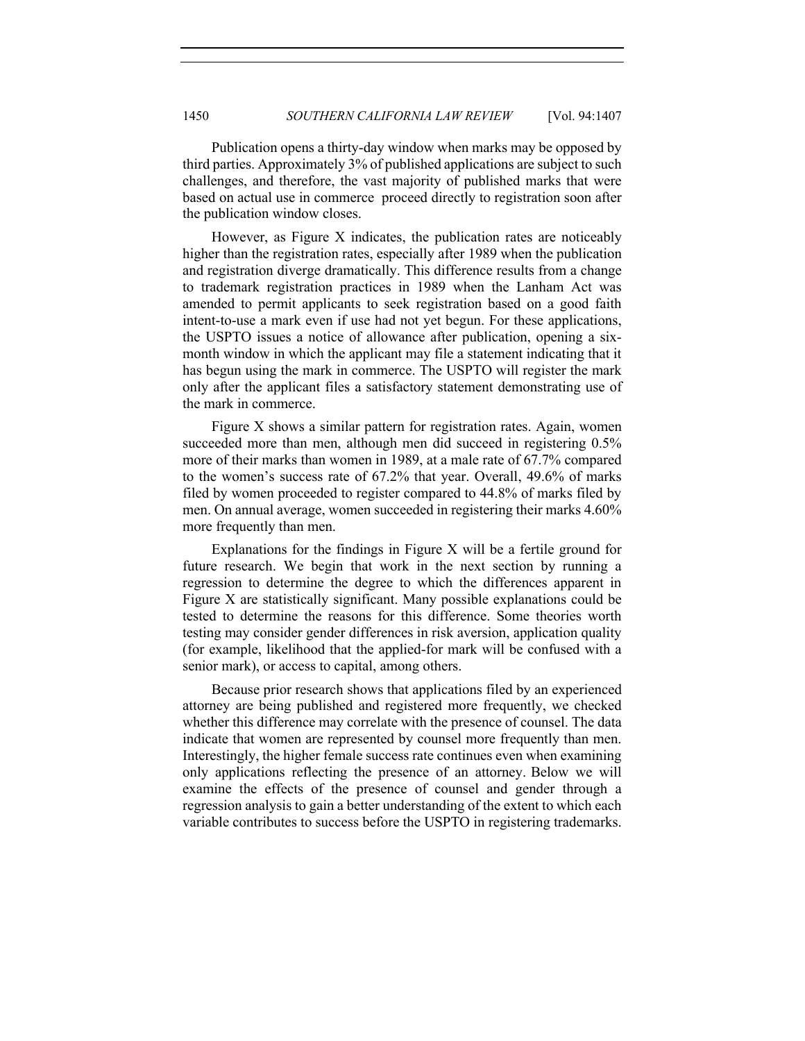Publication opens a thirty-day window when marks may be opposed by third parties. Approximately 3% of published applications are subject to such challenges, and therefore, the vast majority of published marks that were based on actual use in commerce proceed directly to registration soon after the publication window closes.

However, as Figure X indicates, the publication rates are noticeably higher than the registration rates, especially after 1989 when the publication and registration diverge dramatically. This difference results from a change to trademark registration practices in 1989 when the Lanham Act was amended to permit applicants to seek registration based on a good faith intent-to-use a mark even if use had not yet begun. For these applications, the USPTO issues a notice of allowance after publication, opening a six-month window in which the applicant may file a statement indicating that it has begun using the mark in commerce. The USPTO will register the mark only after the applicant files a satisfactory statement demonstrating use of the mark in commerce.

Figure X shows a similar pattern for registration rates. Again, women succeeded more than men, although men did succeed in registering 0.5% more of their marks than women in 1989, at a male rate of 67.7% compared to the women's success rate of 67.2% that year. Overall, 49.6% of marks filed by women proceeded to register compared to 44.8% of marks filed by men. On annual average, women succeeded in registering their marks 4.60% more frequently than men.

Explanations for the findings in Figure X will be a fertile ground for future research. We begin that work in the next section by running a regression to determine the degree to which the differences apparent in Figure X are statistically significant. Many possible explanations could be tested to determine the reasons for this difference. Some theories worth testing may consider gender differences in risk aversion, application quality (for example, likelihood that the applied-for mark will be confused with a senior mark), or access to capital, among others.

Because prior research shows that applications filed by an experienced attorney are being published and registered more frequently, we checked whether this difference may correlate with the presence of counsel. The data indicate that women are represented by counsel more frequently than men. Interestingly, the higher female success rate continues even when examining only applications reflecting the presence of an attorney. Below we will examine the effects of the presence of counsel and gender through a regression analysis to gain a better understanding of the extent to which each variable contributes to success before the USPTO in registering trademarks.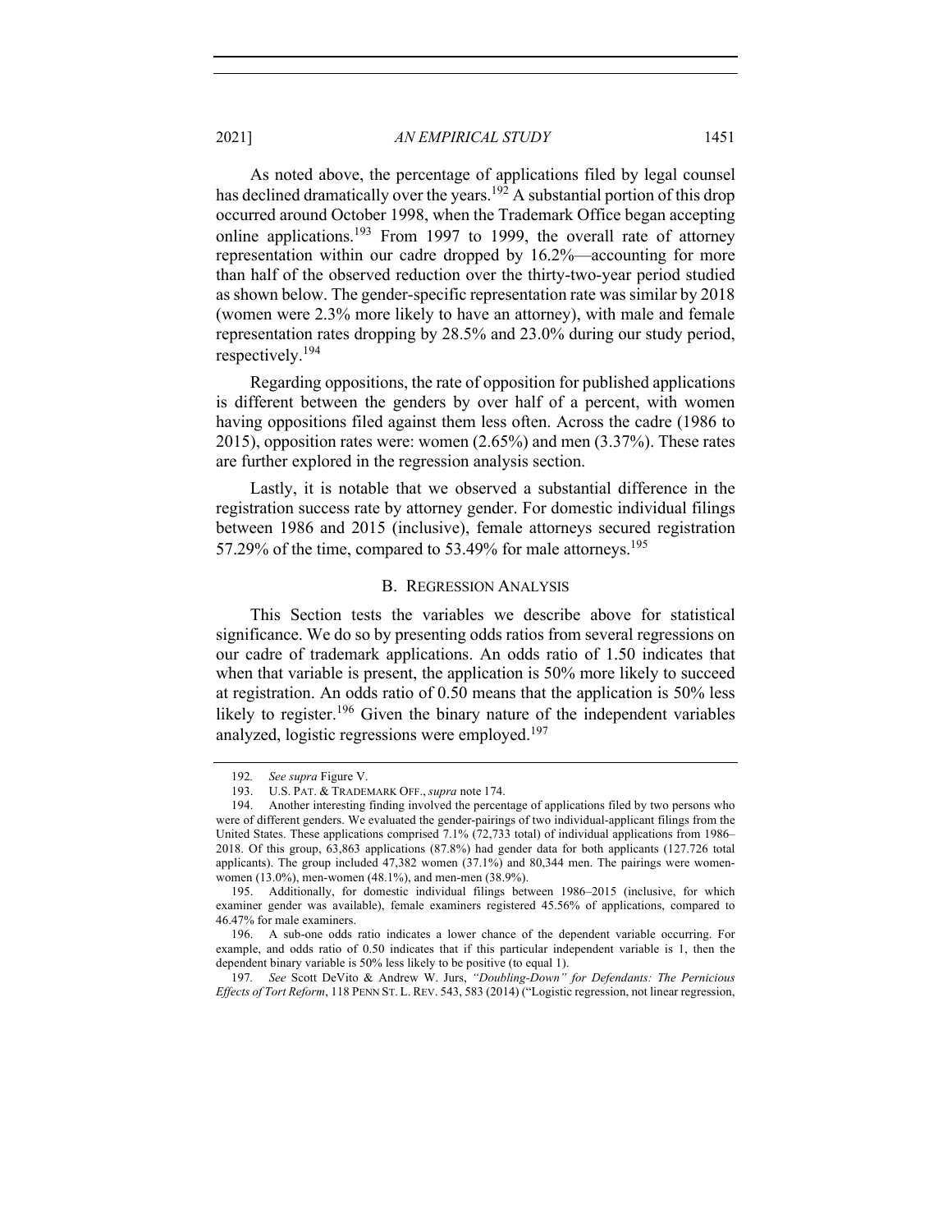As noted above, the percentage of applications filed by legal counsel has declined dramatically over the years.[192] A substantial portion of this drop occurred around October 1998, when the Trademark Office began accepting online applications.[193] From 1997 to 1999, the overall rate of attorney representation within our cadre dropped by 16.2%—accounting for more than half of the observed reduction over the thirty-two-year period studied as shown below. The gender-specific representation rate was similar by 2018 (women were 2.3% more likely to have an attorney), with male and female representation rates dropping by 28.5% and 23.0% during our study period, respectively.[194]

Regarding oppositions, the rate of opposition for published applications is different between the genders by over half of a percent, with women having oppositions filed against them less often. Across the cadre (1986 to 2015), opposition rates were: women (2.65%) and men (3.37%). These rates are further explored in the regression analysis section.

Lastly, it is notable that we observed a substantial difference in the registration success rate by attorney gender. For domestic individual filings between 1986 and 2015 (inclusive), female attorneys secured registration 57.29% of the time, compared to 53.49% for male attorneys.[195]

## B. Regression Analysis

This Section tests the variables we describe above for statistical significance. We do so by presenting odds ratios from several regressions on our cadre of trademark applications. An odds ratio of 1.50 indicates that when that variable is present, the application is 50% more likely to succeed at registration. An odds ratio of 0.50 means that the application is 50% less likely to register.[196] Given the binary nature of the independent variables analyzed, logistic regressions were employed.[197]

---

192. *See supra* Figure V.

193. U.S. PAT. & TRADEMARK OFF., *supra* note 174.

194. Another interesting finding involved the percentage of applications filed by two persons who were of different genders. We evaluated the gender-pairings of two individual-applicant filings from the United States. These applications comprised 7.1% (72,733 total) of individual applications from 1986–2018. Of this group, 63,863 applications (87.8%) had gender data for both applicants (127.726 total applicants). The group included 47,382 women (37.1%) and 80,344 men. The pairings were women-women (13.0%), men-women (48.1%), and men-men (38.9%).

195. Additionally, for domestic individual filings between 1986–2015 (inclusive, for which examiner gender was available), female examiners registered 45.56% of applications, compared to 46.47% for male examiners.

196. A sub-one odds ratio indicates a lower chance of the dependent variable occurring. For example, and odds ratio of 0.50 indicates that if this particular independent variable is 1, then the dependent binary variable is 50% less likely to be positive (to equal 1).

197. *See* Scott DeVito & Andrew W. Jurs, *"Doubling-Down" for Defendants: The Pernicious Effects of Tort Reform*, 118 PENN ST. L. REV. 543, 583 (2014) ("Logistic regression, not linear regression,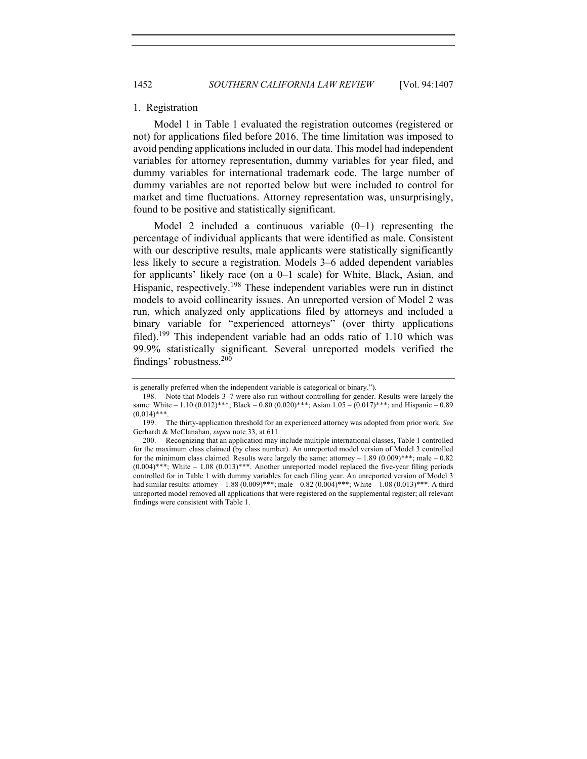### 1. Registration

Model 1 in Table 1 evaluated the registration outcomes (registered or not) for applications filed before 2016. The time limitation was imposed to avoid pending applications included in our data. This model had independent variables for attorney representation, dummy variables for year filed, and dummy variables for international trademark code. The large number of dummy variables are not reported below but were included to control for market and time fluctuations. Attorney representation was, unsurprisingly, found to be positive and statistically significant.

Model 2 included a continuous variable (0–1) representing the percentage of individual applicants that were identified as male. Consistent with our descriptive results, male applicants were statistically significantly less likely to secure a registration. Models 3–6 added dependent variables for applicants' likely race (on a 0–1 scale) for White, Black, Asian, and Hispanic, respectively.[198] These independent variables were run in distinct models to avoid collinearity issues. An unreported version of Model 2 was run, which analyzed only applications filed by attorneys and included a binary variable for "experienced attorneys" (over thirty applications filed).[199] This independent variable had an odds ratio of 1.10 which was 99.9% statistically significant. Several unreported models verified the findings' robustness.[200]

---

is generally preferred when the independent variable is categorical or binary.").

198. Note that Models 3–7 were also run without controlling for gender. Results were largely the same: White – 1.10 (0.012)***; Black – 0.80 (0.020)***; Asian 1.05 – (0.017)***; and Hispanic – 0.89 (0.014)***.

199. The thirty-application threshold for an experienced attorney was adopted from prior work. *See* Gerhardt & McClanahan, *supra* note 33, at 611.

200. Recognizing that an application may include multiple international classes, Table 1 controlled for the maximum class claimed (by class number). An unreported model version of Model 3 controlled for the minimum class claimed. Results were largely the same: attorney – 1.89 (0.009)***; male – 0.82 (0.004)***; White – 1.08 (0.013)***. Another unreported model replaced the five-year filing periods controlled for in Table 1 with dummy variables for each filing year. An unreported version of Model 3 had similar results: attorney – 1.88 (0.009)***; male – 0.82 (0.004)***; White – 1.08 (0.013)***. A third unreported model removed all applications that were registered on the supplemental register; all relevant findings were consistent with Table 1.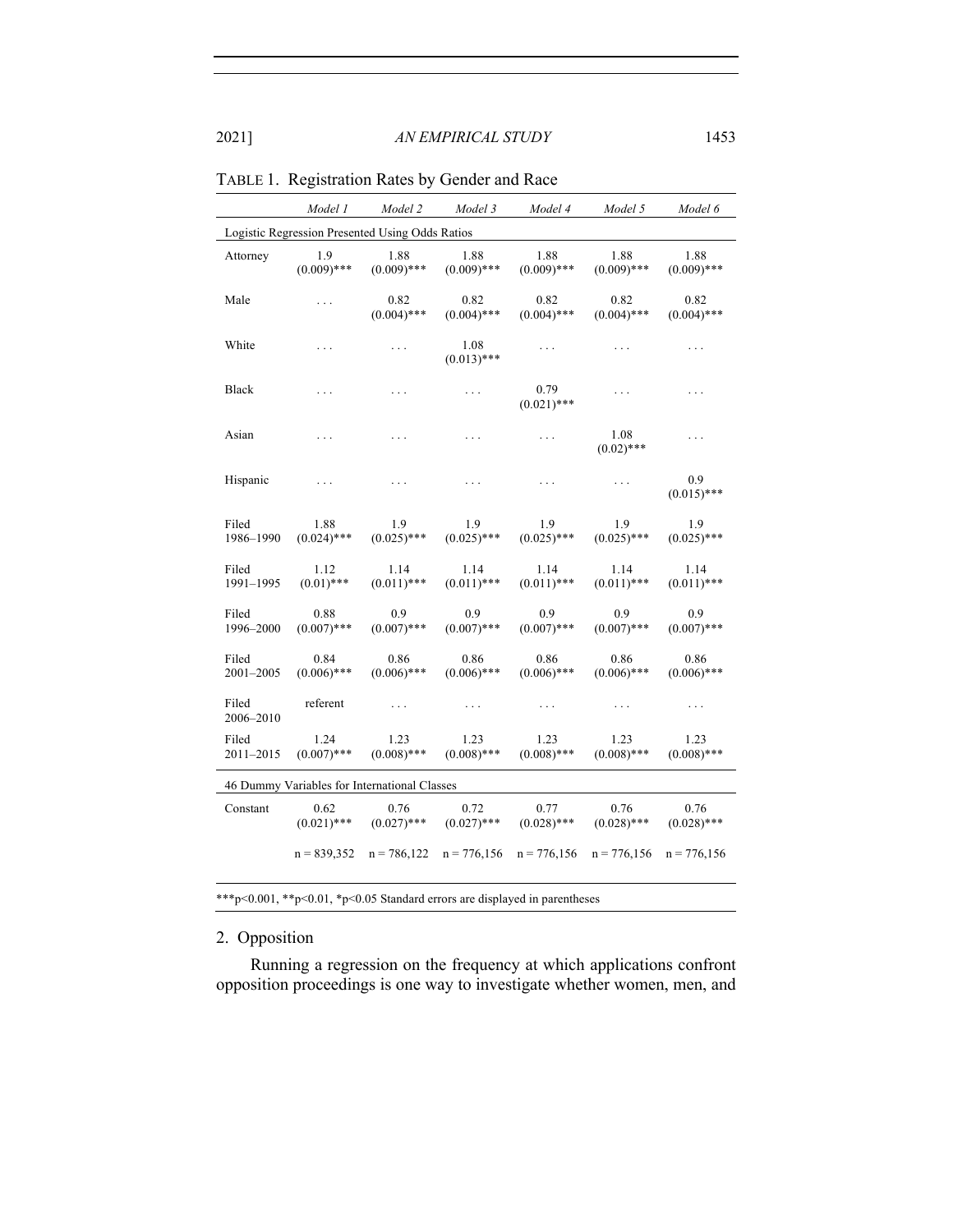TABLE 1. Registration Rates by Gender and Race

| | *Model 1* | *Model 2* | *Model 3* | *Model 4* | *Model 5* | *Model 6* |
|---|---|---|---|---|---|---|
| Logistic Regression Presented Using Odds Ratios | | | | | | |
| Attorney | 1.9 (0.009)*** | 1.88 (0.009)*** | 1.88 (0.009)*** | 1.88 (0.009)*** | 1.88 (0.009)*** | 1.88 (0.009)*** |
| Male | . . . | 0.82 (0.004)*** | 0.82 (0.004)*** | 0.82 (0.004)*** | 0.82 (0.004)*** | 0.82 (0.004)*** |
| White | . . . | . . . | 1.08 (0.013)*** | . . . | . . . | . . . |
| Black | . . . | . . . | . . . | 0.79 (0.021)*** | . . . | . . . |
| Asian | . . . | . . . | . . . | . . . | 1.08 (0.02)*** | . . . |
| Hispanic | . . . | . . . | . . . | . . . | . . . | 0.9 (0.015)*** |
| Filed 1986–1990 | 1.88 (0.024)*** | 1.9 (0.025)*** | 1.9 (0.025)*** | 1.9 (0.025)*** | 1.9 (0.025)*** | 1.9 (0.025)*** |
| Filed 1991–1995 | 1.12 (0.01)*** | 1.14 (0.011)*** | 1.14 (0.011)*** | 1.14 (0.011)*** | 1.14 (0.011)*** | 1.14 (0.011)*** |
| Filed 1996–2000 | 0.88 (0.007)*** | 0.9 (0.007)*** | 0.9 (0.007)*** | 0.9 (0.007)*** | 0.9 (0.007)*** | 0.9 (0.007)*** |
| Filed 2001–2005 | 0.84 (0.006)*** | 0.86 (0.006)*** | 0.86 (0.006)*** | 0.86 (0.006)*** | 0.86 (0.006)*** | 0.86 (0.006)*** |
| Filed 2006–2010 | referent | . . . | . . . | . . . | . . . | . . . |
| Filed 2011–2015 | 1.24 (0.007)*** | 1.23 (0.008)*** | 1.23 (0.008)*** | 1.23 (0.008)*** | 1.23 (0.008)*** | 1.23 (0.008)*** |
| 46 Dummy Variables for International Classes | | | | | | |
| Constant | 0.62 (0.021)*** | 0.76 (0.027)*** | 0.72 (0.027)*** | 0.77 (0.028)*** | 0.76 (0.028)*** | 0.76 (0.028)*** |
| | n = 839,352 | n = 786,122 | n = 776,156 | n = 776,156 | n = 776,156 | n = 776,156 |

***p<0.001, **p<0.01, *p<0.05 Standard errors are displayed in parentheses

## 2. Opposition

Running a regression on the frequency at which applications confront opposition proceedings is one way to investigate whether women, men, and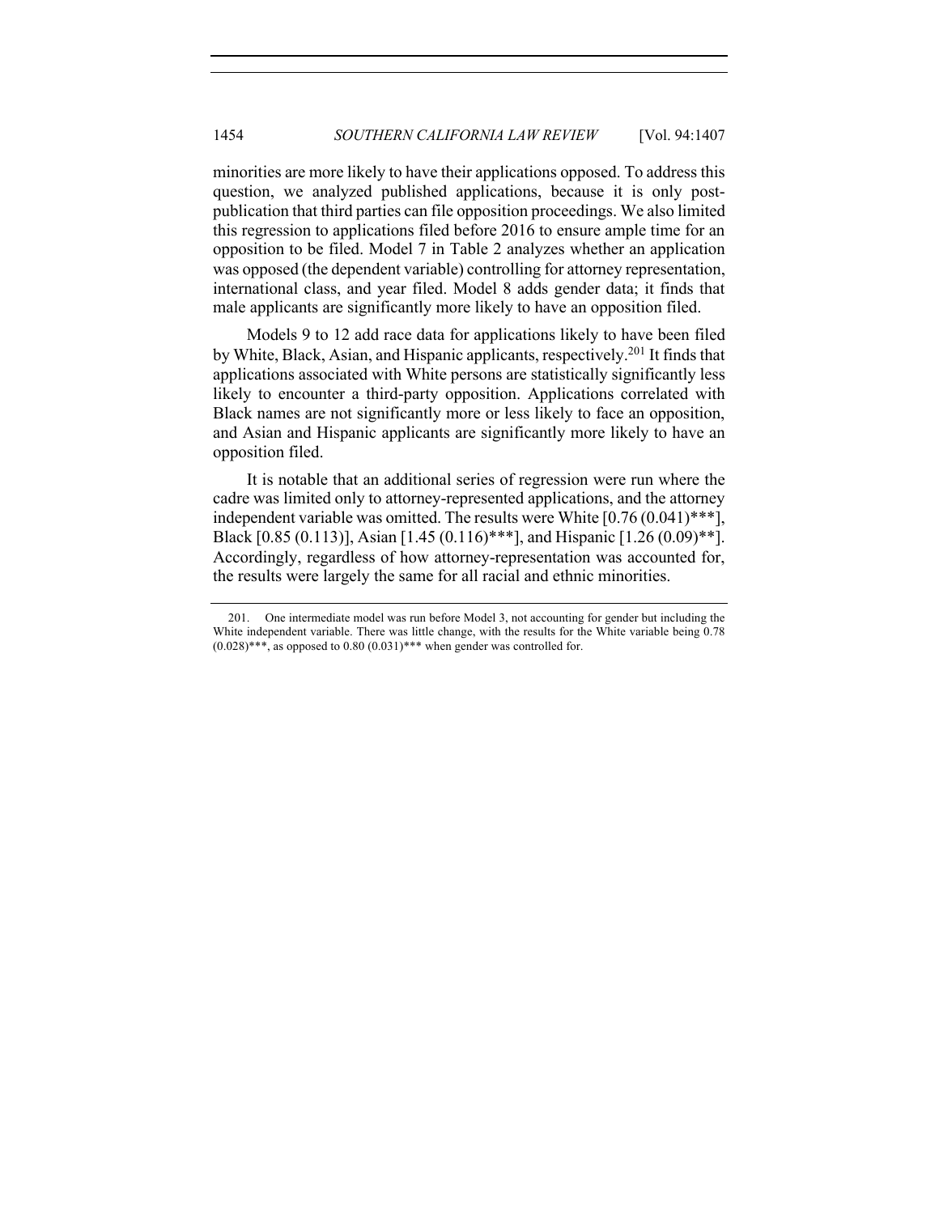minorities are more likely to have their applications opposed. To address this question, we analyzed published applications, because it is only post-publication that third parties can file opposition proceedings. We also limited this regression to applications filed before 2016 to ensure ample time for an opposition to be filed. Model 7 in Table 2 analyzes whether an application was opposed (the dependent variable) controlling for attorney representation, international class, and year filed. Model 8 adds gender data; it finds that male applicants are significantly more likely to have an opposition filed.

Models 9 to 12 add race data for applications likely to have been filed by White, Black, Asian, and Hispanic applicants, respectively.[201] It finds that applications associated with White persons are statistically significantly less likely to encounter a third-party opposition. Applications correlated with Black names are not significantly more or less likely to face an opposition, and Asian and Hispanic applicants are significantly more likely to have an opposition filed.

It is notable that an additional series of regression were run where the cadre was limited only to attorney-represented applications, and the attorney independent variable was omitted. The results were White [0.76 (0.041)***], Black [0.85 (0.113)], Asian [1.45 (0.116)***], and Hispanic [1.26 (0.09)**]. Accordingly, regardless of how attorney-representation was accounted for, the results were largely the same for all racial and ethnic minorities.

201. One intermediate model was run before Model 3, not accounting for gender but including the White independent variable. There was little change, with the results for the White variable being 0.78 (0.028)***, as opposed to 0.80 (0.031)*** when gender was controlled for.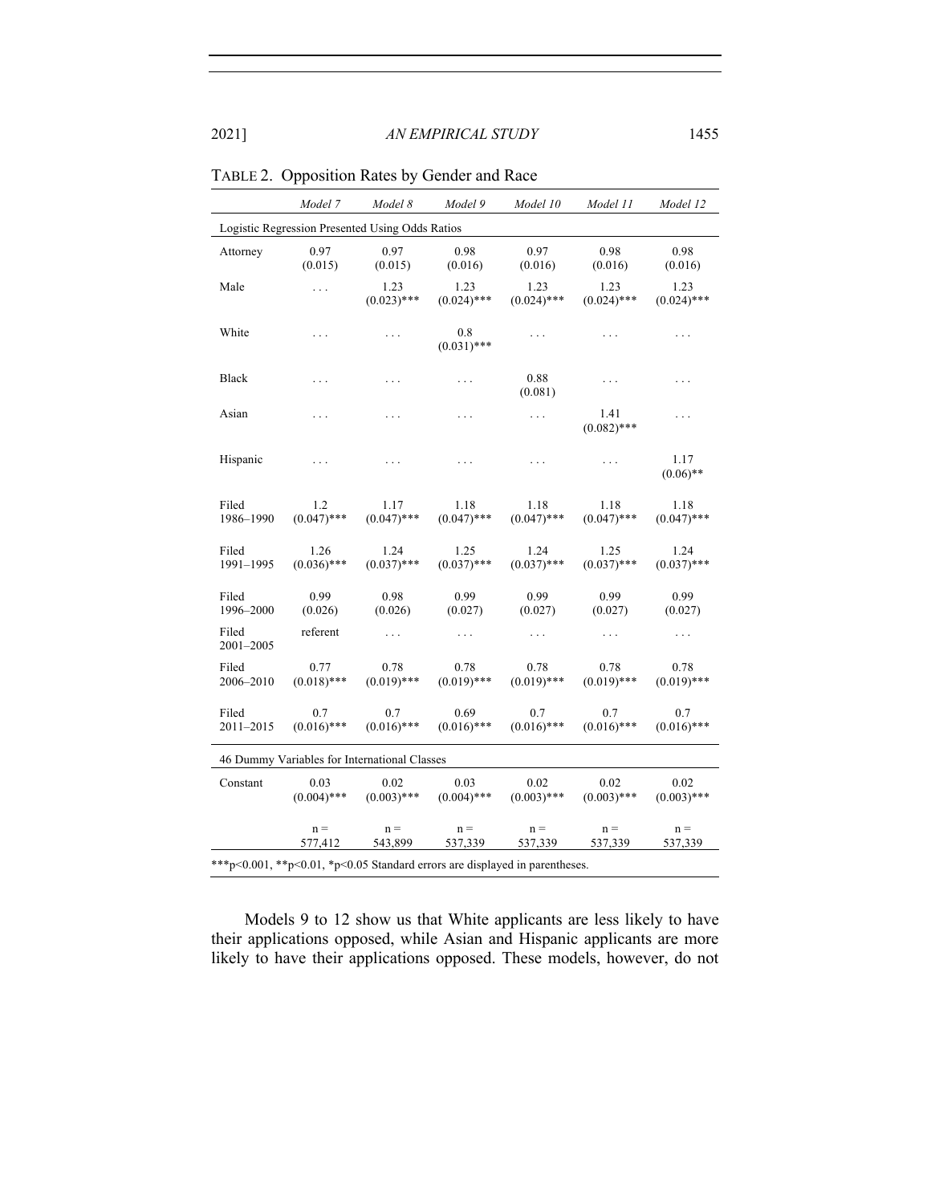TABLE 2. Opposition Rates by Gender and Race

| | *Model 7* | *Model 8* | *Model 9* | *Model 10* | *Model 11* | *Model 12* |
|---|---|---|---|---|---|---|
| Logistic Regression Presented Using Odds Ratios | | | | | | |
| Attorney | 0.97 (0.015) | 0.97 (0.015) | 0.98 (0.016) | 0.97 (0.016) | 0.98 (0.016) | 0.98 (0.016) |
| Male | . . . | 1.23 (0.023)*** | 1.23 (0.024)*** | 1.23 (0.024)*** | 1.23 (0.024)*** | 1.23 (0.024)*** |
| White | . . . | . . . | 0.8 (0.031)*** | . . . | . . . | . . . |
| Black | . . . | . . . | . . . | 0.88 (0.081) | . . . | . . . |
| Asian | . . . | . . . | . . . | . . . | 1.41 (0.082)*** | . . . |
| Hispanic | . . . | . . . | . . . | . . . | . . . | 1.17 (0.06)** |
| Filed 1986–1990 | 1.2 (0.047)*** | 1.17 (0.047)*** | 1.18 (0.047)*** | 1.18 (0.047)*** | 1.18 (0.047)*** | 1.18 (0.047)*** |
| Filed 1991–1995 | 1.26 (0.036)*** | 1.24 (0.037)*** | 1.25 (0.037)*** | 1.24 (0.037)*** | 1.25 (0.037)*** | 1.24 (0.037)*** |
| Filed 1996–2000 | 0.99 (0.026) | 0.98 (0.026) | 0.99 (0.027) | 0.99 (0.027) | 0.99 (0.027) | 0.99 (0.027) |
| Filed 2001–2005 | referent | . . . | . . . | . . . | . . . | . . . |
| Filed 2006–2010 | 0.77 (0.018)*** | 0.78 (0.019)*** | 0.78 (0.019)*** | 0.78 (0.019)*** | 0.78 (0.019)*** | 0.78 (0.019)*** |
| Filed 2011–2015 | 0.7 (0.016)*** | 0.7 (0.016)*** | 0.69 (0.016)*** | 0.7 (0.016)*** | 0.7 (0.016)*** | 0.7 (0.016)*** |
| 46 Dummy Variables for International Classes | | | | | | |
| Constant | 0.03 (0.004)*** | 0.02 (0.003)*** | 0.03 (0.004)*** | 0.02 (0.003)*** | 0.02 (0.003)*** | 0.02 (0.003)*** |
| | n = 577,412 | n = 543,899 | n = 537,339 | n = 537,339 | n = 537,339 | n = 537,339 |

***p<0.001, **p<0.01, *p<0.05 Standard errors are displayed in parentheses.

Models 9 to 12 show us that White applicants are less likely to have their applications opposed, while Asian and Hispanic applicants are more likely to have their applications opposed. These models, however, do not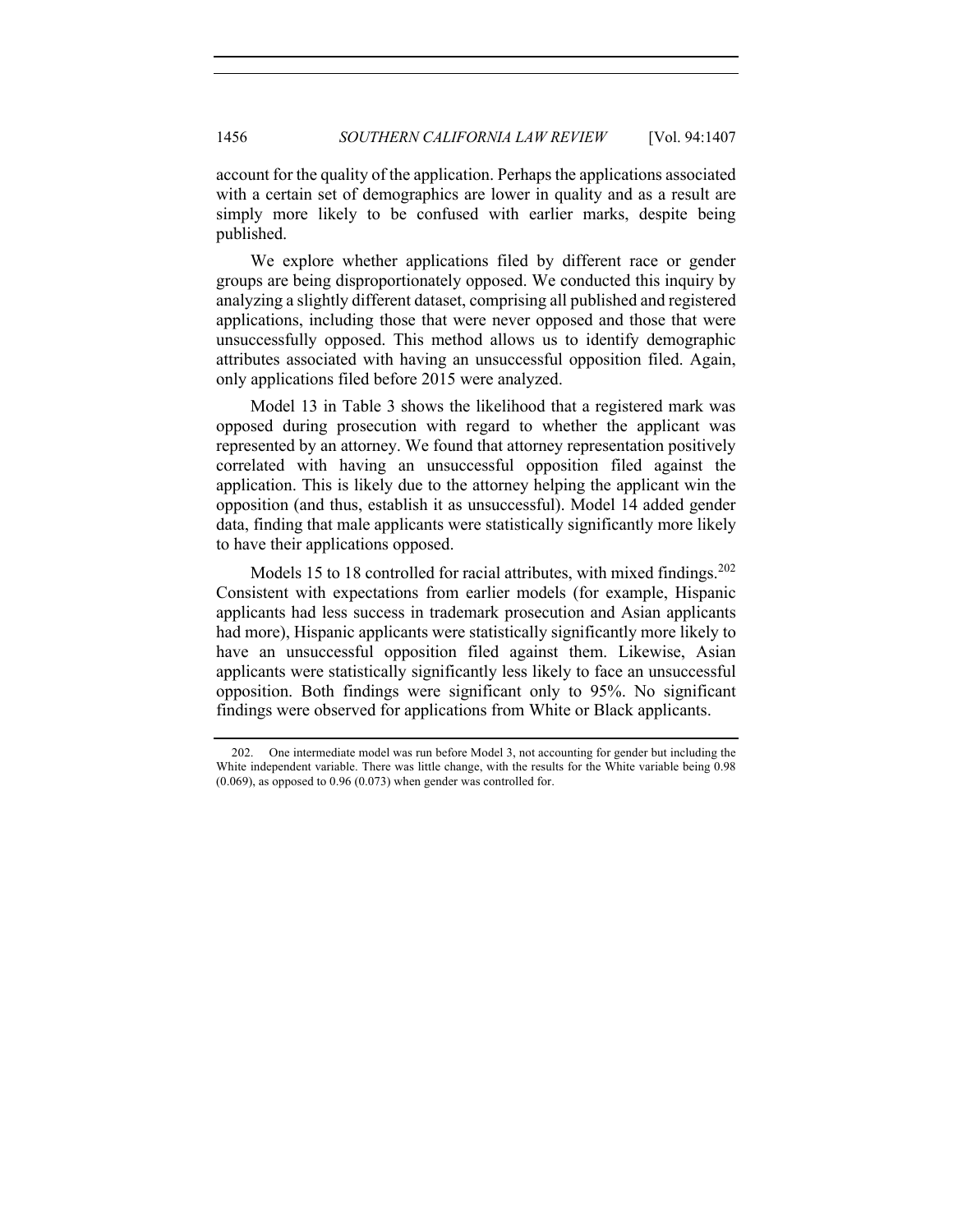account for the quality of the application. Perhaps the applications associated with a certain set of demographics are lower in quality and as a result are simply more likely to be confused with earlier marks, despite being published.

We explore whether applications filed by different race or gender groups are being disproportionately opposed. We conducted this inquiry by analyzing a slightly different dataset, comprising all published and registered applications, including those that were never opposed and those that were unsuccessfully opposed. This method allows us to identify demographic attributes associated with having an unsuccessful opposition filed. Again, only applications filed before 2015 were analyzed.

Model 13 in Table 3 shows the likelihood that a registered mark was opposed during prosecution with regard to whether the applicant was represented by an attorney. We found that attorney representation positively correlated with having an unsuccessful opposition filed against the application. This is likely due to the attorney helping the applicant win the opposition (and thus, establish it as unsuccessful). Model 14 added gender data, finding that male applicants were statistically significantly more likely to have their applications opposed.

Models 15 to 18 controlled for racial attributes, with mixed findings.[202] Consistent with expectations from earlier models (for example, Hispanic applicants had less success in trademark prosecution and Asian applicants had more), Hispanic applicants were statistically significantly more likely to have an unsuccessful opposition filed against them. Likewise, Asian applicants were statistically significantly less likely to face an unsuccessful opposition. Both findings were significant only to 95%. No significant findings were observed for applications from White or Black applicants.

---

202. One intermediate model was run before Model 3, not accounting for gender but including the White independent variable. There was little change, with the results for the White variable being 0.98 (0.069), as opposed to 0.96 (0.073) when gender was controlled for.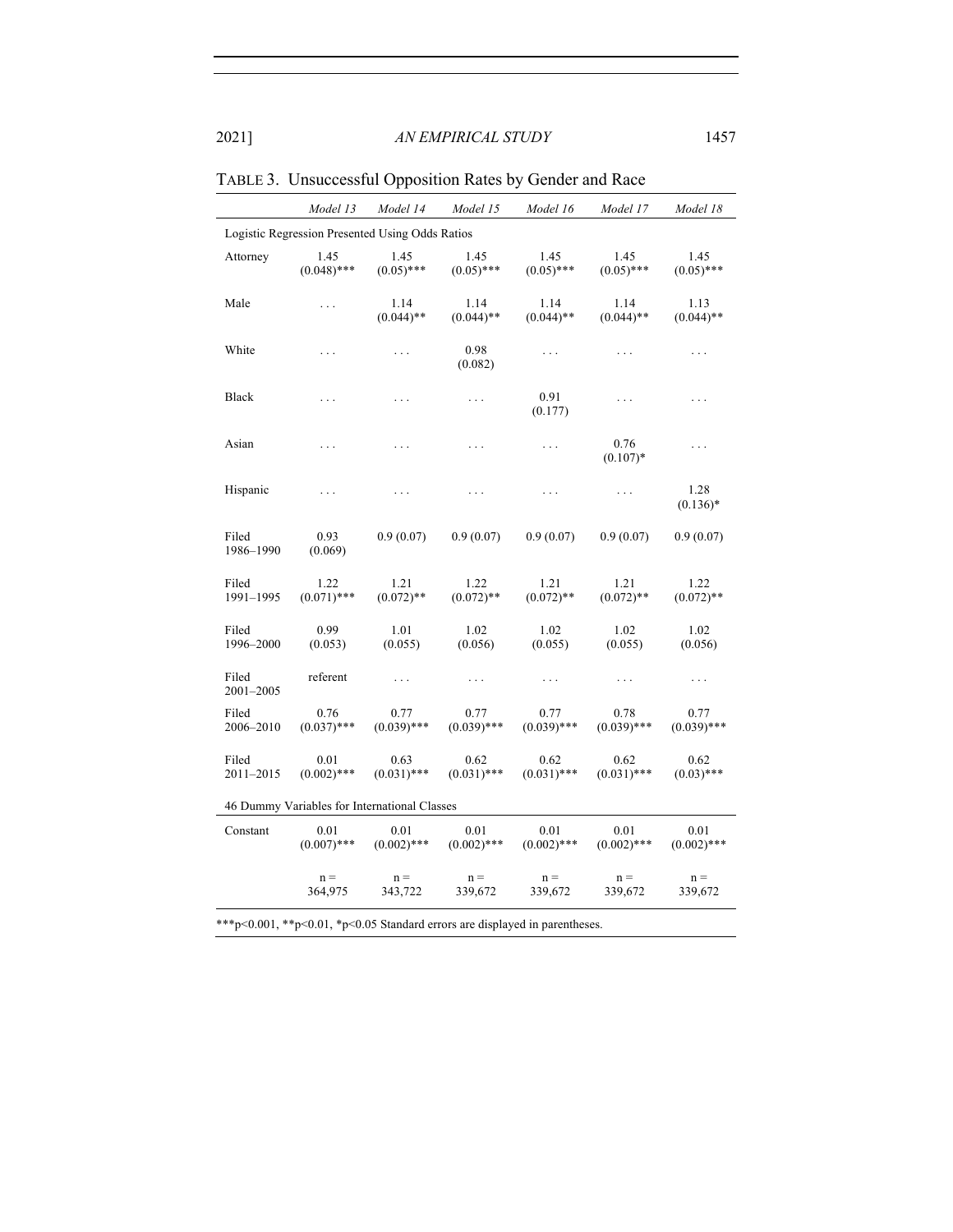TABLE 3. Unsuccessful Opposition Rates by Gender and Race

| | *Model 13* | *Model 14* | *Model 15* | *Model 16* | *Model 17* | *Model 18* |
|---|---|---|---|---|---|---|
| Logistic Regression Presented Using Odds Ratios | | | | | | |
| Attorney | 1.45 (0.048)*** | 1.45 (0.05)*** | 1.45 (0.05)*** | 1.45 (0.05)*** | 1.45 (0.05)*** | 1.45 (0.05)*** |
| Male | . . . | 1.14 (0.044)** | 1.14 (0.044)** | 1.14 (0.044)** | 1.14 (0.044)** | 1.13 (0.044)** |
| White | . . . | . . . | 0.98 (0.082) | . . . | . . . | . . . |
| Black | . . . | . . . | . . . | 0.91 (0.177) | . . . | . . . |
| Asian | . . . | . . . | . . . | . . . | 0.76 (0.107)* | . . . |
| Hispanic | . . . | . . . | . . . | . . . | . . . | 1.28 (0.136)* |
| Filed 1986–1990 | 0.93 (0.069) | 0.9 (0.07) | 0.9 (0.07) | 0.9 (0.07) | 0.9 (0.07) | 0.9 (0.07) |
| Filed 1991–1995 | 1.22 (0.071)*** | 1.21 (0.072)** | 1.22 (0.072)** | 1.21 (0.072)** | 1.21 (0.072)** | 1.22 (0.072)** |
| Filed 1996–2000 | 0.99 (0.053) | 1.01 (0.055) | 1.02 (0.056) | 1.02 (0.055) | 1.02 (0.055) | 1.02 (0.056) |
| Filed 2001–2005 | referent | . . . | . . . | . . . | . . . | . . . |
| Filed 2006–2010 | 0.76 (0.037)*** | 0.77 (0.039)*** | 0.77 (0.039)*** | 0.77 (0.039)*** | 0.78 (0.039)*** | 0.77 (0.039)*** |
| Filed 2011–2015 | 0.01 (0.002)*** | 0.63 (0.031)*** | 0.62 (0.031)*** | 0.62 (0.031)*** | 0.62 (0.031)*** | 0.62 (0.03)*** |
| 46 Dummy Variables for International Classes | | | | | | |
| Constant | 0.01 (0.007)*** | 0.01 (0.002)*** | 0.01 (0.002)*** | 0.01 (0.002)*** | 0.01 (0.002)*** | 0.01 (0.002)*** |
| | n = 364,975 | n = 343,722 | n = 339,672 | n = 339,672 | n = 339,672 | n = 339,672 |

***p<0.001, **p<0.01, *p<0.05 Standard errors are displayed in parentheses.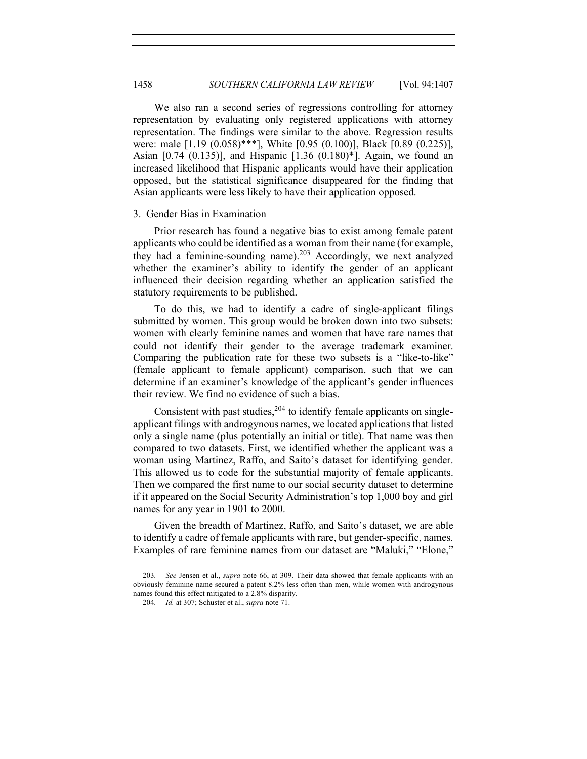We also ran a second series of regressions controlling for attorney representation by evaluating only registered applications with attorney representation. The findings were similar to the above. Regression results were: male [1.19 (0.058)***], White [0.95 (0.100)], Black [0.89 (0.225)], Asian [0.74 (0.135)], and Hispanic [1.36 (0.180)*]. Again, we found an increased likelihood that Hispanic applicants would have their application opposed, but the statistical significance disappeared for the finding that Asian applicants were less likely to have their application opposed.

### 3. Gender Bias in Examination

Prior research has found a negative bias to exist among female patent applicants who could be identified as a woman from their name (for example, they had a feminine-sounding name).[203] Accordingly, we next analyzed whether the examiner's ability to identify the gender of an applicant influenced their decision regarding whether an application satisfied the statutory requirements to be published.

To do this, we had to identify a cadre of single-applicant filings submitted by women. This group would be broken down into two subsets: women with clearly feminine names and women that have rare names that could not identify their gender to the average trademark examiner. Comparing the publication rate for these two subsets is a "like-to-like" (female applicant to female applicant) comparison, such that we can determine if an examiner's knowledge of the applicant's gender influences their review. We find no evidence of such a bias.

Consistent with past studies,[204] to identify female applicants on single-applicant filings with androgynous names, we located applications that listed only a single name (plus potentially an initial or title). That name was then compared to two datasets. First, we identified whether the applicant was a woman using Martinez, Raffo, and Saito's dataset for identifying gender. This allowed us to code for the substantial majority of female applicants. Then we compared the first name to our social security dataset to determine if it appeared on the Social Security Administration's top 1,000 boy and girl names for any year in 1901 to 2000.

Given the breadth of Martinez, Raffo, and Saito's dataset, we are able to identify a cadre of female applicants with rare, but gender-specific, names. Examples of rare feminine names from our dataset are "Maluki," "Elone,"

---

203. *See* Jensen et al., *supra* note 66, at 309. Their data showed that female applicants with an obviously feminine name secured a patent 8.2% less often than men, while women with androgynous names found this effect mitigated to a 2.8% disparity.

204. *Id.* at 307; Schuster et al., *supra* note 71.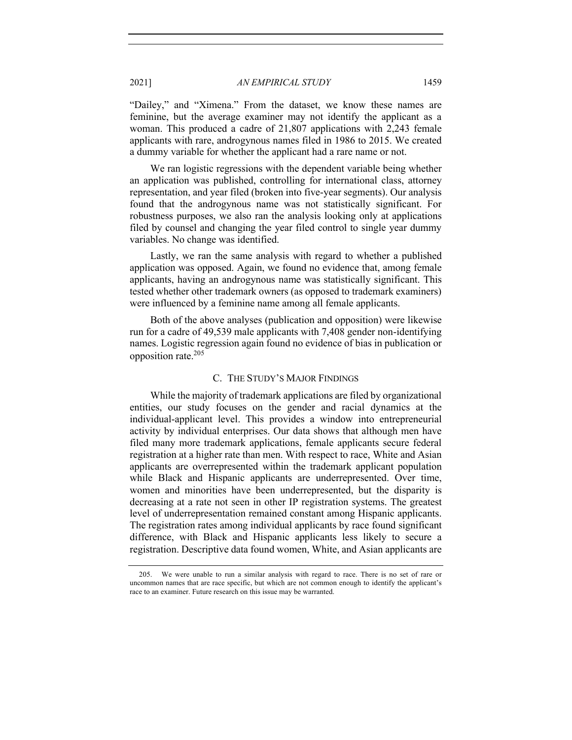"Dailey," and "Ximena." From the dataset, we know these names are feminine, but the average examiner may not identify the applicant as a woman. This produced a cadre of 21,807 applications with 2,243 female applicants with rare, androgynous names filed in 1986 to 2015. We created a dummy variable for whether the applicant had a rare name or not.

We ran logistic regressions with the dependent variable being whether an application was published, controlling for international class, attorney representation, and year filed (broken into five-year segments). Our analysis found that the androgynous name was not statistically significant. For robustness purposes, we also ran the analysis looking only at applications filed by counsel and changing the year filed control to single year dummy variables. No change was identified.

Lastly, we ran the same analysis with regard to whether a published application was opposed. Again, we found no evidence that, among female applicants, having an androgynous name was statistically significant. This tested whether other trademark owners (as opposed to trademark examiners) were influenced by a feminine name among all female applicants.

Both of the above analyses (publication and opposition) were likewise run for a cadre of 49,539 male applicants with 7,408 gender non-identifying names. Logistic regression again found no evidence of bias in publication or opposition rate.[205]

### C. THE STUDY'S MAJOR FINDINGS

While the majority of trademark applications are filed by organizational entities, our study focuses on the gender and racial dynamics at the individual-applicant level. This provides a window into entrepreneurial activity by individual enterprises. Our data shows that although men have filed many more trademark applications, female applicants secure federal registration at a higher rate than men. With respect to race, White and Asian applicants are overrepresented within the trademark applicant population while Black and Hispanic applicants are underrepresented. Over time, women and minorities have been underrepresented, but the disparity is decreasing at a rate not seen in other IP registration systems. The greatest level of underrepresentation remained constant among Hispanic applicants. The registration rates among individual applicants by race found significant difference, with Black and Hispanic applicants less likely to secure a registration. Descriptive data found women, White, and Asian applicants are

---

205. We were unable to run a similar analysis with regard to race. There is no set of rare or uncommon names that are race specific, but which are not common enough to identify the applicant's race to an examiner. Future research on this issue may be warranted.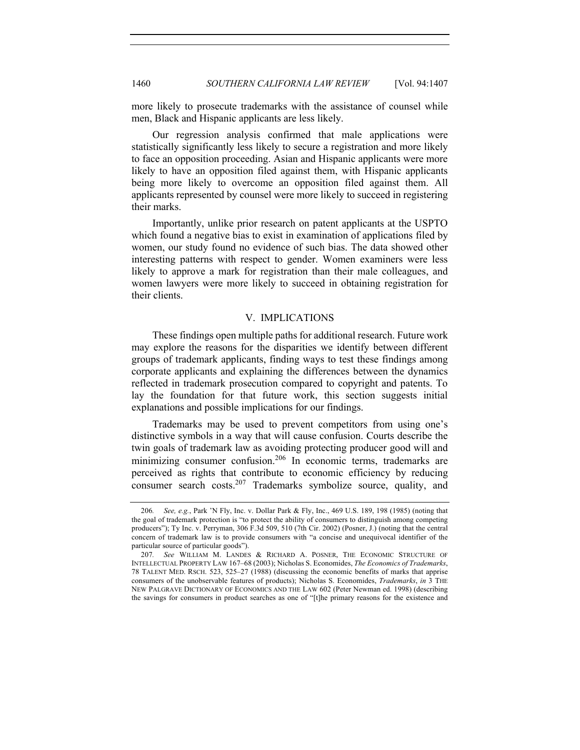more likely to prosecute trademarks with the assistance of counsel while men, Black and Hispanic applicants are less likely.

Our regression analysis confirmed that male applications were statistically significantly less likely to secure a registration and more likely to face an opposition proceeding. Asian and Hispanic applicants were more likely to have an opposition filed against them, with Hispanic applicants being more likely to overcome an opposition filed against them. All applicants represented by counsel were more likely to succeed in registering their marks.

Importantly, unlike prior research on patent applicants at the USPTO which found a negative bias to exist in examination of applications filed by women, our study found no evidence of such bias. The data showed other interesting patterns with respect to gender. Women examiners were less likely to approve a mark for registration than their male colleagues, and women lawyers were more likely to succeed in obtaining registration for their clients.

## V. IMPLICATIONS

These findings open multiple paths for additional research. Future work may explore the reasons for the disparities we identify between different groups of trademark applicants, finding ways to test these findings among corporate applicants and explaining the differences between the dynamics reflected in trademark prosecution compared to copyright and patents. To lay the foundation for that future work, this section suggests initial explanations and possible implications for our findings.

Trademarks may be used to prevent competitors from using one's distinctive symbols in a way that will cause confusion. Courts describe the twin goals of trademark law as avoiding protecting producer good will and minimizing consumer confusion.[206] In economic terms, trademarks are perceived as rights that contribute to economic efficiency by reducing consumer search costs.[207] Trademarks symbolize source, quality, and

---

206. *See, e.g.*, Park 'N Fly, Inc. v. Dollar Park & Fly, Inc., 469 U.S. 189, 198 (1985) (noting that the goal of trademark protection is "to protect the ability of consumers to distinguish among competing producers"); Ty Inc. v. Perryman, 306 F.3d 509, 510 (7th Cir. 2002) (Posner, J.) (noting that the central concern of trademark law is to provide consumers with "a concise and unequivocal identifier of the particular source of particular goods").

207. *See* WILLIAM M. LANDES & RICHARD A. POSNER, THE ECONOMIC STRUCTURE OF INTELLECTUAL PROPERTY LAW 167–68 (2003); Nicholas S. Economides, *The Economics of Trademarks*, 78 TALENT MED. RSCH. 523, 525–27 (1988) (discussing the economic benefits of marks that apprise consumers of the unobservable features of products); Nicholas S. Economides, *Trademarks*, *in* 3 THE NEW PALGRAVE DICTIONARY OF ECONOMICS AND THE LAW 602 (Peter Newman ed. 1998) (describing the savings for consumers in product searches as one of "[t]he primary reasons for the existence and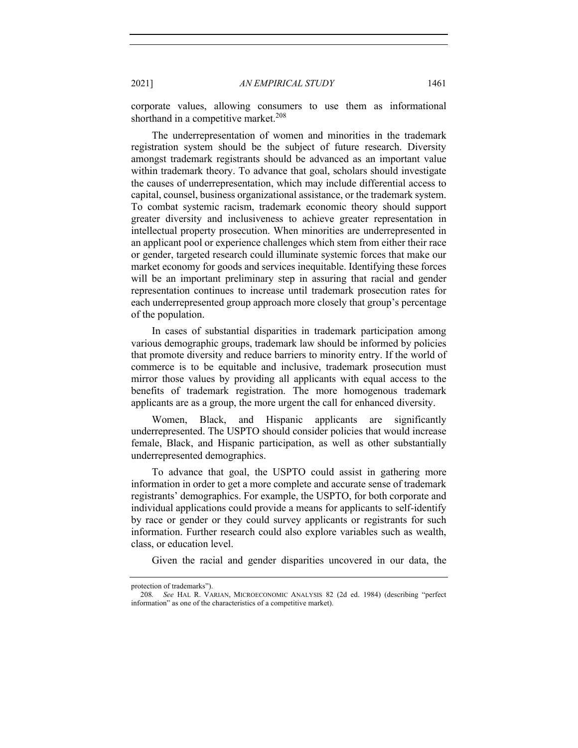corporate values, allowing consumers to use them as informational shorthand in a competitive market.[208]

The underrepresentation of women and minorities in the trademark registration system should be the subject of future research. Diversity amongst trademark registrants should be advanced as an important value within trademark theory. To advance that goal, scholars should investigate the causes of underrepresentation, which may include differential access to capital, counsel, business organizational assistance, or the trademark system. To combat systemic racism, trademark economic theory should support greater diversity and inclusiveness to achieve greater representation in intellectual property prosecution. When minorities are underrepresented in an applicant pool or experience challenges which stem from either their race or gender, targeted research could illuminate systemic forces that make our market economy for goods and services inequitable. Identifying these forces will be an important preliminary step in assuring that racial and gender representation continues to increase until trademark prosecution rates for each underrepresented group approach more closely that group's percentage of the population.

In cases of substantial disparities in trademark participation among various demographic groups, trademark law should be informed by policies that promote diversity and reduce barriers to minority entry. If the world of commerce is to be equitable and inclusive, trademark prosecution must mirror those values by providing all applicants with equal access to the benefits of trademark registration. The more homogenous trademark applicants are as a group, the more urgent the call for enhanced diversity.

Women, Black, and Hispanic applicants are significantly underrepresented. The USPTO should consider policies that would increase female, Black, and Hispanic participation, as well as other substantially underrepresented demographics.

To advance that goal, the USPTO could assist in gathering more information in order to get a more complete and accurate sense of trademark registrants' demographics. For example, the USPTO, for both corporate and individual applications could provide a means for applicants to self-identify by race or gender or they could survey applicants or registrants for such information. Further research could also explore variables such as wealth, class, or education level.

Given the racial and gender disparities uncovered in our data, the

---

protection of trademarks").

208. *See* HAL R. VARIAN, MICROECONOMIC ANALYSIS 82 (2d ed. 1984) (describing "perfect information" as one of the characteristics of a competitive market).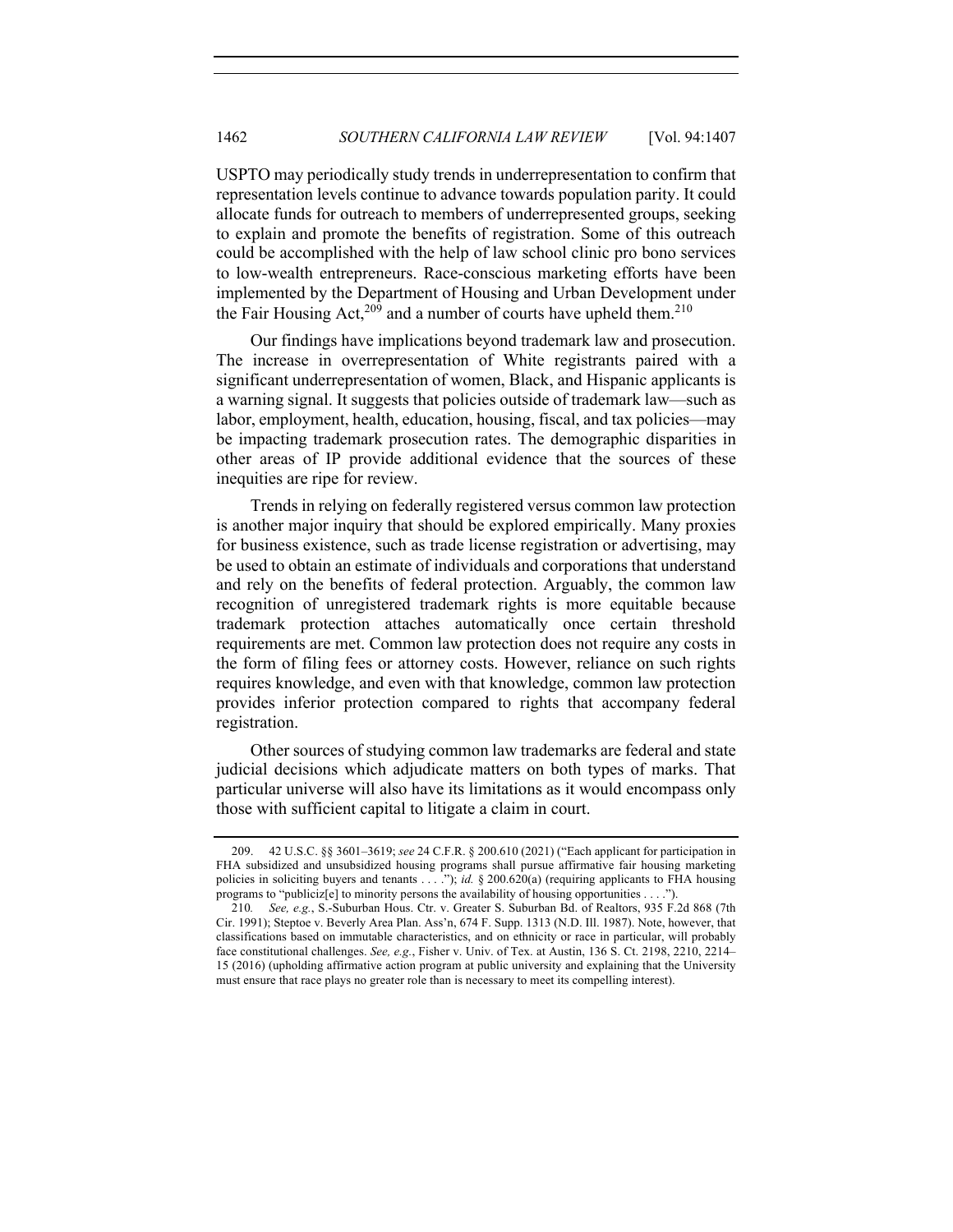USPTO may periodically study trends in underrepresentation to confirm that representation levels continue to advance towards population parity. It could allocate funds for outreach to members of underrepresented groups, seeking to explain and promote the benefits of registration. Some of this outreach could be accomplished with the help of law school clinic pro bono services to low-wealth entrepreneurs. Race-conscious marketing efforts have been implemented by the Department of Housing and Urban Development under the Fair Housing Act,[209] and a number of courts have upheld them.[210]

Our findings have implications beyond trademark law and prosecution. The increase in overrepresentation of White registrants paired with a significant underrepresentation of women, Black, and Hispanic applicants is a warning signal. It suggests that policies outside of trademark law—such as labor, employment, health, education, housing, fiscal, and tax policies—may be impacting trademark prosecution rates. The demographic disparities in other areas of IP provide additional evidence that the sources of these inequities are ripe for review.

Trends in relying on federally registered versus common law protection is another major inquiry that should be explored empirically. Many proxies for business existence, such as trade license registration or advertising, may be used to obtain an estimate of individuals and corporations that understand and rely on the benefits of federal protection. Arguably, the common law recognition of unregistered trademark rights is more equitable because trademark protection attaches automatically once certain threshold requirements are met. Common law protection does not require any costs in the form of filing fees or attorney costs. However, reliance on such rights requires knowledge, and even with that knowledge, common law protection provides inferior protection compared to rights that accompany federal registration.

Other sources of studying common law trademarks are federal and state judicial decisions which adjudicate matters on both types of marks. That particular universe will also have its limitations as it would encompass only those with sufficient capital to litigate a claim in court.

---

209. 42 U.S.C. §§ 3601–3619; *see* 24 C.F.R. § 200.610 (2021) ("Each applicant for participation in FHA subsidized and unsubsidized housing programs shall pursue affirmative fair housing marketing policies in soliciting buyers and tenants . . . ."); *id.* § 200.620(a) (requiring applicants to FHA housing programs to "publiciz[e] to minority persons the availability of housing opportunities . . . .").

210. *See, e.g.*, S.-Suburban Hous. Ctr. v. Greater S. Suburban Bd. of Realtors, 935 F.2d 868 (7th Cir. 1991); Steptoe v. Beverly Area Plan. Ass'n, 674 F. Supp. 1313 (N.D. Ill. 1987). Note, however, that classifications based on immutable characteristics, and on ethnicity or race in particular, will probably face constitutional challenges. *See, e.g.*, Fisher v. Univ. of Tex. at Austin, 136 S. Ct. 2198, 2210, 2214–15 (2016) (upholding affirmative action program at public university and explaining that the University must ensure that race plays no greater role than is necessary to meet its compelling interest).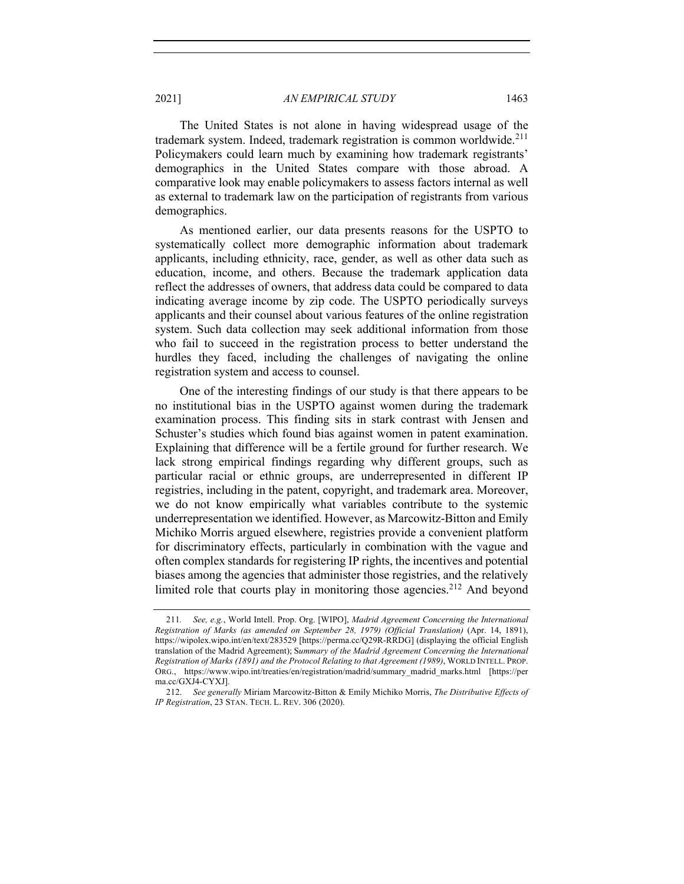The United States is not alone in having widespread usage of the trademark system. Indeed, trademark registration is common worldwide.[211] Policymakers could learn much by examining how trademark registrants' demographics in the United States compare with those abroad. A comparative look may enable policymakers to assess factors internal as well as external to trademark law on the participation of registrants from various demographics.

As mentioned earlier, our data presents reasons for the USPTO to systematically collect more demographic information about trademark applicants, including ethnicity, race, gender, as well as other data such as education, income, and others. Because the trademark application data reflect the addresses of owners, that address data could be compared to data indicating average income by zip code. The USPTO periodically surveys applicants and their counsel about various features of the online registration system. Such data collection may seek additional information from those who fail to succeed in the registration process to better understand the hurdles they faced, including the challenges of navigating the online registration system and access to counsel.

One of the interesting findings of our study is that there appears to be no institutional bias in the USPTO against women during the trademark examination process. This finding sits in stark contrast with Jensen and Schuster's studies which found bias against women in patent examination. Explaining that difference will be a fertile ground for further research. We lack strong empirical findings regarding why different groups, such as particular racial or ethnic groups, are underrepresented in different IP registries, including in the patent, copyright, and trademark area. Moreover, we do not know empirically what variables contribute to the systemic underrepresentation we identified. However, as Marcowitz-Bitton and Emily Michiko Morris argued elsewhere, registries provide a convenient platform for discriminatory effects, particularly in combination with the vague and often complex standards for registering IP rights, the incentives and potential biases among the agencies that administer those registries, and the relatively limited role that courts play in monitoring those agencies.[212] And beyond

---

211. *See, e.g.*, World Intell. Prop. Org. [WIPO], *Madrid Agreement Concerning the International Registration of Marks (as amended on September 28, 1979) (Official Translation)* (Apr. 14, 1891), https://wipolex.wipo.int/en/text/283529 [https://perma.cc/Q29R-RRDG] (displaying the official English translation of the Madrid Agreement); S*ummary of the Madrid Agreement Concerning the International Registration of Marks (1891) and the Protocol Relating to that Agreement (1989)*, WORLD INTELL. PROP. ORG., https://www.wipo.int/treaties/en/registration/madrid/summary_madrid_marks.html [https://perma.cc/GXJ4-CYXJ].

212. *See generally* Miriam Marcowitz-Bitton & Emily Michiko Morris, *The Distributive Effects of IP Registration*, 23 STAN. TECH. L. REV. 306 (2020).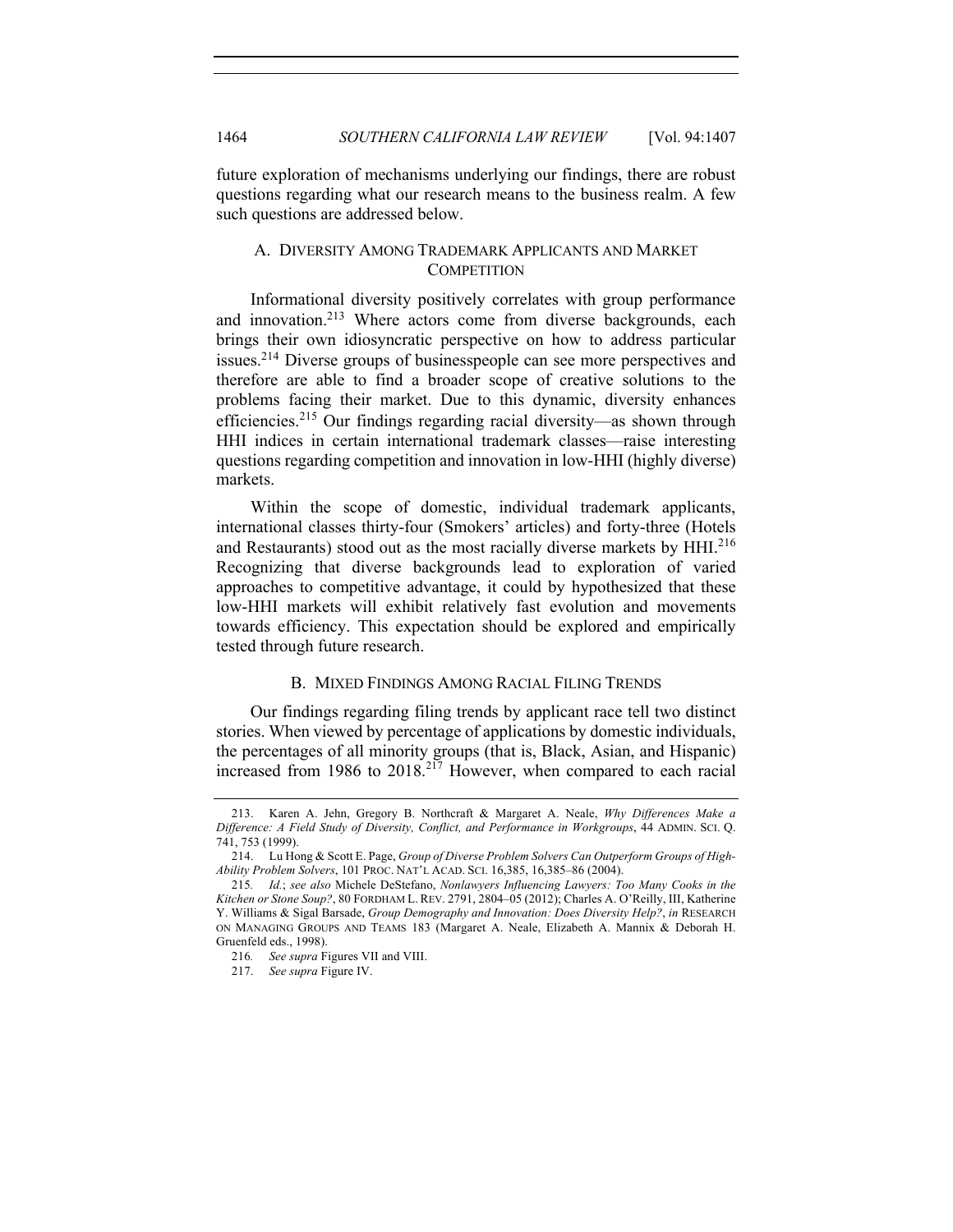future exploration of mechanisms underlying our findings, there are robust questions regarding what our research means to the business realm. A few such questions are addressed below.

### A. Diversity Among Trademark Applicants and Market Competition

Informational diversity positively correlates with group performance and innovation.[213] Where actors come from diverse backgrounds, each brings their own idiosyncratic perspective on how to address particular issues.[214] Diverse groups of businesspeople can see more perspectives and therefore are able to find a broader scope of creative solutions to the problems facing their market. Due to this dynamic, diversity enhances efficiencies.[215] Our findings regarding racial diversity—as shown through HHI indices in certain international trademark classes—raise interesting questions regarding competition and innovation in low-HHI (highly diverse) markets.

Within the scope of domestic, individual trademark applicants, international classes thirty-four (Smokers' articles) and forty-three (Hotels and Restaurants) stood out as the most racially diverse markets by HHI.[216] Recognizing that diverse backgrounds lead to exploration of varied approaches to competitive advantage, it could by hypothesized that these low-HHI markets will exhibit relatively fast evolution and movements towards efficiency. This expectation should be explored and empirically tested through future research.

### B. Mixed Findings Among Racial Filing Trends

Our findings regarding filing trends by applicant race tell two distinct stories. When viewed by percentage of applications by domestic individuals, the percentages of all minority groups (that is, Black, Asian, and Hispanic) increased from 1986 to 2018.[217] However, when compared to each racial

---

213. Karen A. Jehn, Gregory B. Northcraft & Margaret A. Neale, *Why Differences Make a Difference: A Field Study of Diversity, Conflict, and Performance in Workgroups*, 44 ADMIN. SCI. Q. 741, 753 (1999).

214. Lu Hong & Scott E. Page, *Group of Diverse Problem Solvers Can Outperform Groups of High-Ability Problem Solvers*, 101 PROC. NAT'L ACAD. SCI. 16,385, 16,385–86 (2004).

215. *Id.*; *see also* Michele DeStefano, *Nonlawyers Influencing Lawyers: Too Many Cooks in the Kitchen or Stone Soup?*, 80 FORDHAM L. REV. 2791, 2804–05 (2012); Charles A. O'Reilly, III, Katherine Y. Williams & Sigal Barsade, *Group Demography and Innovation: Does Diversity Help?*, *in* RESEARCH ON MANAGING GROUPS AND TEAMS 183 (Margaret A. Neale, Elizabeth A. Mannix & Deborah H. Gruenfeld eds., 1998).

216. *See supra* Figures VII and VIII.

217. *See supra* Figure IV.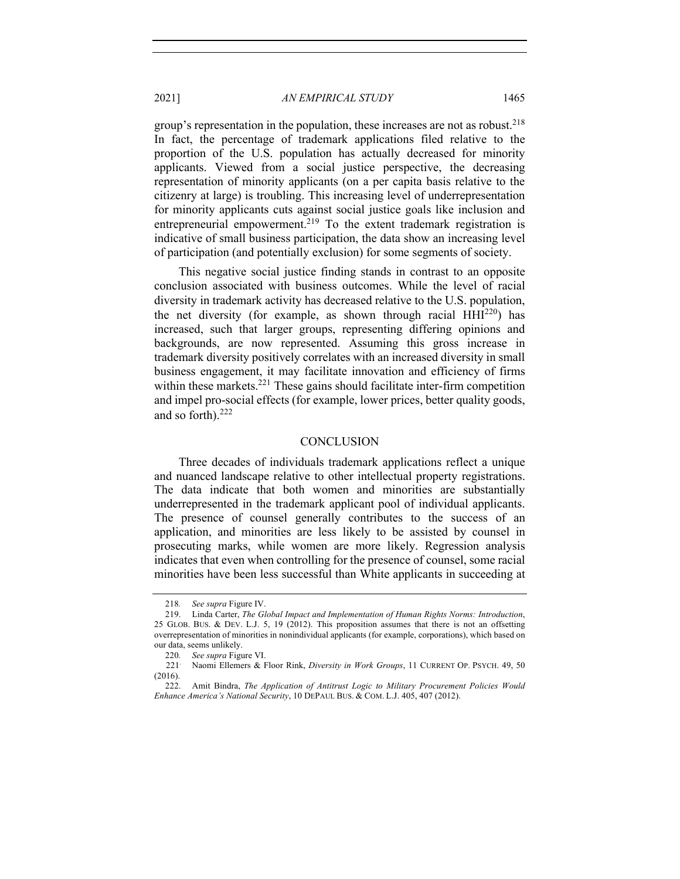group's representation in the population, these increases are not as robust.[218] In fact, the percentage of trademark applications filed relative to the proportion of the U.S. population has actually decreased for minority applicants. Viewed from a social justice perspective, the decreasing representation of minority applicants (on a per capita basis relative to the citizenry at large) is troubling. This increasing level of underrepresentation for minority applicants cuts against social justice goals like inclusion and entrepreneurial empowerment.[219] To the extent trademark registration is indicative of small business participation, the data show an increasing level of participation (and potentially exclusion) for some segments of society.

This negative social justice finding stands in contrast to an opposite conclusion associated with business outcomes. While the level of racial diversity in trademark activity has decreased relative to the U.S. population, the net diversity (for example, as shown through racial HHI[220]) has increased, such that larger groups, representing differing opinions and backgrounds, are now represented. Assuming this gross increase in trademark diversity positively correlates with an increased diversity in small business engagement, it may facilitate innovation and efficiency of firms within these markets.[221] These gains should facilitate inter-firm competition and impel pro-social effects (for example, lower prices, better quality goods, and so forth).[222]

## CONCLUSION

Three decades of individuals trademark applications reflect a unique and nuanced landscape relative to other intellectual property registrations. The data indicate that both women and minorities are substantially underrepresented in the trademark applicant pool of individual applicants. The presence of counsel generally contributes to the success of an application, and minorities are less likely to be assisted by counsel in prosecuting marks, while women are more likely. Regression analysis indicates that even when controlling for the presence of counsel, some racial minorities have been less successful than White applicants in succeeding at

---

218. *See supra* Figure IV.

219. Linda Carter, *The Global Impact and Implementation of Human Rights Norms: Introduction*, 25 GLOB. BUS. & DEV. L.J. 5, 19 (2012). This proposition assumes that there is not an offsetting overrepresentation of minorities in nonindividual applicants (for example, corporations), which based on our data, seems unlikely.

220. *See supra* Figure VI.

221. Naomi Ellemers & Floor Rink, *Diversity in Work Groups*, 11 CURRENT OP. PSYCH. 49, 50 (2016).

222. Amit Bindra, *The Application of Antitrust Logic to Military Procurement Policies Would Enhance America's National Security*, 10 DEPAUL BUS. & COM. L.J. 405, 407 (2012).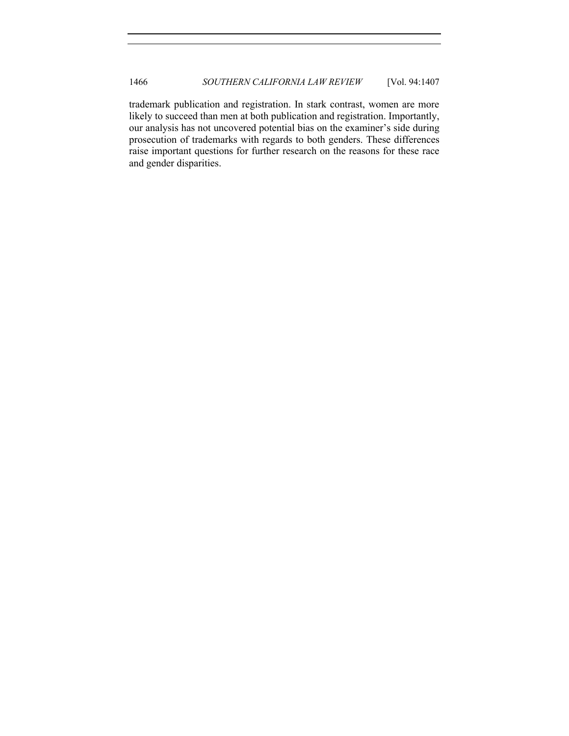trademark publication and registration. In stark contrast, women are more likely to succeed than men at both publication and registration. Importantly, our analysis has not uncovered potential bias on the examiner's side during prosecution of trademarks with regards to both genders. These differences raise important questions for further research on the reasons for these race and gender disparities.